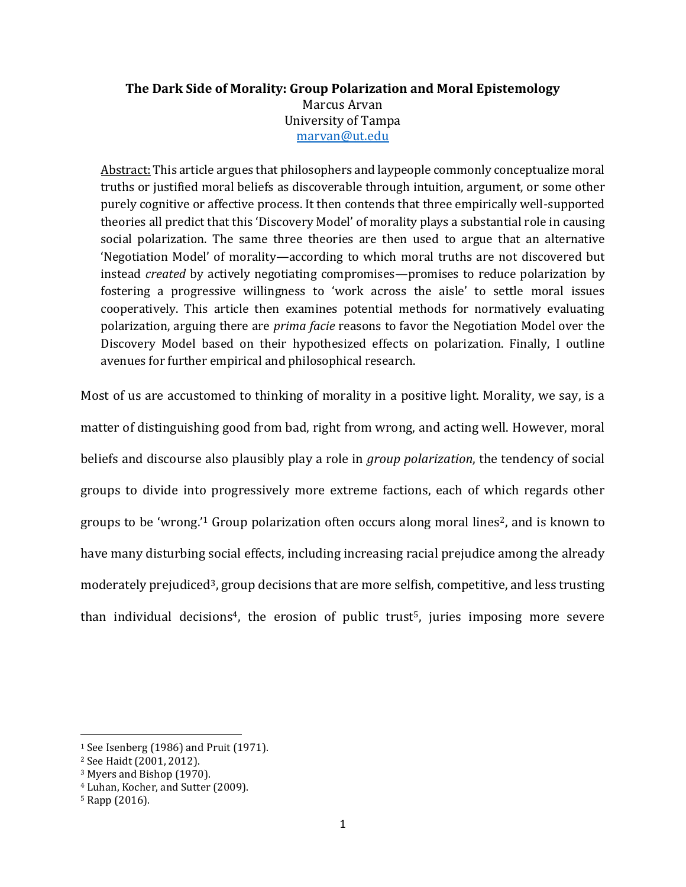# The Dark Side of Morality: Group Polarization and Moral Epistemology

Marcus Arvan
University of Tampa
marvan@ut.edu

Abstract: This article argues that philosophers and laypeople commonly conceptualize moral truths or justified moral beliefs as discoverable through intuition, argument, or some other purely cognitive or affective process. It then contends that three empirically well-supported theories all predict that this 'Discovery Model' of morality plays a substantial role in causing social polarization. The same three theories are then used to argue that an alternative 'Negotiation Model' of morality—according to which moral truths are not discovered but instead *created* by actively negotiating compromises—promises to reduce polarization by fostering a progressive willingness to 'work across the aisle' to settle moral issues cooperatively. This article then examines potential methods for normatively evaluating polarization, arguing there are *prima facie* reasons to favor the Negotiation Model over the Discovery Model based on their hypothesized effects on polarization. Finally, I outline avenues for further empirical and philosophical research.

Most of us are accustomed to thinking of morality in a positive light. Morality, we say, is a matter of distinguishing good from bad, right from wrong, and acting well. However, moral beliefs and discourse also plausibly play a role in *group polarization*, the tendency of social groups to divide into progressively more extreme factions, each of which regards other groups to be 'wrong.'[1] Group polarization often occurs along moral lines[2], and is known to have many disturbing social effects, including increasing racial prejudice among the already moderately prejudiced[3], group decisions that are more selfish, competitive, and less trusting than individual decisions[4], the erosion of public trust[5], juries imposing more severe

[1] See Isenberg (1986) and Pruit (1971).
[2] See Haidt (2001, 2012).
[3] Myers and Bishop (1970).
[4] Luhan, Kocher, and Sutter (2009).
[5] Rapp (2016).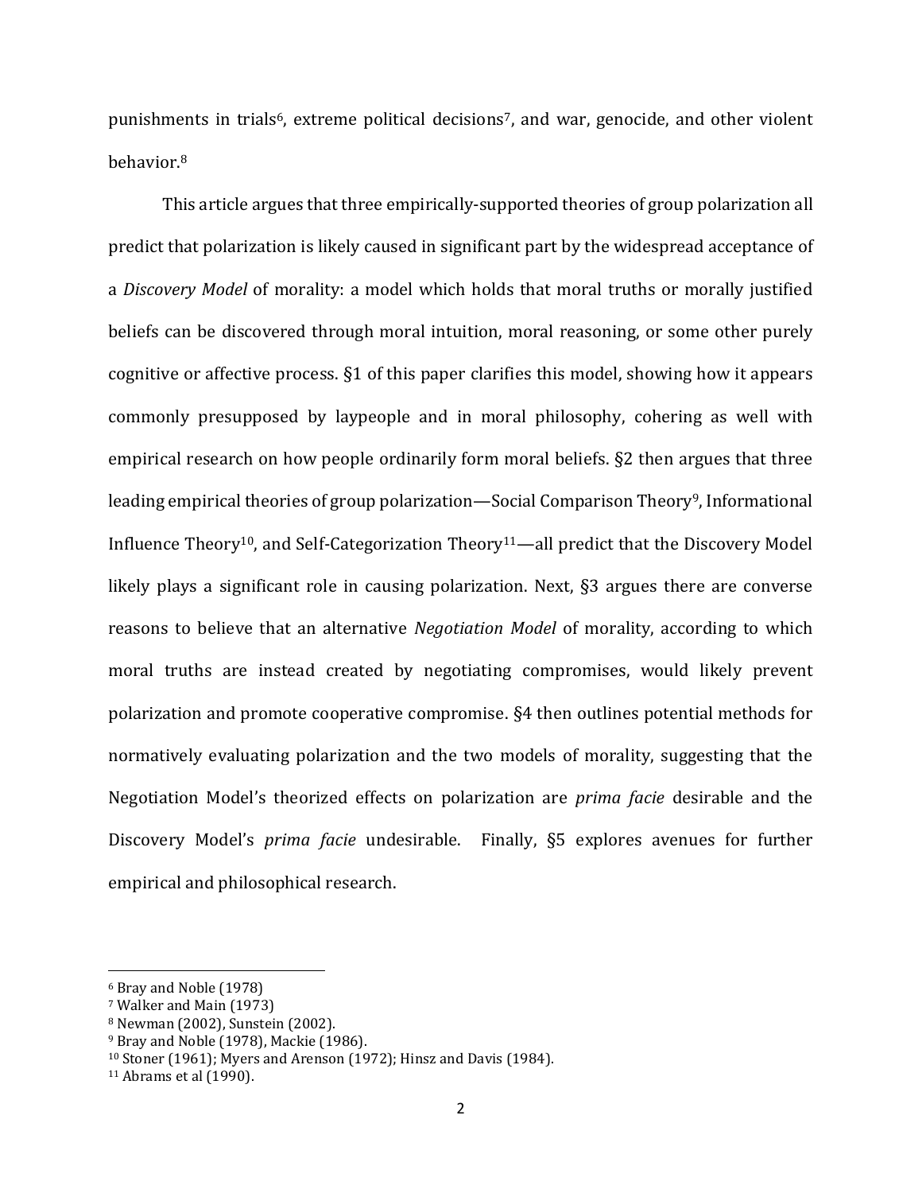punishments in trials[6], extreme political decisions[7], and war, genocide, and other violent behavior.[8]

This article argues that three empirically-supported theories of group polarization all predict that polarization is likely caused in significant part by the widespread acceptance of a *Discovery Model* of morality: a model which holds that moral truths or morally justified beliefs can be discovered through moral intuition, moral reasoning, or some other purely cognitive or affective process. §1 of this paper clarifies this model, showing how it appears commonly presupposed by laypeople and in moral philosophy, cohering as well with empirical research on how people ordinarily form moral beliefs. §2 then argues that three leading empirical theories of group polarization—Social Comparison Theory[9], Informational Influence Theory[10], and Self-Categorization Theory[11]—all predict that the Discovery Model likely plays a significant role in causing polarization. Next, §3 argues there are converse reasons to believe that an alternative *Negotiation Model* of morality, according to which moral truths are instead created by negotiating compromises, would likely prevent polarization and promote cooperative compromise. §4 then outlines potential methods for normatively evaluating polarization and the two models of morality, suggesting that the Negotiation Model's theorized effects on polarization are *prima facie* desirable and the Discovery Model's *prima facie* undesirable. Finally, §5 explores avenues for further empirical and philosophical research.

---

[6] Bray and Noble (1978)

[7] Walker and Main (1973)

[8] Newman (2002), Sunstein (2002).

[9] Bray and Noble (1978), Mackie (1986).

[10] Stoner (1961); Myers and Arenson (1972); Hinsz and Davis (1984).

[11] Abrams et al (1990).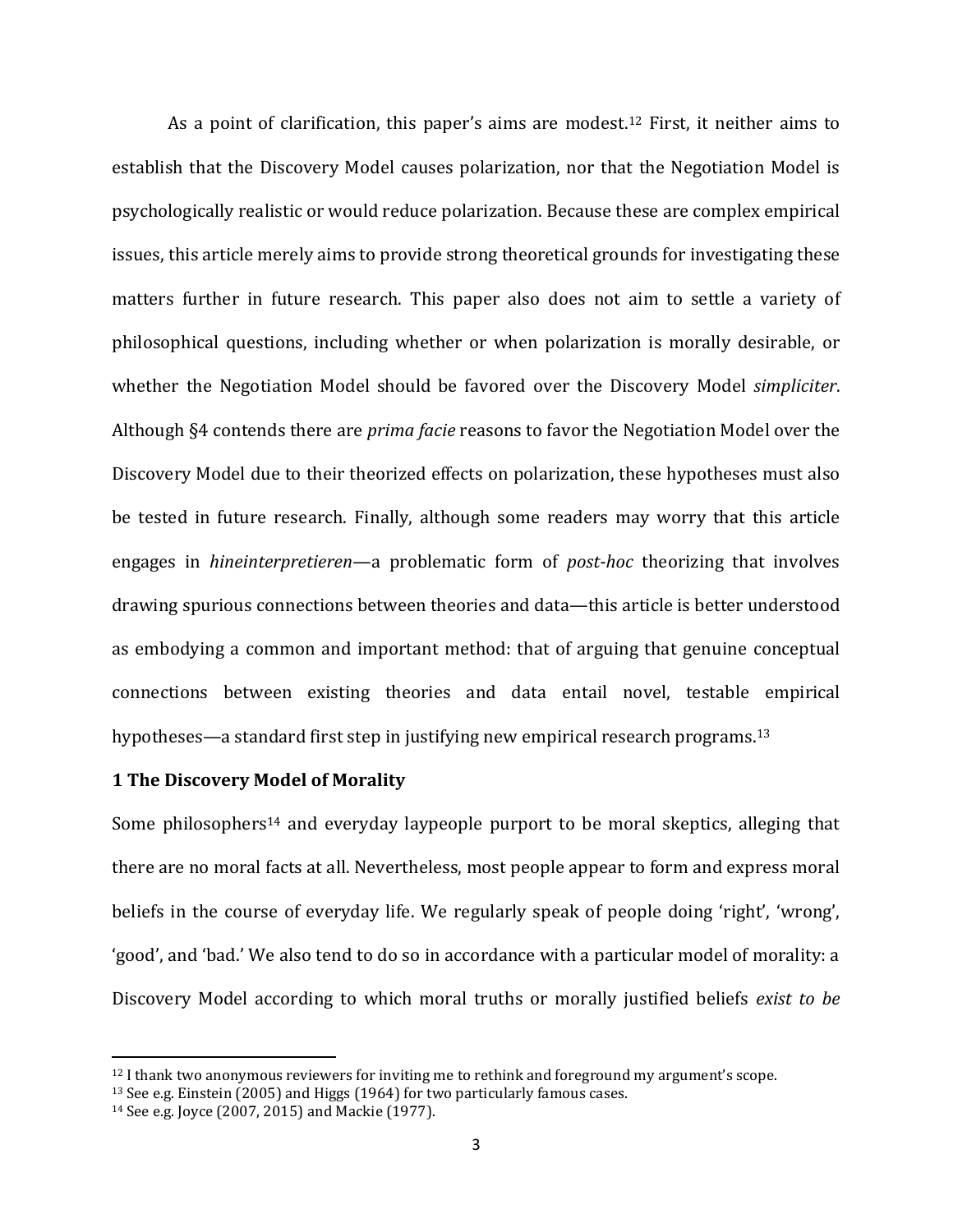As a point of clarification, this paper's aims are modest.[12] First, it neither aims to establish that the Discovery Model causes polarization, nor that the Negotiation Model is psychologically realistic or would reduce polarization. Because these are complex empirical issues, this article merely aims to provide strong theoretical grounds for investigating these matters further in future research. This paper also does not aim to settle a variety of philosophical questions, including whether or when polarization is morally desirable, or whether the Negotiation Model should be favored over the Discovery Model *simpliciter*. Although §4 contends there are *prima facie* reasons to favor the Negotiation Model over the Discovery Model due to their theorized effects on polarization, these hypotheses must also be tested in future research. Finally, although some readers may worry that this article engages in *hineinterpretieren*—a problematic form of *post-hoc* theorizing that involves drawing spurious connections between theories and data—this article is better understood as embodying a common and important method: that of arguing that genuine conceptual connections between existing theories and data entail novel, testable empirical hypotheses—a standard first step in justifying new empirical research programs.[13]

## 1 The Discovery Model of Morality

Some philosophers[14] and everyday laypeople purport to be moral skeptics, alleging that there are no moral facts at all. Nevertheless, most people appear to form and express moral beliefs in the course of everyday life. We regularly speak of people doing 'right', 'wrong', 'good', and 'bad.' We also tend to do so in accordance with a particular model of morality: a Discovery Model according to which moral truths or morally justified beliefs *exist to be*

---

[12] I thank two anonymous reviewers for inviting me to rethink and foreground my argument's scope.

[13] See e.g. Einstein (2005) and Higgs (1964) for two particularly famous cases.

[14] See e.g. Joyce (2007, 2015) and Mackie (1977).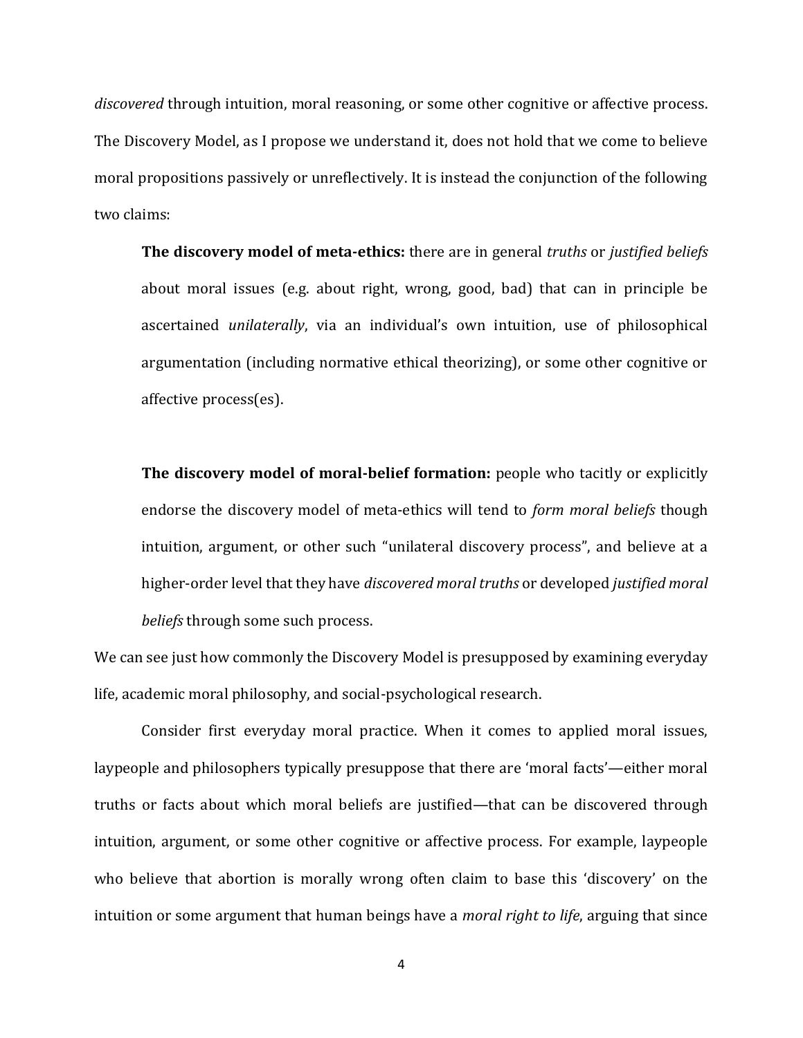*discovered* through intuition, moral reasoning, or some other cognitive or affective process. The Discovery Model, as I propose we understand it, does not hold that we come to believe moral propositions passively or unreflectively. It is instead the conjunction of the following two claims:

> **The discovery model of meta-ethics:** there are in general *truths* or *justified beliefs* about moral issues (e.g. about right, wrong, good, bad) that can in principle be ascertained *unilaterally*, via an individual's own intuition, use of philosophical argumentation (including normative ethical theorizing), or some other cognitive or affective process(es).
>
> **The discovery model of moral-belief formation:** people who tacitly or explicitly endorse the discovery model of meta-ethics will tend to *form moral beliefs* though intuition, argument, or other such "unilateral discovery process", and believe at a higher-order level that they have *discovered moral truths* or developed *justified moral beliefs* through some such process.

We can see just how commonly the Discovery Model is presupposed by examining everyday life, academic moral philosophy, and social-psychological research.

Consider first everyday moral practice. When it comes to applied moral issues, laypeople and philosophers typically presuppose that there are 'moral facts'—either moral truths or facts about which moral beliefs are justified—that can be discovered through intuition, argument, or some other cognitive or affective process. For example, laypeople who believe that abortion is morally wrong often claim to base this 'discovery' on the intuition or some argument that human beings have a *moral right to life*, arguing that since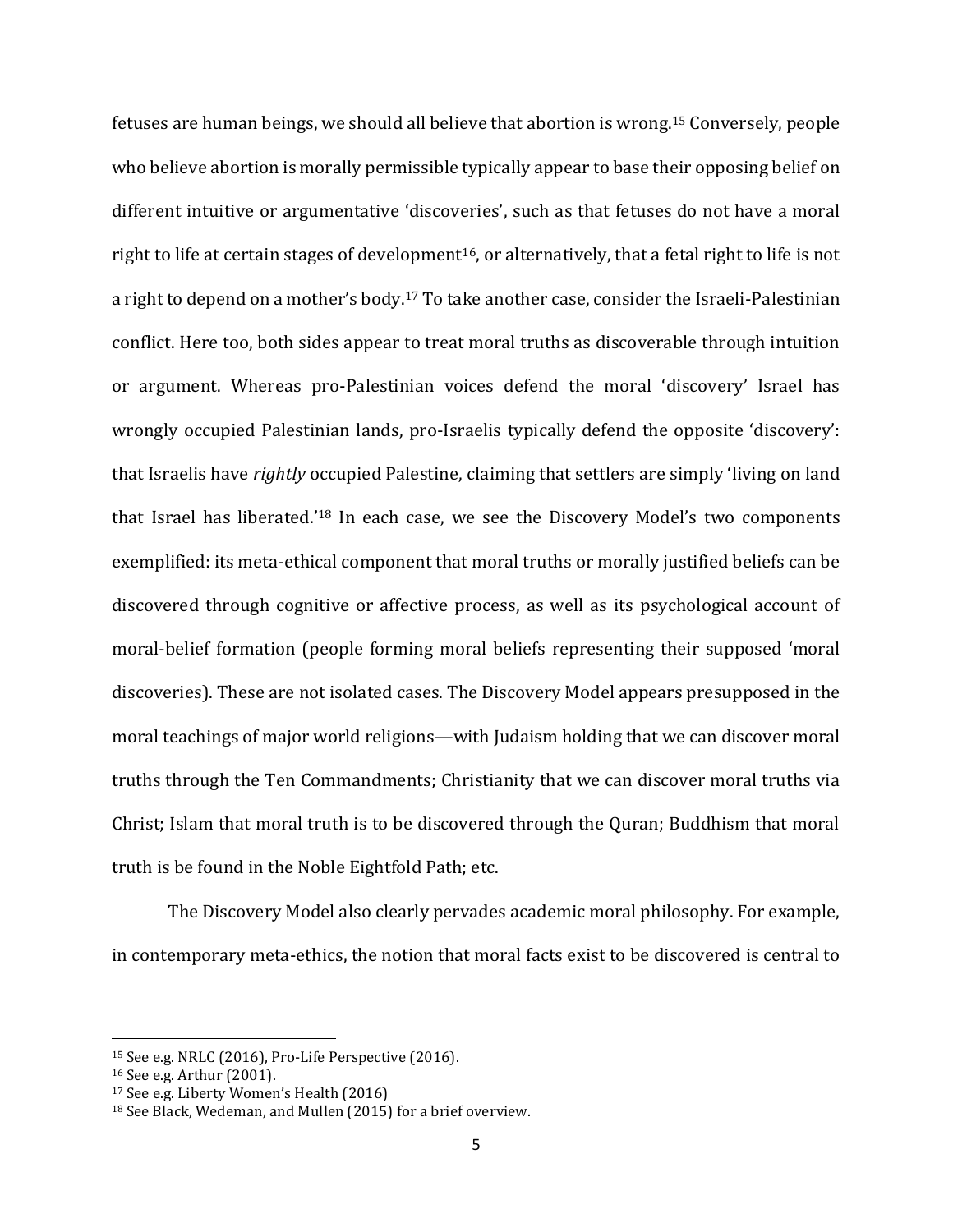fetuses are human beings, we should all believe that abortion is wrong.[15] Conversely, people who believe abortion is morally permissible typically appear to base their opposing belief on different intuitive or argumentative 'discoveries', such as that fetuses do not have a moral right to life at certain stages of development[16], or alternatively, that a fetal right to life is not a right to depend on a mother's body.[17] To take another case, consider the Israeli-Palestinian conflict. Here too, both sides appear to treat moral truths as discoverable through intuition or argument. Whereas pro-Palestinian voices defend the moral 'discovery' Israel has wrongly occupied Palestinian lands, pro-Israelis typically defend the opposite 'discovery': that Israelis have *rightly* occupied Palestine, claiming that settlers are simply 'living on land that Israel has liberated.'[18] In each case, we see the Discovery Model's two components exemplified: its meta-ethical component that moral truths or morally justified beliefs can be discovered through cognitive or affective process, as well as its psychological account of moral-belief formation (people forming moral beliefs representing their supposed 'moral discoveries). These are not isolated cases. The Discovery Model appears presupposed in the moral teachings of major world religions—with Judaism holding that we can discover moral truths through the Ten Commandments; Christianity that we can discover moral truths via Christ; Islam that moral truth is to be discovered through the Quran; Buddhism that moral truth is be found in the Noble Eightfold Path; etc.

The Discovery Model also clearly pervades academic moral philosophy. For example, in contemporary meta-ethics, the notion that moral facts exist to be discovered is central to

[15] See e.g. NRLC (2016), Pro-Life Perspective (2016).
[16] See e.g. Arthur (2001).
[17] See e.g. Liberty Women's Health (2016)
[18] See Black, Wedeman, and Mullen (2015) for a brief overview.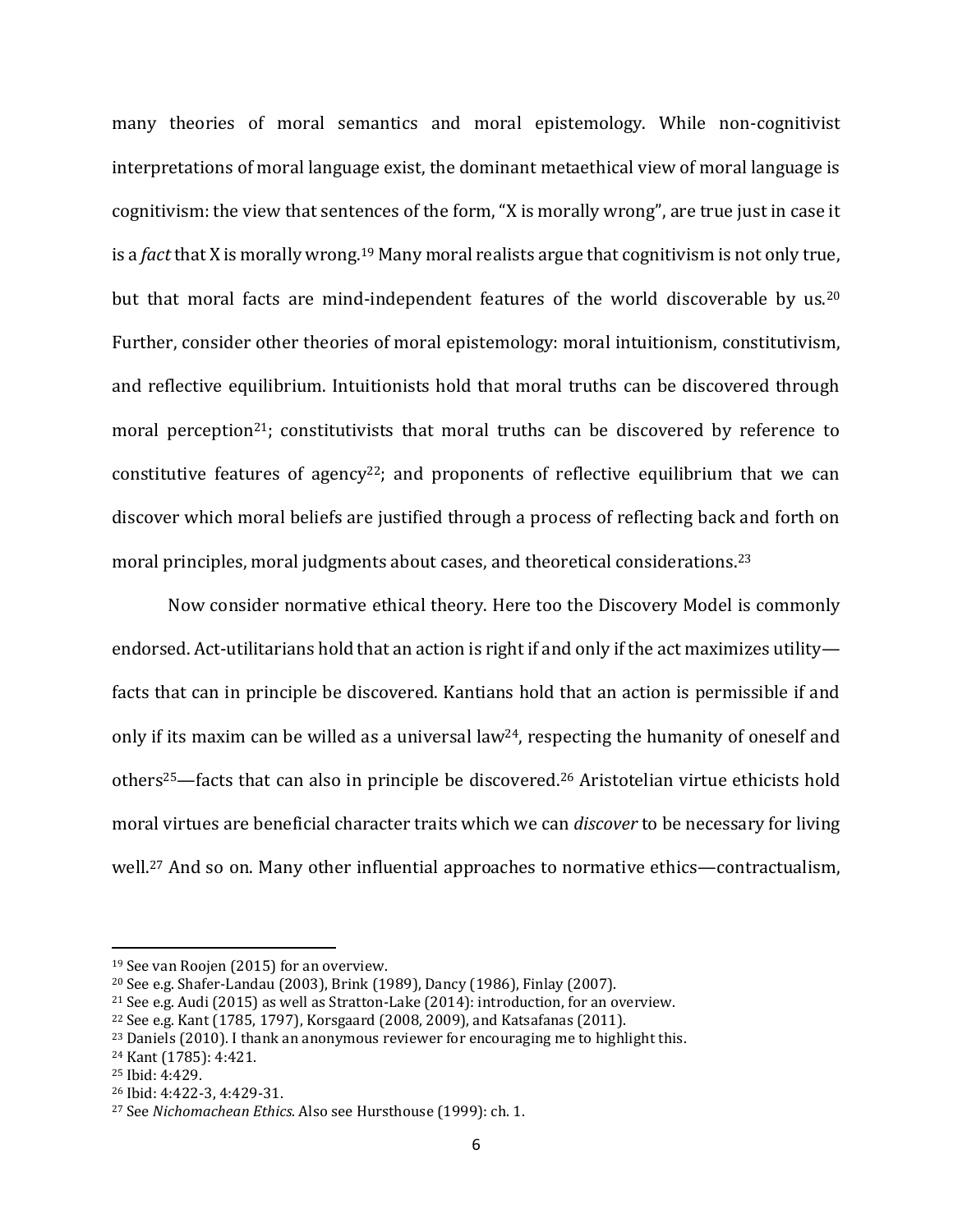many theories of moral semantics and moral epistemology. While non-cognitivist interpretations of moral language exist, the dominant metaethical view of moral language is cognitivism: the view that sentences of the form, "X is morally wrong", are true just in case it is a *fact* that X is morally wrong.[19] Many moral realists argue that cognitivism is not only true, but that moral facts are mind-independent features of the world discoverable by us.[20] Further, consider other theories of moral epistemology: moral intuitionism, constitutivism, and reflective equilibrium. Intuitionists hold that moral truths can be discovered through moral perception[21]; constitutivists that moral truths can be discovered by reference to constitutive features of agency[22]; and proponents of reflective equilibrium that we can discover which moral beliefs are justified through a process of reflecting back and forth on moral principles, moral judgments about cases, and theoretical considerations.[23]

Now consider normative ethical theory. Here too the Discovery Model is commonly endorsed. Act-utilitarians hold that an action is right if and only if the act maximizes utility—facts that can in principle be discovered. Kantians hold that an action is permissible if and only if its maxim can be willed as a universal law[24], respecting the humanity of oneself and others[25]—facts that can also in principle be discovered.[26] Aristotelian virtue ethicists hold moral virtues are beneficial character traits which we can *discover* to be necessary for living well.[27] And so on. Many other influential approaches to normative ethics—contractualism,

[19] See van Roojen (2015) for an overview.

[20] See e.g. Shafer-Landau (2003), Brink (1989), Dancy (1986), Finlay (2007).

[21] See e.g. Audi (2015) as well as Stratton-Lake (2014): introduction, for an overview.

[22] See e.g. Kant (1785, 1797), Korsgaard (2008, 2009), and Katsafanas (2011).

[23] Daniels (2010). I thank an anonymous reviewer for encouraging me to highlight this.

[24] Kant (1785): 4:421.

[25] Ibid: 4:429.

[26] Ibid: 4:422-3, 4:429-31.

[27] See *Nichomachean Ethics*. Also see Hursthouse (1999): ch. 1.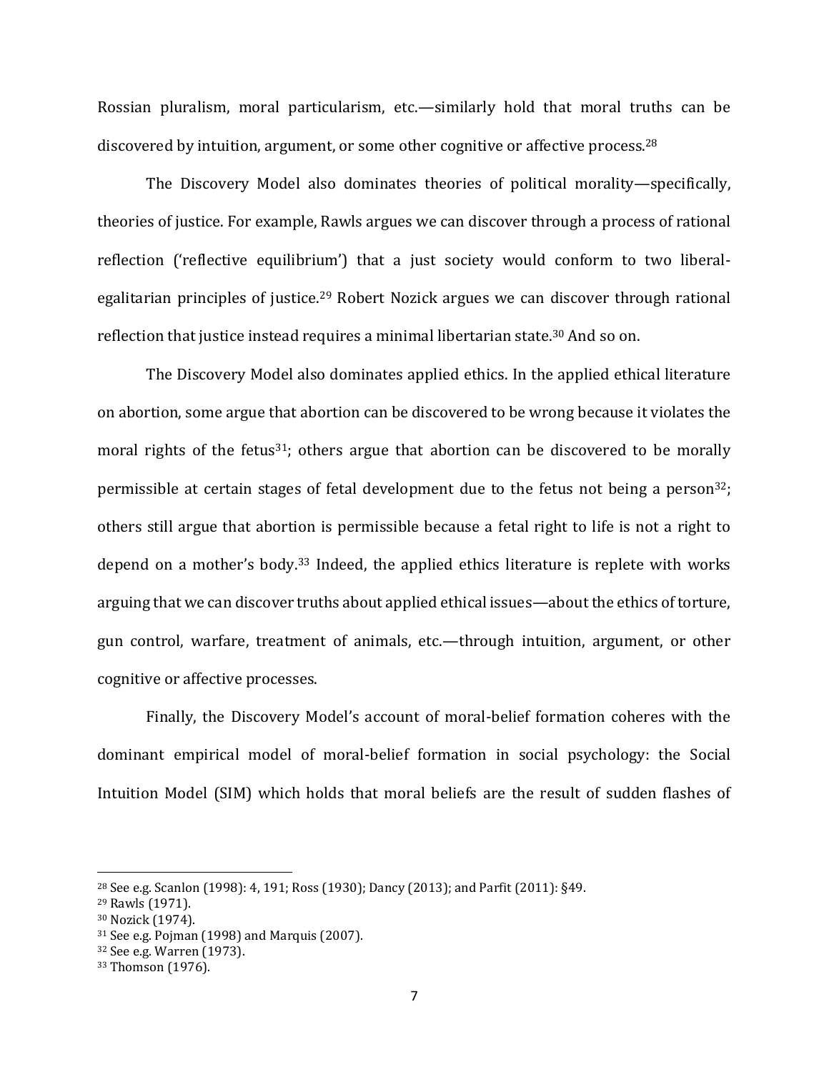Rossian pluralism, moral particularism, etc.—similarly hold that moral truths can be discovered by intuition, argument, or some other cognitive or affective process.[28]

The Discovery Model also dominates theories of political morality—specifically, theories of justice. For example, Rawls argues we can discover through a process of rational reflection ('reflective equilibrium') that a just society would conform to two liberal-egalitarian principles of justice.[29] Robert Nozick argues we can discover through rational reflection that justice instead requires a minimal libertarian state.[30] And so on.

The Discovery Model also dominates applied ethics. In the applied ethical literature on abortion, some argue that abortion can be discovered to be wrong because it violates the moral rights of the fetus[31]; others argue that abortion can be discovered to be morally permissible at certain stages of fetal development due to the fetus not being a person[32]; others still argue that abortion is permissible because a fetal right to life is not a right to depend on a mother's body.[33] Indeed, the applied ethics literature is replete with works arguing that we can discover truths about applied ethical issues—about the ethics of torture, gun control, warfare, treatment of animals, etc.—through intuition, argument, or other cognitive or affective processes.

Finally, the Discovery Model's account of moral-belief formation coheres with the dominant empirical model of moral-belief formation in social psychology: the Social Intuition Model (SIM) which holds that moral beliefs are the result of sudden flashes of

---

[28] See e.g. Scanlon (1998): 4, 191; Ross (1930); Dancy (2013); and Parfit (2011): §49.
[29] Rawls (1971).
[30] Nozick (1974).
[31] See e.g. Pojman (1998) and Marquis (2007).
[32] See e.g. Warren (1973).
[33] Thomson (1976).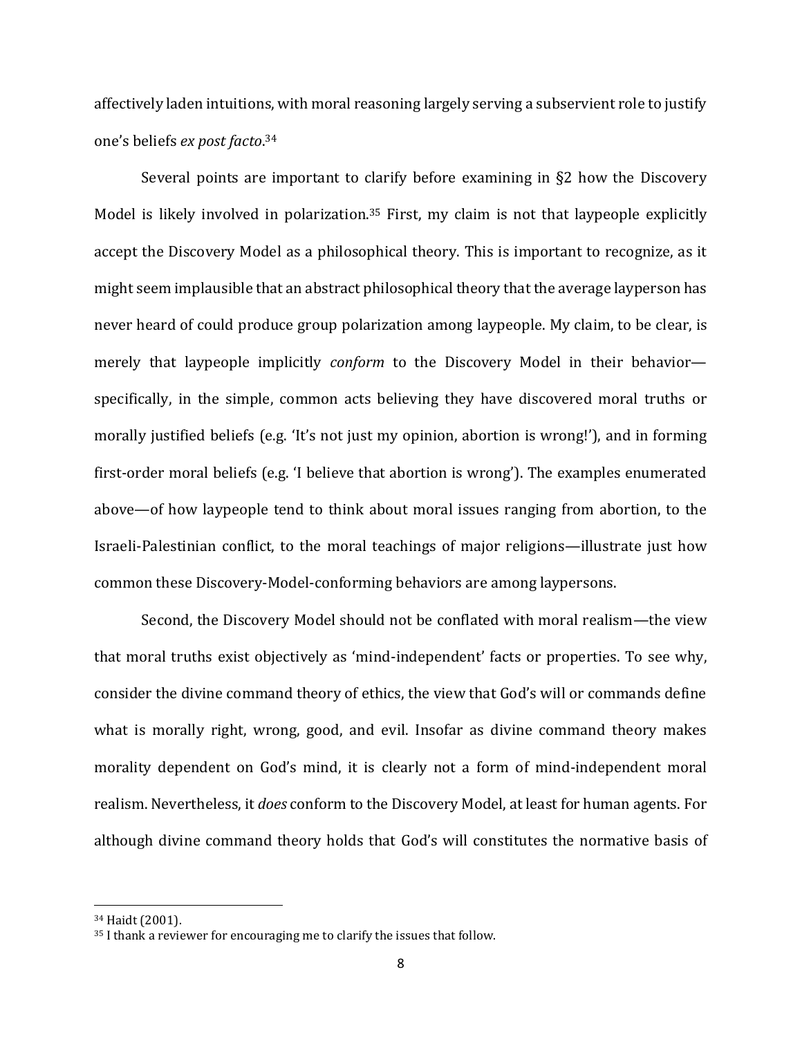affectively laden intuitions, with moral reasoning largely serving a subservient role to justify one's beliefs *ex post facto*.[34]

Several points are important to clarify before examining in §2 how the Discovery Model is likely involved in polarization.[35] First, my claim is not that laypeople explicitly accept the Discovery Model as a philosophical theory. This is important to recognize, as it might seem implausible that an abstract philosophical theory that the average layperson has never heard of could produce group polarization among laypeople. My claim, to be clear, is merely that laypeople implicitly *conform* to the Discovery Model in their behavior—specifically, in the simple, common acts believing they have discovered moral truths or morally justified beliefs (e.g. 'It's not just my opinion, abortion is wrong!'), and in forming first-order moral beliefs (e.g. 'I believe that abortion is wrong'). The examples enumerated above—of how laypeople tend to think about moral issues ranging from abortion, to the Israeli-Palestinian conflict, to the moral teachings of major religions—illustrate just how common these Discovery-Model-conforming behaviors are among laypersons.

Second, the Discovery Model should not be conflated with moral realism—the view that moral truths exist objectively as 'mind-independent' facts or properties. To see why, consider the divine command theory of ethics, the view that God's will or commands define what is morally right, wrong, good, and evil. Insofar as divine command theory makes morality dependent on God's mind, it is clearly not a form of mind-independent moral realism. Nevertheless, it *does* conform to the Discovery Model, at least for human agents. For although divine command theory holds that God's will constitutes the normative basis of

---

[34] Haidt (2001).

[35] I thank a reviewer for encouraging me to clarify the issues that follow.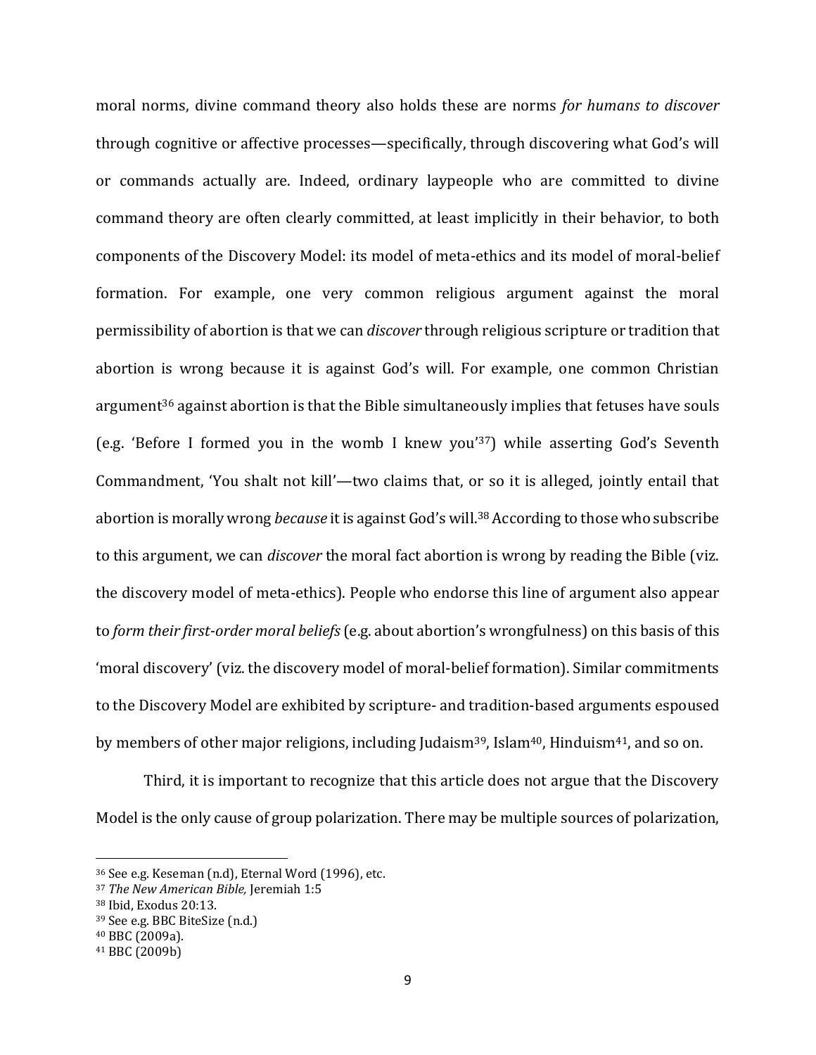moral norms, divine command theory also holds these are norms *for humans to discover* through cognitive or affective processes—specifically, through discovering what God's will or commands actually are. Indeed, ordinary laypeople who are committed to divine command theory are often clearly committed, at least implicitly in their behavior, to both components of the Discovery Model: its model of meta-ethics and its model of moral-belief formation. For example, one very common religious argument against the moral permissibility of abortion is that we can *discover* through religious scripture or tradition that abortion is wrong because it is against God's will. For example, one common Christian argument[36] against abortion is that the Bible simultaneously implies that fetuses have souls (e.g. 'Before I formed you in the womb I knew you'[37]) while asserting God's Seventh Commandment, 'You shalt not kill'—two claims that, or so it is alleged, jointly entail that abortion is morally wrong *because* it is against God's will.[38] According to those who subscribe to this argument, we can *discover* the moral fact abortion is wrong by reading the Bible (viz. the discovery model of meta-ethics). People who endorse this line of argument also appear to *form their first-order moral beliefs* (e.g. about abortion's wrongfulness) on this basis of this 'moral discovery' (viz. the discovery model of moral-belief formation). Similar commitments to the Discovery Model are exhibited by scripture- and tradition-based arguments espoused by members of other major religions, including Judaism[39], Islam[40], Hinduism[41], and so on.

Third, it is important to recognize that this article does not argue that the Discovery Model is the only cause of group polarization. There may be multiple sources of polarization,

---

[36] See e.g. Keseman (n.d), Eternal Word (1996), etc.

[37] *The New American Bible,* Jeremiah 1:5

[38] Ibid, Exodus 20:13.

[39] See e.g. BBC BiteSize (n.d.)

[40] BBC (2009a).

[41] BBC (2009b)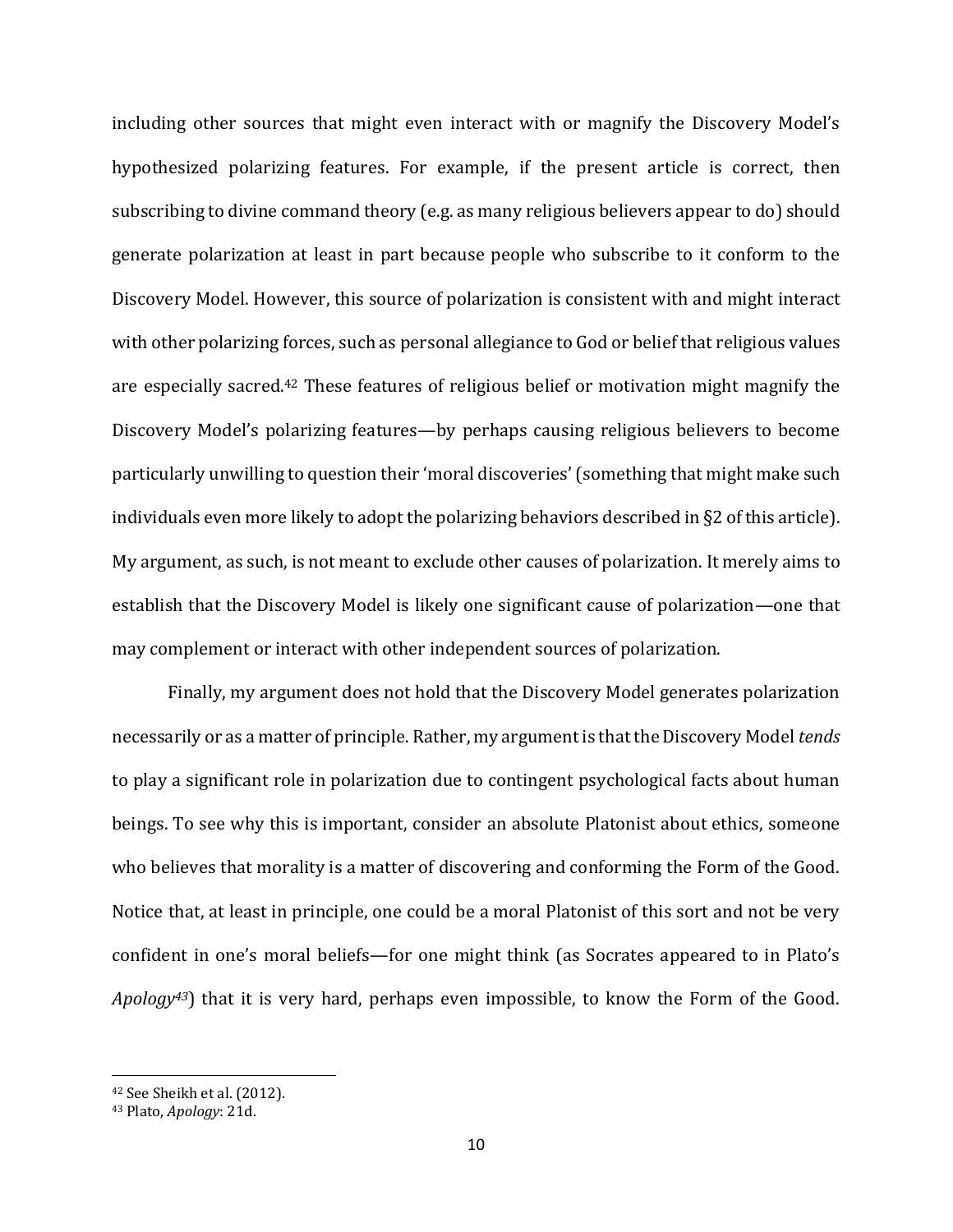including other sources that might even interact with or magnify the Discovery Model's hypothesized polarizing features. For example, if the present article is correct, then subscribing to divine command theory (e.g. as many religious believers appear to do) should generate polarization at least in part because people who subscribe to it conform to the Discovery Model. However, this source of polarization is consistent with and might interact with other polarizing forces, such as personal allegiance to God or belief that religious values are especially sacred.[42] These features of religious belief or motivation might magnify the Discovery Model's polarizing features—by perhaps causing religious believers to become particularly unwilling to question their 'moral discoveries' (something that might make such individuals even more likely to adopt the polarizing behaviors described in §2 of this article). My argument, as such, is not meant to exclude other causes of polarization. It merely aims to establish that the Discovery Model is likely one significant cause of polarization—one that may complement or interact with other independent sources of polarization.

Finally, my argument does not hold that the Discovery Model generates polarization necessarily or as a matter of principle. Rather, my argument is that the Discovery Model *tends* to play a significant role in polarization due to contingent psychological facts about human beings. To see why this is important, consider an absolute Platonist about ethics, someone who believes that morality is a matter of discovering and conforming the Form of the Good. Notice that, at least in principle, one could be a moral Platonist of this sort and not be very confident in one's moral beliefs—for one might think (as Socrates appeared to in Plato's *Apology*[43]) that it is very hard, perhaps even impossible, to know the Form of the Good.

---

[42] See Sheikh et al. (2012).

[43] Plato, *Apology*: 21d.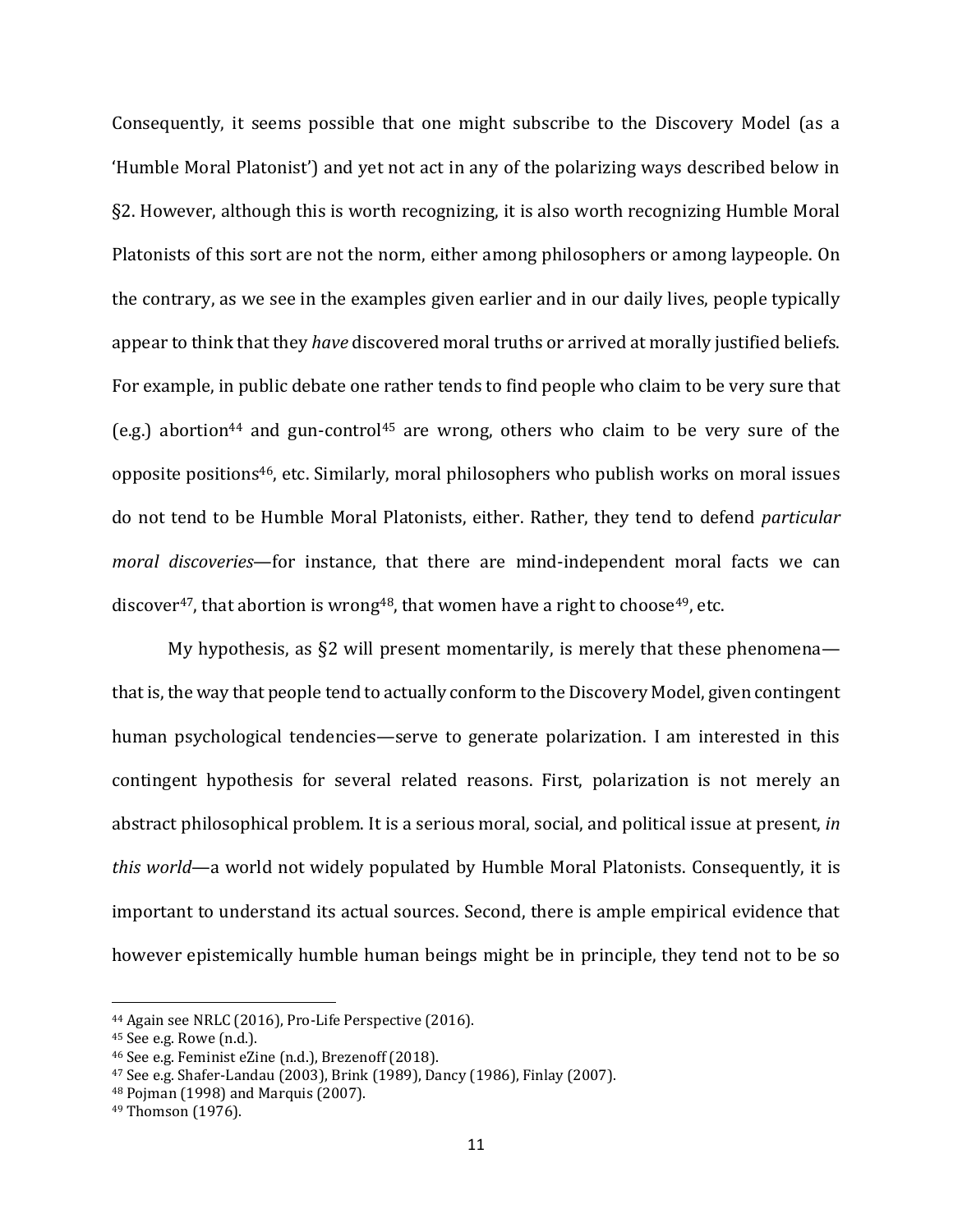Consequently, it seems possible that one might subscribe to the Discovery Model (as a 'Humble Moral Platonist') and yet not act in any of the polarizing ways described below in §2. However, although this is worth recognizing, it is also worth recognizing Humble Moral Platonists of this sort are not the norm, either among philosophers or among laypeople. On the contrary, as we see in the examples given earlier and in our daily lives, people typically appear to think that they *have* discovered moral truths or arrived at morally justified beliefs. For example, in public debate one rather tends to find people who claim to be very sure that (e.g.) abortion[44] and gun-control[45] are wrong, others who claim to be very sure of the opposite positions[46], etc. Similarly, moral philosophers who publish works on moral issues do not tend to be Humble Moral Platonists, either. Rather, they tend to defend *particular moral discoveries*—for instance, that there are mind-independent moral facts we can discover[47], that abortion is wrong[48], that women have a right to choose[49], etc.

My hypothesis, as §2 will present momentarily, is merely that these phenomena—that is, the way that people tend to actually conform to the Discovery Model, given contingent human psychological tendencies—serve to generate polarization. I am interested in this contingent hypothesis for several related reasons. First, polarization is not merely an abstract philosophical problem. It is a serious moral, social, and political issue at present, *in this world*—a world not widely populated by Humble Moral Platonists. Consequently, it is important to understand its actual sources. Second, there is ample empirical evidence that however epistemically humble human beings might be in principle, they tend not to be so

---

[44] Again see NRLC (2016), Pro-Life Perspective (2016).

[45] See e.g. Rowe (n.d.).

[46] See e.g. Feminist eZine (n.d.), Brezenoff (2018).

[47] See e.g. Shafer-Landau (2003), Brink (1989), Dancy (1986), Finlay (2007).

[48] Pojman (1998) and Marquis (2007).

[49] Thomson (1976).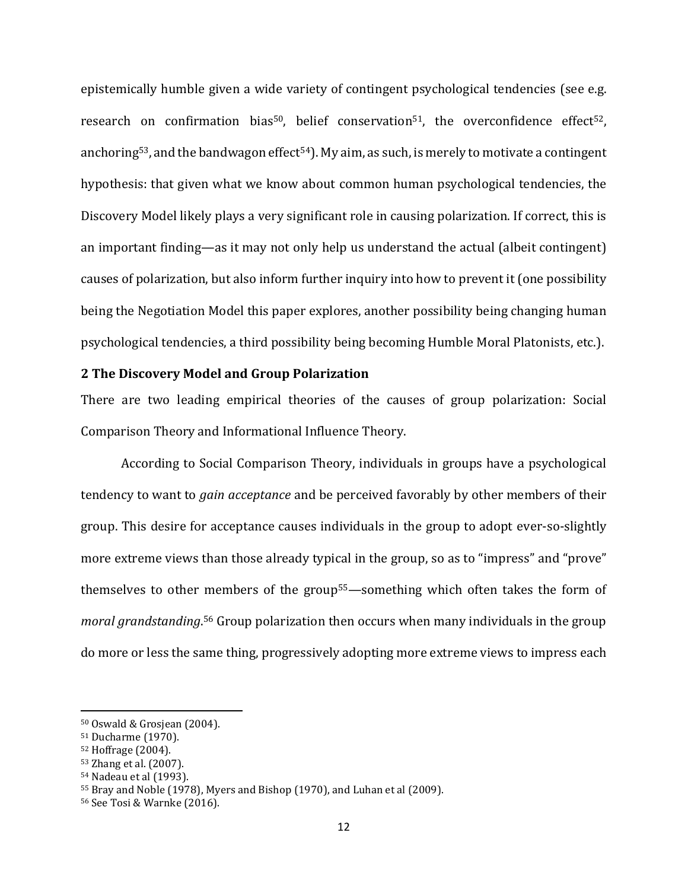epistemically humble given a wide variety of contingent psychological tendencies (see e.g. research on confirmation bias[50], belief conservation[51], the overconfidence effect[52], anchoring[53], and the bandwagon effect[54]). My aim, as such, is merely to motivate a contingent hypothesis: that given what we know about common human psychological tendencies, the Discovery Model likely plays a very significant role in causing polarization. If correct, this is an important finding—as it may not only help us understand the actual (albeit contingent) causes of polarization, but also inform further inquiry into how to prevent it (one possibility being the Negotiation Model this paper explores, another possibility being changing human psychological tendencies, a third possibility being becoming Humble Moral Platonists, etc.).

## 2 The Discovery Model and Group Polarization

There are two leading empirical theories of the causes of group polarization: Social Comparison Theory and Informational Influence Theory.

According to Social Comparison Theory, individuals in groups have a psychological tendency to want to *gain acceptance* and be perceived favorably by other members of their group. This desire for acceptance causes individuals in the group to adopt ever-so-slightly more extreme views than those already typical in the group, so as to "impress" and "prove" themselves to other members of the group[55]—something which often takes the form of *moral grandstanding*.[56] Group polarization then occurs when many individuals in the group do more or less the same thing, progressively adopting more extreme views to impress each

---

[50] Oswald & Grosjean (2004).
[51] Ducharme (1970).
[52] Hoffrage (2004).
[53] Zhang et al. (2007).
[54] Nadeau et al (1993).
[55] Bray and Noble (1978), Myers and Bishop (1970), and Luhan et al (2009).
[56] See Tosi & Warnke (2016).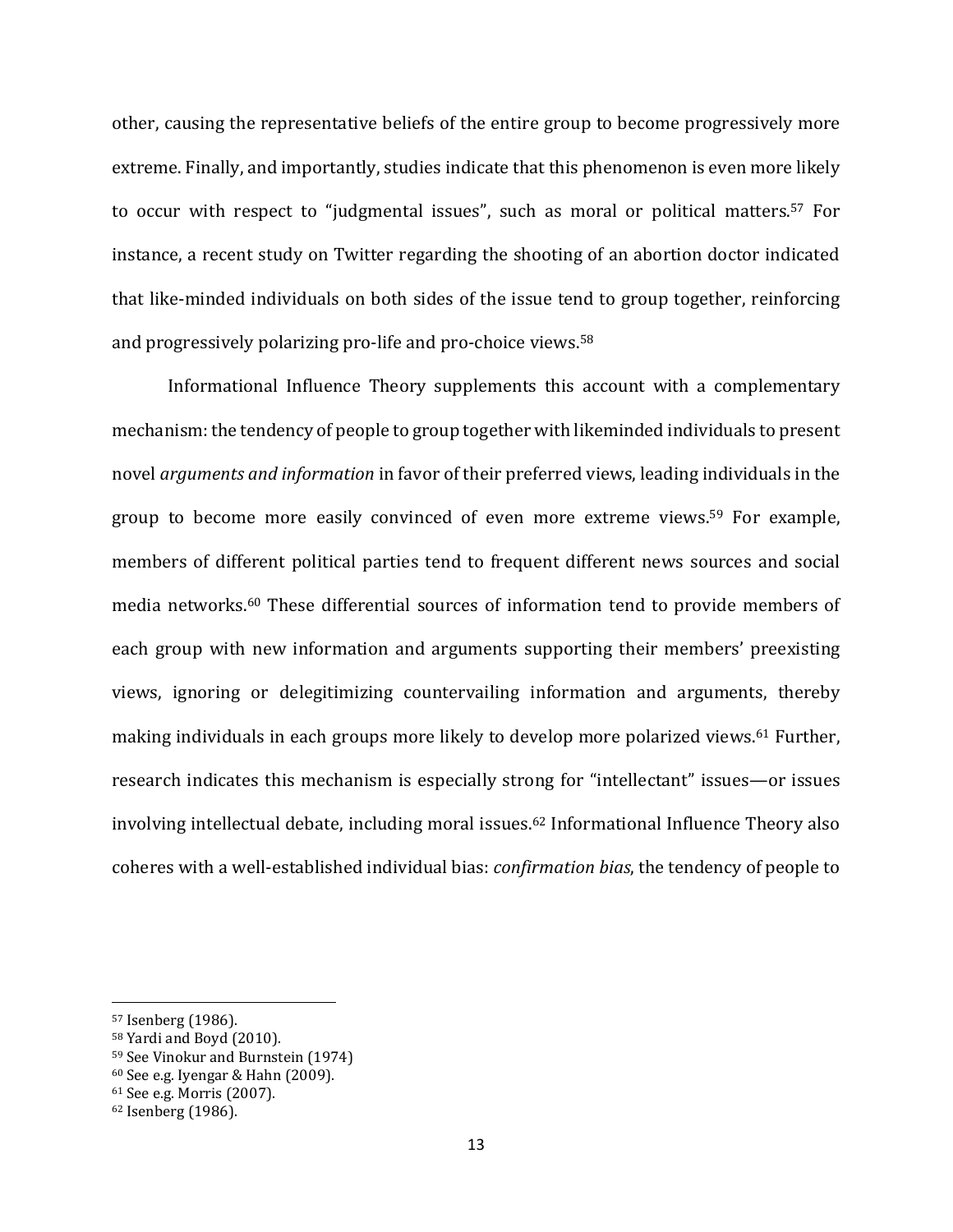other, causing the representative beliefs of the entire group to become progressively more extreme. Finally, and importantly, studies indicate that this phenomenon is even more likely to occur with respect to "judgmental issues", such as moral or political matters.[57] For instance, a recent study on Twitter regarding the shooting of an abortion doctor indicated that like-minded individuals on both sides of the issue tend to group together, reinforcing and progressively polarizing pro-life and pro-choice views.[58]

Informational Influence Theory supplements this account with a complementary mechanism: the tendency of people to group together with likeminded individuals to present novel *arguments and information* in favor of their preferred views, leading individuals in the group to become more easily convinced of even more extreme views.[59] For example, members of different political parties tend to frequent different news sources and social media networks.[60] These differential sources of information tend to provide members of each group with new information and arguments supporting their members' preexisting views, ignoring or delegitimizing countervailing information and arguments, thereby making individuals in each groups more likely to develop more polarized views.[61] Further, research indicates this mechanism is especially strong for "intellectant" issues—or issues involving intellectual debate, including moral issues.[62] Informational Influence Theory also coheres with a well-established individual bias: *confirmation bias*, the tendency of people to

---

[57] Isenberg (1986).

[58] Yardi and Boyd (2010).

[59] See Vinokur and Burnstein (1974)

[60] See e.g. Iyengar & Hahn (2009).

[61] See e.g. Morris (2007).

[62] Isenberg (1986).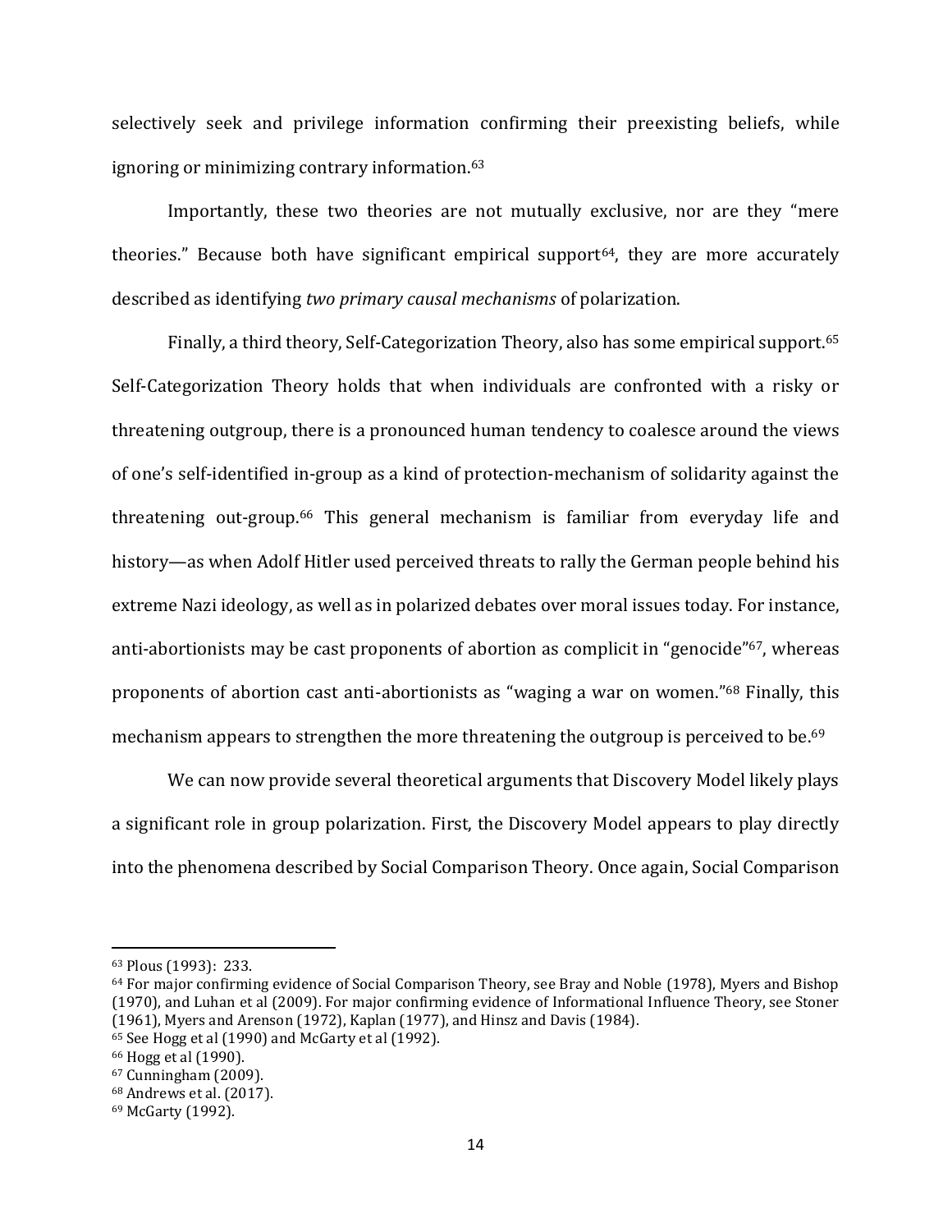selectively seek and privilege information confirming their preexisting beliefs, while ignoring or minimizing contrary information.[63]

Importantly, these two theories are not mutually exclusive, nor are they "mere theories." Because both have significant empirical support[64], they are more accurately described as identifying *two primary causal mechanisms* of polarization.

Finally, a third theory, Self-Categorization Theory, also has some empirical support.[65] Self-Categorization Theory holds that when individuals are confronted with a risky or threatening outgroup, there is a pronounced human tendency to coalesce around the views of one's self-identified in-group as a kind of protection-mechanism of solidarity against the threatening out-group.[66] This general mechanism is familiar from everyday life and history—as when Adolf Hitler used perceived threats to rally the German people behind his extreme Nazi ideology, as well as in polarized debates over moral issues today. For instance, anti-abortionists may be cast proponents of abortion as complicit in "genocide"[67], whereas proponents of abortion cast anti-abortionists as "waging a war on women."[68] Finally, this mechanism appears to strengthen the more threatening the outgroup is perceived to be.[69]

We can now provide several theoretical arguments that Discovery Model likely plays a significant role in group polarization. First, the Discovery Model appears to play directly into the phenomena described by Social Comparison Theory. Once again, Social Comparison

---

[63] Plous (1993): 233.

[64] For major confirming evidence of Social Comparison Theory, see Bray and Noble (1978), Myers and Bishop (1970), and Luhan et al (2009). For major confirming evidence of Informational Influence Theory, see Stoner (1961), Myers and Arenson (1972), Kaplan (1977), and Hinsz and Davis (1984).

[65] See Hogg et al (1990) and McGarty et al (1992).

[66] Hogg et al (1990).

[67] Cunningham (2009).

[68] Andrews et al. (2017).

[69] McGarty (1992).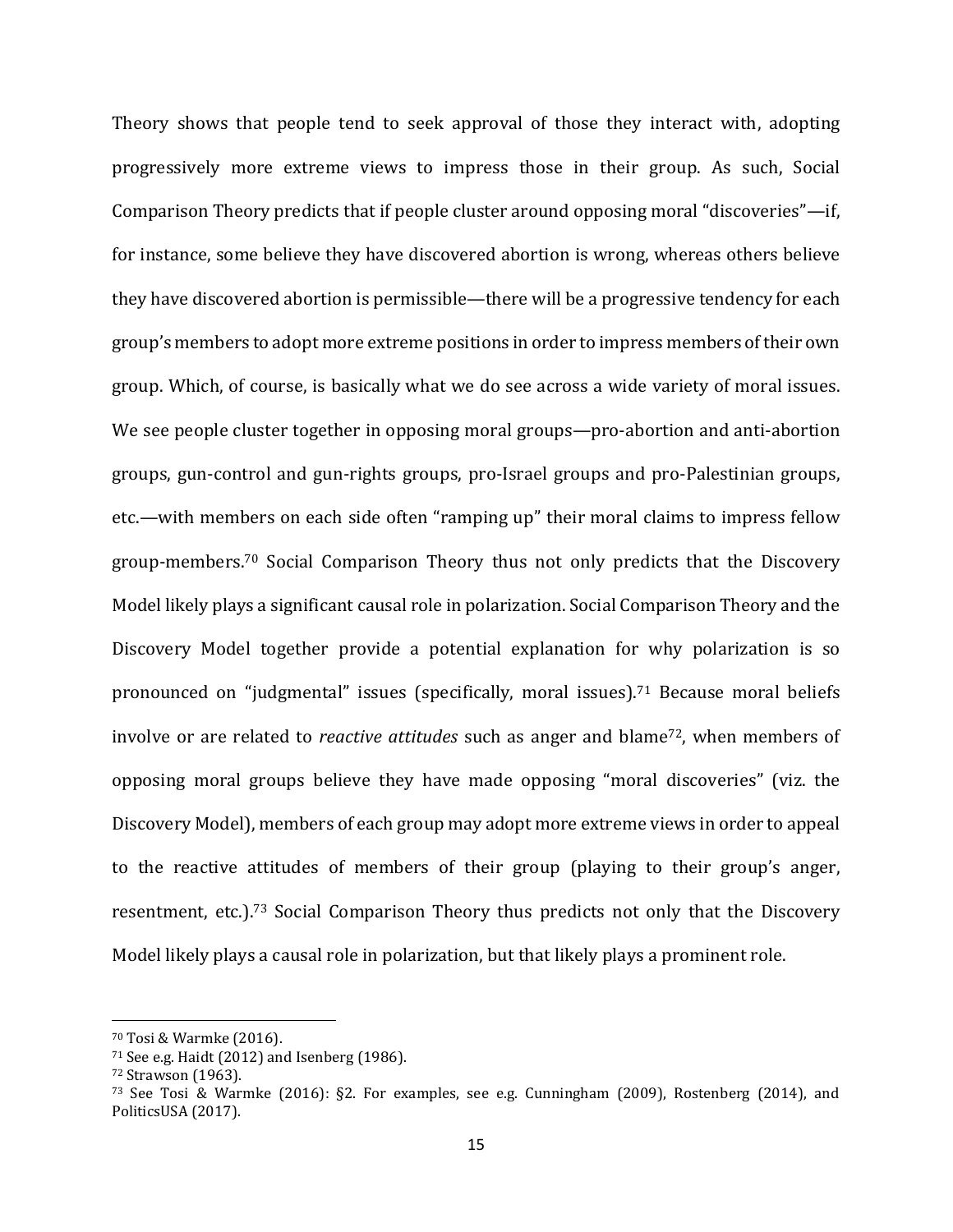Theory shows that people tend to seek approval of those they interact with, adopting progressively more extreme views to impress those in their group. As such, Social Comparison Theory predicts that if people cluster around opposing moral "discoveries"—if, for instance, some believe they have discovered abortion is wrong, whereas others believe they have discovered abortion is permissible—there will be a progressive tendency for each group's members to adopt more extreme positions in order to impress members of their own group. Which, of course, is basically what we do see across a wide variety of moral issues. We see people cluster together in opposing moral groups—pro-abortion and anti-abortion groups, gun-control and gun-rights groups, pro-Israel groups and pro-Palestinian groups, etc.—with members on each side often "ramping up" their moral claims to impress fellow group-members.[70] Social Comparison Theory thus not only predicts that the Discovery Model likely plays a significant causal role in polarization. Social Comparison Theory and the Discovery Model together provide a potential explanation for why polarization is so pronounced on "judgmental" issues (specifically, moral issues).[71] Because moral beliefs involve or are related to *reactive attitudes* such as anger and blame[72], when members of opposing moral groups believe they have made opposing "moral discoveries" (viz. the Discovery Model), members of each group may adopt more extreme views in order to appeal to the reactive attitudes of members of their group (playing to their group's anger, resentment, etc.).[73] Social Comparison Theory thus predicts not only that the Discovery Model likely plays a causal role in polarization, but that likely plays a prominent role.

---

[70] Tosi & Warmke (2016).

[71] See e.g. Haidt (2012) and Isenberg (1986).

[72] Strawson (1963).

[73] See Tosi & Warmke (2016): §2. For examples, see e.g. Cunningham (2009), Rostenberg (2014), and PoliticsUSA (2017).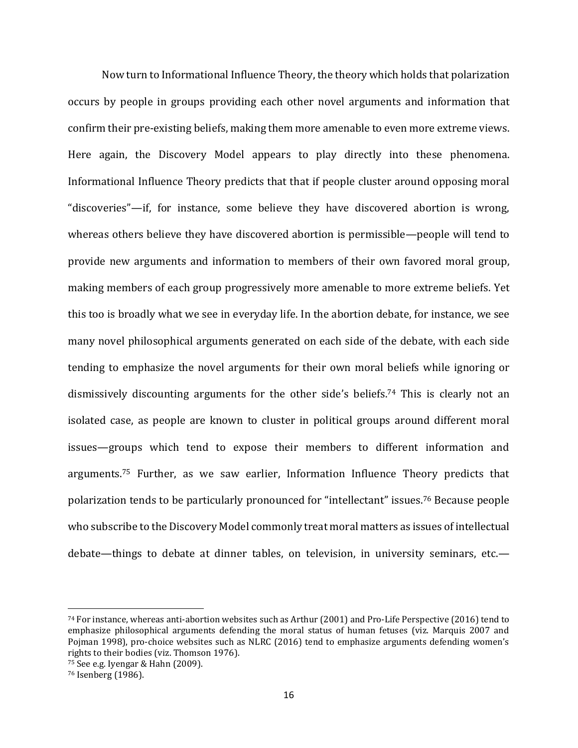Now turn to Informational Influence Theory, the theory which holds that polarization occurs by people in groups providing each other novel arguments and information that confirm their pre-existing beliefs, making them more amenable to even more extreme views. Here again, the Discovery Model appears to play directly into these phenomena. Informational Influence Theory predicts that that if people cluster around opposing moral "discoveries"—if, for instance, some believe they have discovered abortion is wrong, whereas others believe they have discovered abortion is permissible—people will tend to provide new arguments and information to members of their own favored moral group, making members of each group progressively more amenable to more extreme beliefs. Yet this too is broadly what we see in everyday life. In the abortion debate, for instance, we see many novel philosophical arguments generated on each side of the debate, with each side tending to emphasize the novel arguments for their own moral beliefs while ignoring or dismissively discounting arguments for the other side's beliefs.[74] This is clearly not an isolated case, as people are known to cluster in political groups around different moral issues—groups which tend to expose their members to different information and arguments.[75] Further, as we saw earlier, Information Influence Theory predicts that polarization tends to be particularly pronounced for "intellectant" issues.[76] Because people who subscribe to the Discovery Model commonly treat moral matters as issues of intellectual debate—things to debate at dinner tables, on television, in university seminars, etc.—

---

[74] For instance, whereas anti-abortion websites such as Arthur (2001) and Pro-Life Perspective (2016) tend to emphasize philosophical arguments defending the moral status of human fetuses (viz. Marquis 2007 and Pojman 1998), pro-choice websites such as NLRC (2016) tend to emphasize arguments defending women's rights to their bodies (viz. Thomson 1976).

[75] See e.g. Iyengar & Hahn (2009).

[76] Isenberg (1986).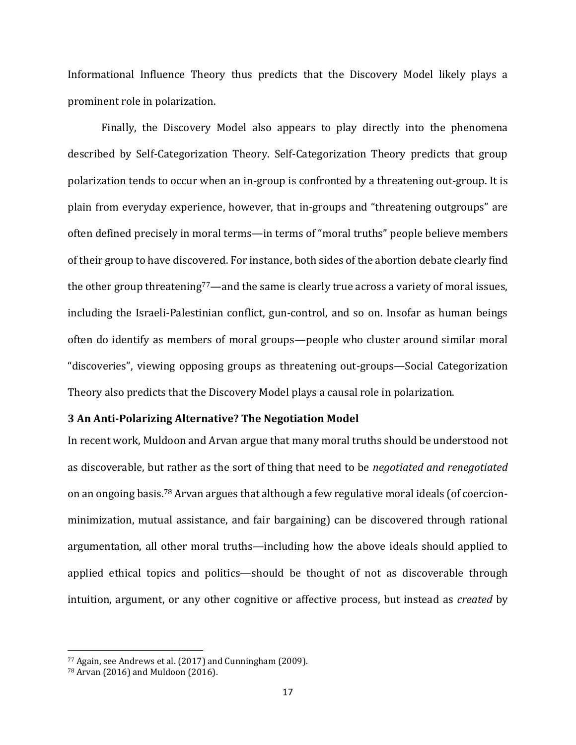Informational Influence Theory thus predicts that the Discovery Model likely plays a prominent role in polarization.

Finally, the Discovery Model also appears to play directly into the phenomena described by Self-Categorization Theory. Self-Categorization Theory predicts that group polarization tends to occur when an in-group is confronted by a threatening out-group. It is plain from everyday experience, however, that in-groups and "threatening outgroups" are often defined precisely in moral terms—in terms of "moral truths" people believe members of their group to have discovered. For instance, both sides of the abortion debate clearly find the other group threatening[77]—and the same is clearly true across a variety of moral issues, including the Israeli-Palestinian conflict, gun-control, and so on. Insofar as human beings often do identify as members of moral groups—people who cluster around similar moral "discoveries", viewing opposing groups as threatening out-groups—Social Categorization Theory also predicts that the Discovery Model plays a causal role in polarization.

## 3 An Anti-Polarizing Alternative? The Negotiation Model

In recent work, Muldoon and Arvan argue that many moral truths should be understood not as discoverable, but rather as the sort of thing that need to be *negotiated and renegotiated* on an ongoing basis.[78] Arvan argues that although a few regulative moral ideals (of coercion-minimization, mutual assistance, and fair bargaining) can be discovered through rational argumentation, all other moral truths—including how the above ideals should applied to applied ethical topics and politics—should be thought of not as discoverable through intuition, argument, or any other cognitive or affective process, but instead as *created* by

---

[77] Again, see Andrews et al. (2017) and Cunningham (2009).

[78] Arvan (2016) and Muldoon (2016).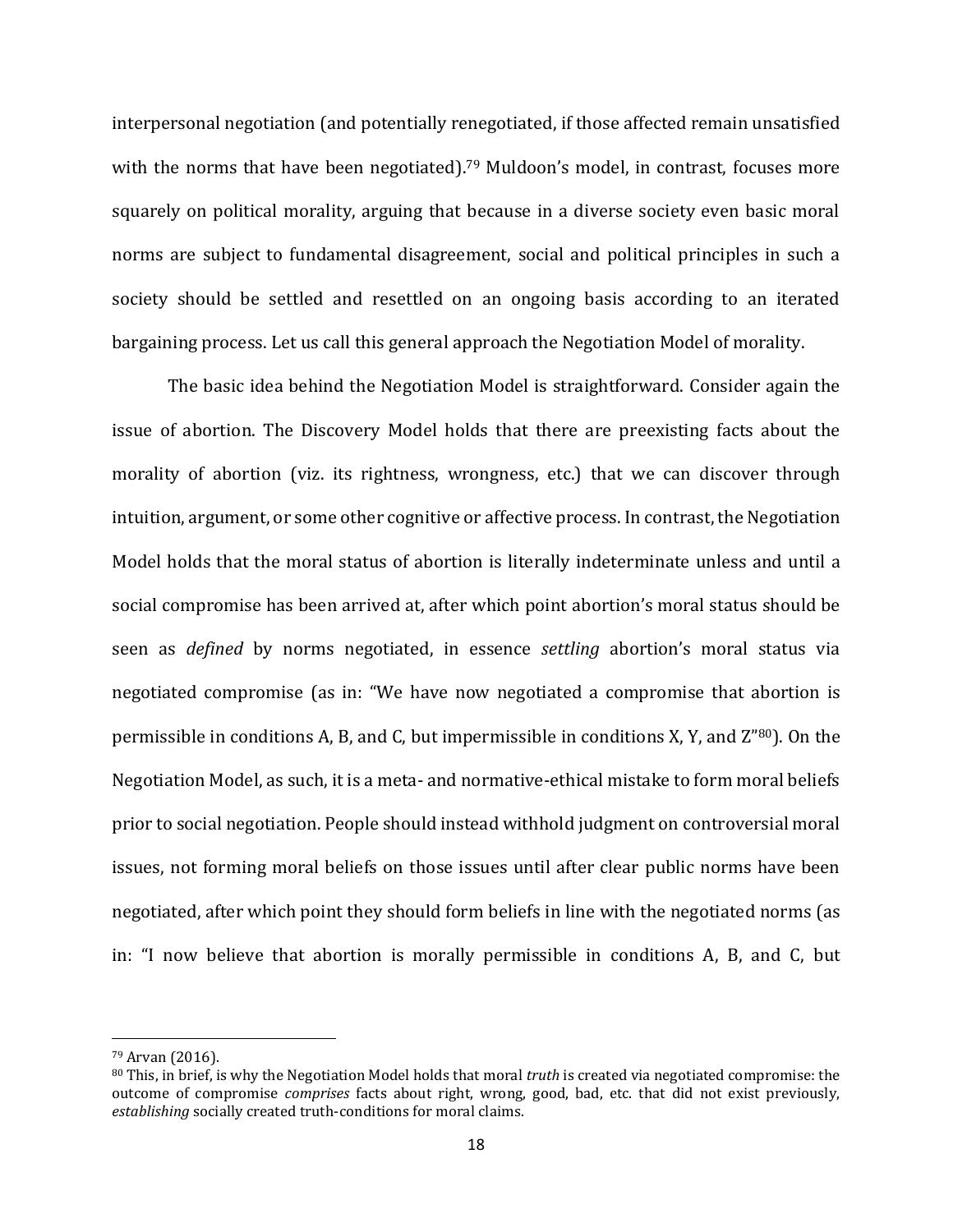interpersonal negotiation (and potentially renegotiated, if those affected remain unsatisfied with the norms that have been negotiated).[79] Muldoon's model, in contrast, focuses more squarely on political morality, arguing that because in a diverse society even basic moral norms are subject to fundamental disagreement, social and political principles in such a society should be settled and resettled on an ongoing basis according to an iterated bargaining process. Let us call this general approach the Negotiation Model of morality.

The basic idea behind the Negotiation Model is straightforward. Consider again the issue of abortion. The Discovery Model holds that there are preexisting facts about the morality of abortion (viz. its rightness, wrongness, etc.) that we can discover through intuition, argument, or some other cognitive or affective process. In contrast, the Negotiation Model holds that the moral status of abortion is literally indeterminate unless and until a social compromise has been arrived at, after which point abortion's moral status should be seen as *defined* by norms negotiated, in essence *settling* abortion's moral status via negotiated compromise (as in: "We have now negotiated a compromise that abortion is permissible in conditions A, B, and C, but impermissible in conditions X, Y, and Z"[80]). On the Negotiation Model, as such, it is a meta- and normative-ethical mistake to form moral beliefs prior to social negotiation. People should instead withhold judgment on controversial moral issues, not forming moral beliefs on those issues until after clear public norms have been negotiated, after which point they should form beliefs in line with the negotiated norms (as in: "I now believe that abortion is morally permissible in conditions A, B, and C, but

[79] Arvan (2016).

[80] This, in brief, is why the Negotiation Model holds that moral *truth* is created via negotiated compromise: the outcome of compromise *comprises* facts about right, wrong, good, bad, etc. that did not exist previously, *establishing* socially created truth-conditions for moral claims.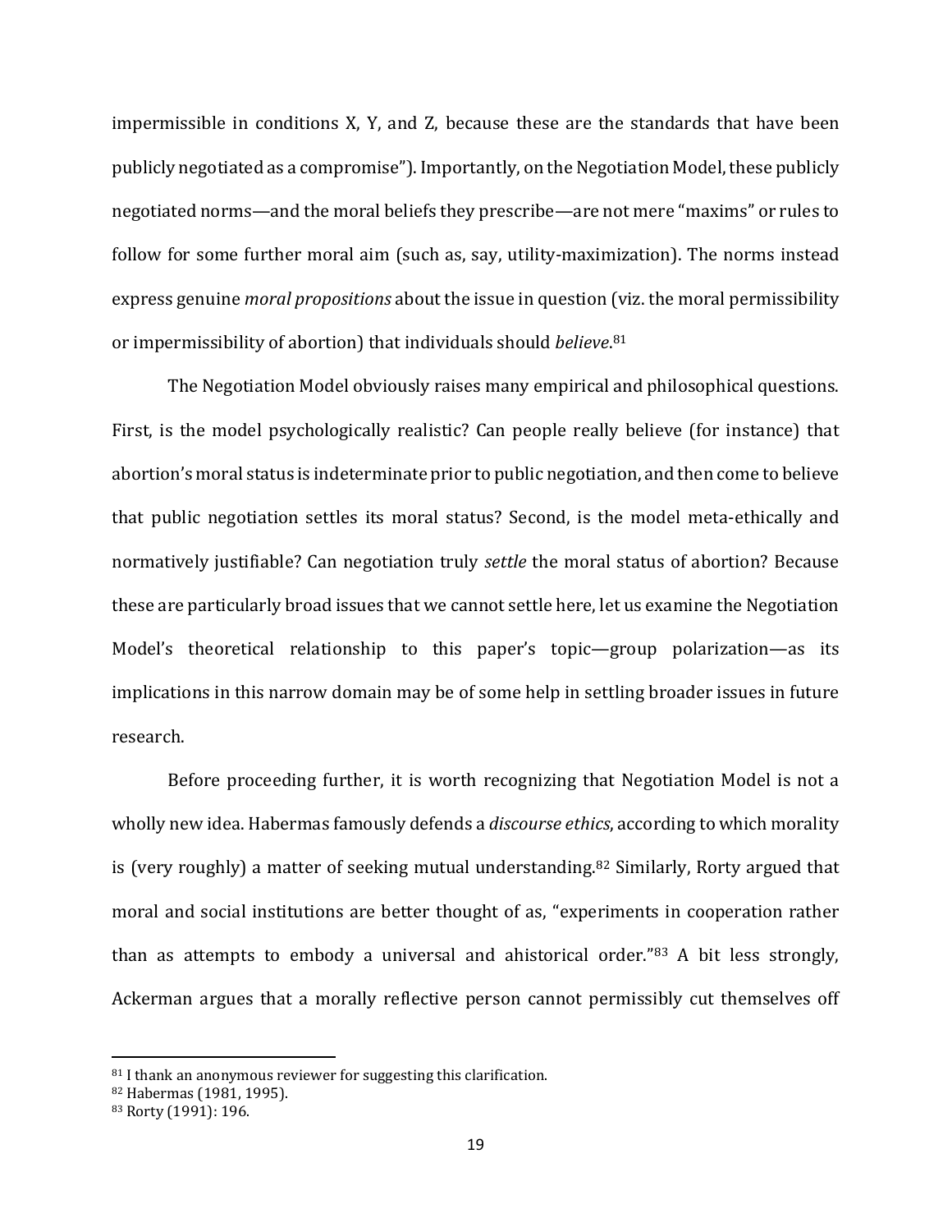impermissible in conditions X, Y, and Z, because these are the standards that have been publicly negotiated as a compromise"). Importantly, on the Negotiation Model, these publicly negotiated norms—and the moral beliefs they prescribe—are not mere "maxims" or rules to follow for some further moral aim (such as, say, utility-maximization). The norms instead express genuine *moral propositions* about the issue in question (viz. the moral permissibility or impermissibility of abortion) that individuals should *believe*.[81]

The Negotiation Model obviously raises many empirical and philosophical questions. First, is the model psychologically realistic? Can people really believe (for instance) that abortion's moral status is indeterminate prior to public negotiation, and then come to believe that public negotiation settles its moral status? Second, is the model meta-ethically and normatively justifiable? Can negotiation truly *settle* the moral status of abortion? Because these are particularly broad issues that we cannot settle here, let us examine the Negotiation Model's theoretical relationship to this paper's topic—group polarization—as its implications in this narrow domain may be of some help in settling broader issues in future research.

Before proceeding further, it is worth recognizing that Negotiation Model is not a wholly new idea. Habermas famously defends a *discourse ethics*, according to which morality is (very roughly) a matter of seeking mutual understanding.[82] Similarly, Rorty argued that moral and social institutions are better thought of as, "experiments in cooperation rather than as attempts to embody a universal and ahistorical order."[83] A bit less strongly, Ackerman argues that a morally reflective person cannot permissibly cut themselves off

---

[81] I thank an anonymous reviewer for suggesting this clarification.

[82] Habermas (1981, 1995).

[83] Rorty (1991): 196.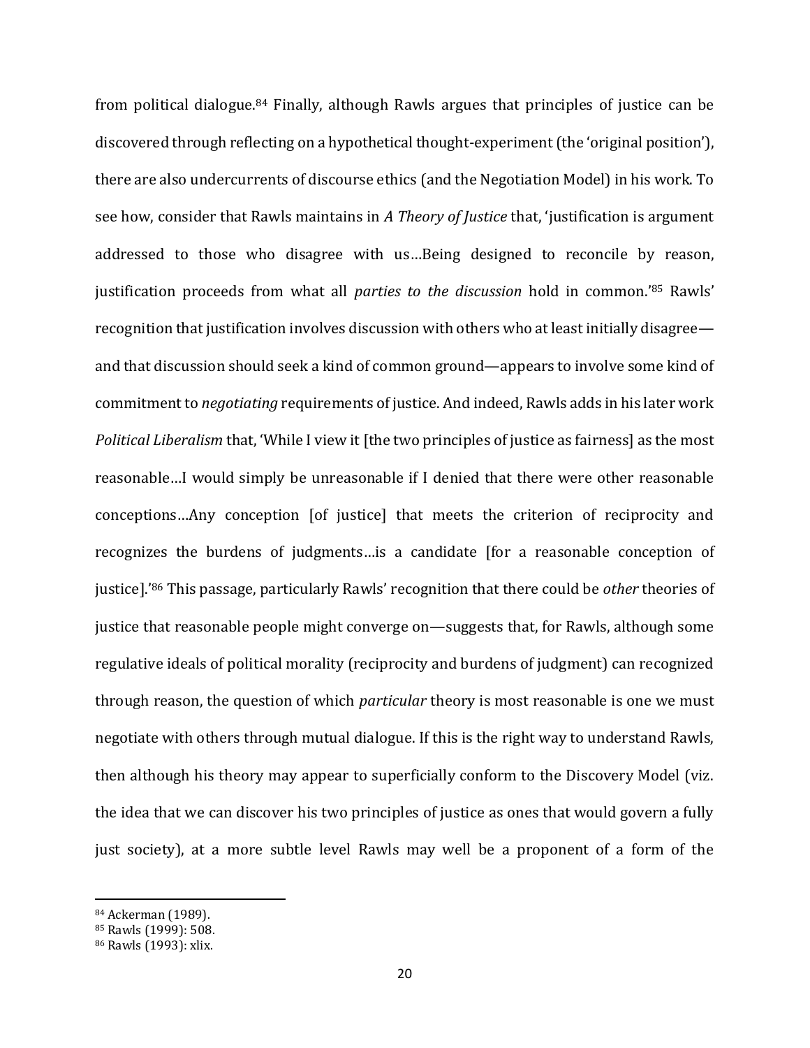from political dialogue.[84] Finally, although Rawls argues that principles of justice can be discovered through reflecting on a hypothetical thought-experiment (the 'original position'), there are also undercurrents of discourse ethics (and the Negotiation Model) in his work. To see how, consider that Rawls maintains in *A Theory of Justice* that, 'justification is argument addressed to those who disagree with us…Being designed to reconcile by reason, justification proceeds from what all *parties to the discussion* hold in common.'[85] Rawls' recognition that justification involves discussion with others who at least initially disagree—and that discussion should seek a kind of common ground—appears to involve some kind of commitment to *negotiating* requirements of justice. And indeed, Rawls adds in his later work *Political Liberalism* that, 'While I view it [the two principles of justice as fairness] as the most reasonable…I would simply be unreasonable if I denied that there were other reasonable conceptions…Any conception [of justice] that meets the criterion of reciprocity and recognizes the burdens of judgments…is a candidate [for a reasonable conception of justice].'[86] This passage, particularly Rawls' recognition that there could be *other* theories of justice that reasonable people might converge on—suggests that, for Rawls, although some regulative ideals of political morality (reciprocity and burdens of judgment) can recognized through reason, the question of which *particular* theory is most reasonable is one we must negotiate with others through mutual dialogue. If this is the right way to understand Rawls, then although his theory may appear to superficially conform to the Discovery Model (viz. the idea that we can discover his two principles of justice as ones that would govern a fully just society), at a more subtle level Rawls may well be a proponent of a form of the

---

[84] Ackerman (1989).

[85] Rawls (1999): 508.

[86] Rawls (1993): xlix.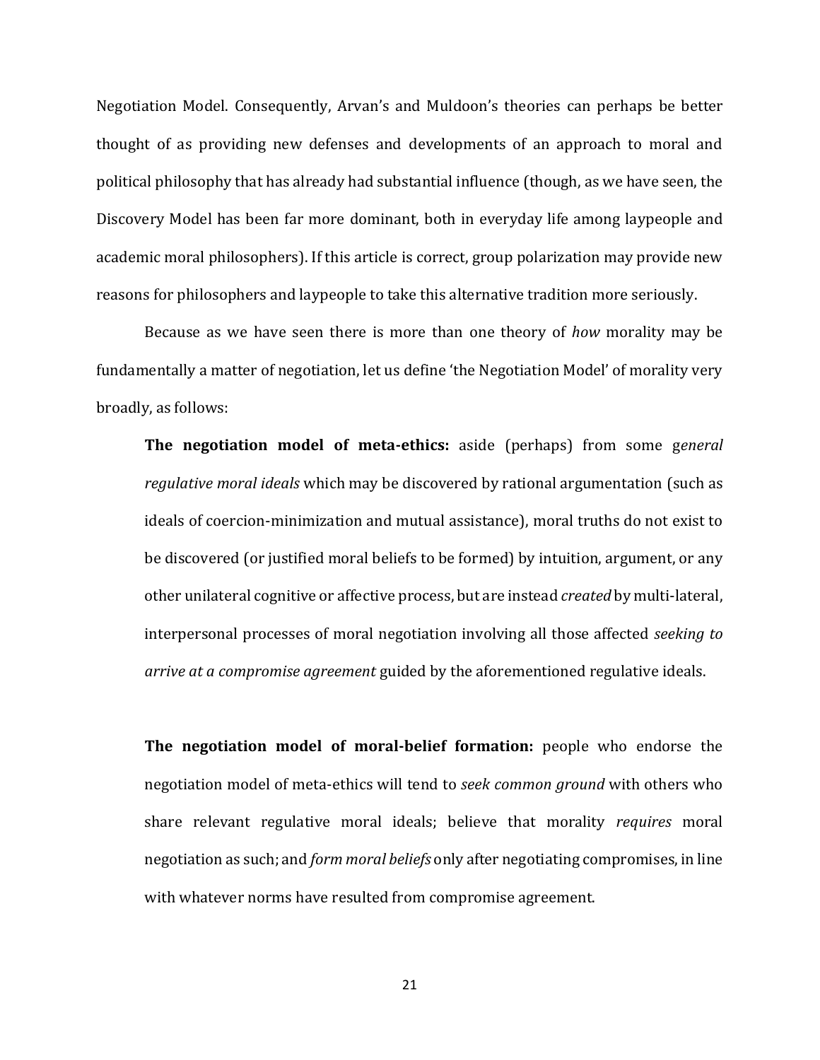Negotiation Model. Consequently, Arvan's and Muldoon's theories can perhaps be better thought of as providing new defenses and developments of an approach to moral and political philosophy that has already had substantial influence (though, as we have seen, the Discovery Model has been far more dominant, both in everyday life among laypeople and academic moral philosophers). If this article is correct, group polarization may provide new reasons for philosophers and laypeople to take this alternative tradition more seriously.

Because as we have seen there is more than one theory of *how* morality may be fundamentally a matter of negotiation, let us define 'the Negotiation Model' of morality very broadly, as follows:

> **The negotiation model of meta-ethics:** aside (perhaps) from some g*eneral regulative moral ideals* which may be discovered by rational argumentation (such as ideals of coercion-minimization and mutual assistance), moral truths do not exist to be discovered (or justified moral beliefs to be formed) by intuition, argument, or any other unilateral cognitive or affective process, but are instead *created* by multi-lateral, interpersonal processes of moral negotiation involving all those affected *seeking to arrive at a compromise agreement* guided by the aforementioned regulative ideals.

> **The negotiation model of moral-belief formation:** people who endorse the negotiation model of meta-ethics will tend to *seek common ground* with others who share relevant regulative moral ideals; believe that morality *requires* moral negotiation as such; and *form moral beliefs* only after negotiating compromises, in line with whatever norms have resulted from compromise agreement.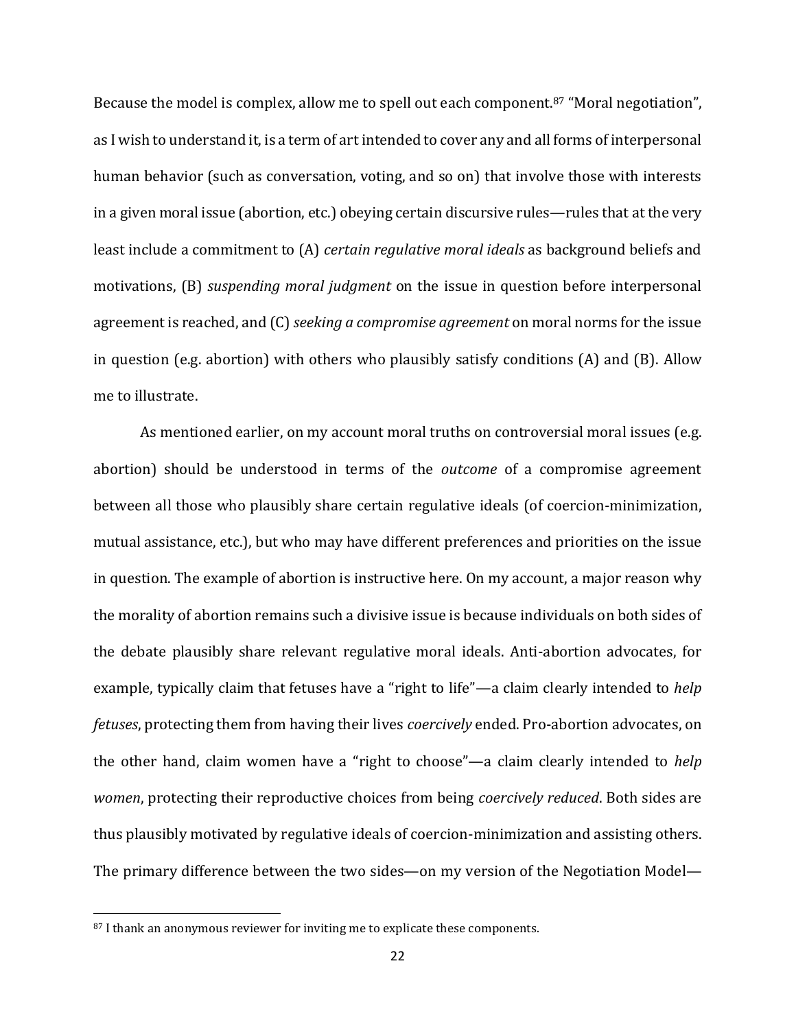Because the model is complex, allow me to spell out each component.[87] "Moral negotiation", as I wish to understand it, is a term of art intended to cover any and all forms of interpersonal human behavior (such as conversation, voting, and so on) that involve those with interests in a given moral issue (abortion, etc.) obeying certain discursive rules—rules that at the very least include a commitment to (A) *certain regulative moral ideals* as background beliefs and motivations, (B) *suspending moral judgment* on the issue in question before interpersonal agreement is reached, and (C) *seeking a compromise agreement* on moral norms for the issue in question (e.g. abortion) with others who plausibly satisfy conditions (A) and (B). Allow me to illustrate.

As mentioned earlier, on my account moral truths on controversial moral issues (e.g. abortion) should be understood in terms of the *outcome* of a compromise agreement between all those who plausibly share certain regulative ideals (of coercion-minimization, mutual assistance, etc.), but who may have different preferences and priorities on the issue in question. The example of abortion is instructive here. On my account, a major reason why the morality of abortion remains such a divisive issue is because individuals on both sides of the debate plausibly share relevant regulative moral ideals. Anti-abortion advocates, for example, typically claim that fetuses have a "right to life"—a claim clearly intended to *help fetuses*, protecting them from having their lives *coercively* ended. Pro-abortion advocates, on the other hand, claim women have a "right to choose"—a claim clearly intended to *help women*, protecting their reproductive choices from being *coercively reduced*. Both sides are thus plausibly motivated by regulative ideals of coercion-minimization and assisting others. The primary difference between the two sides—on my version of the Negotiation Model—

[87] I thank an anonymous reviewer for inviting me to explicate these components.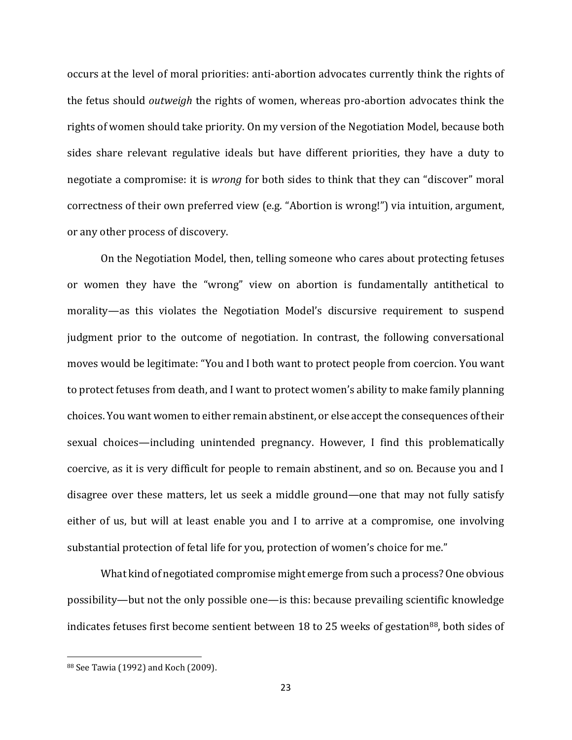occurs at the level of moral priorities: anti-abortion advocates currently think the rights of the fetus should *outweigh* the rights of women, whereas pro-abortion advocates think the rights of women should take priority. On my version of the Negotiation Model, because both sides share relevant regulative ideals but have different priorities, they have a duty to negotiate a compromise: it is *wrong* for both sides to think that they can "discover" moral correctness of their own preferred view (e.g. "Abortion is wrong!") via intuition, argument, or any other process of discovery.

On the Negotiation Model, then, telling someone who cares about protecting fetuses or women they have the "wrong" view on abortion is fundamentally antithetical to morality—as this violates the Negotiation Model's discursive requirement to suspend judgment prior to the outcome of negotiation. In contrast, the following conversational moves would be legitimate: "You and I both want to protect people from coercion. You want to protect fetuses from death, and I want to protect women's ability to make family planning choices. You want women to either remain abstinent, or else accept the consequences of their sexual choices—including unintended pregnancy. However, I find this problematically coercive, as it is very difficult for people to remain abstinent, and so on. Because you and I disagree over these matters, let us seek a middle ground—one that may not fully satisfy either of us, but will at least enable you and I to arrive at a compromise, one involving substantial protection of fetal life for you, protection of women's choice for me."

What kind of negotiated compromise might emerge from such a process? One obvious possibility—but not the only possible one—is this: because prevailing scientific knowledge indicates fetuses first become sentient between 18 to 25 weeks of gestation[88], both sides of

[88] See Tawia (1992) and Koch (2009).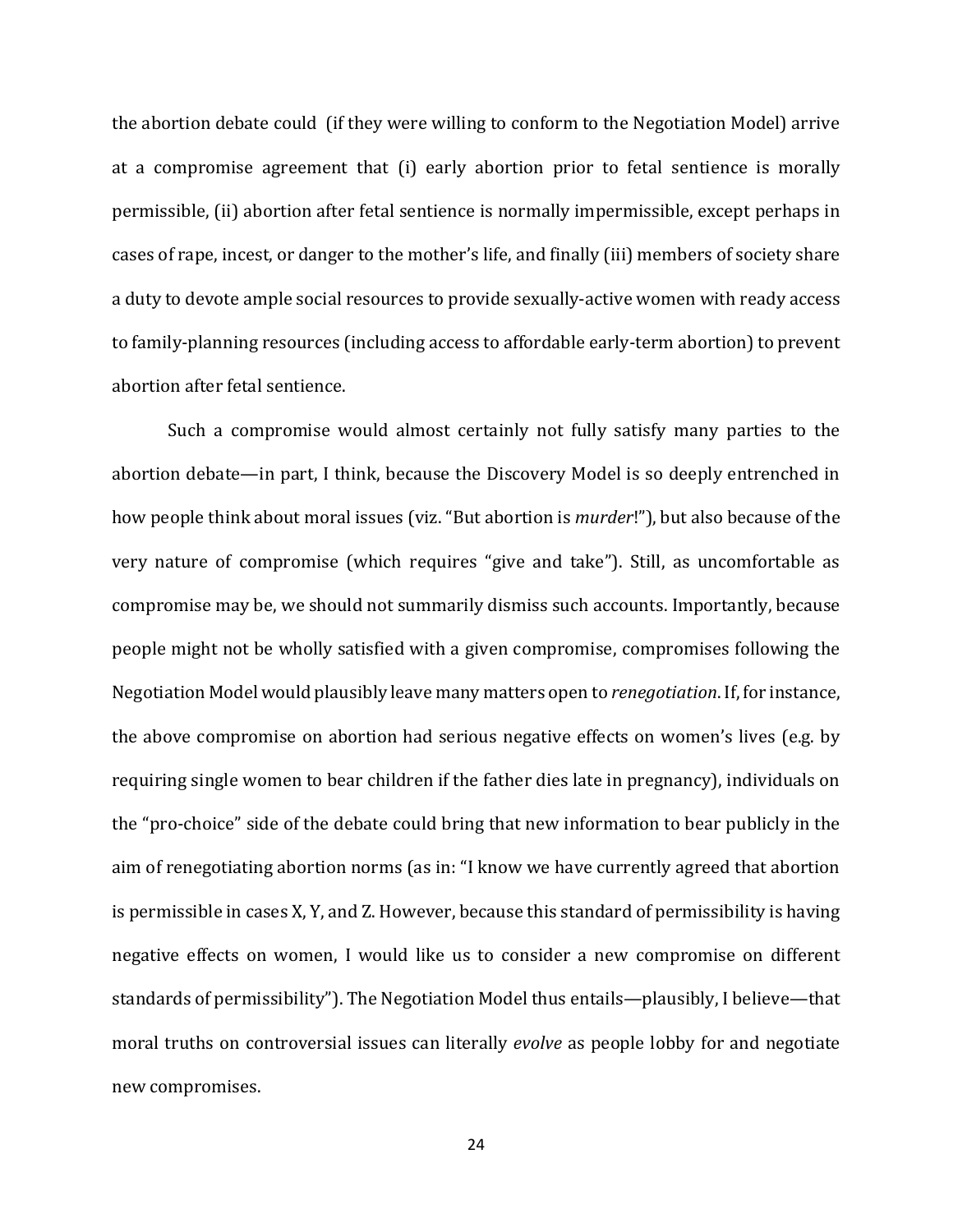the abortion debate could (if they were willing to conform to the Negotiation Model) arrive at a compromise agreement that (i) early abortion prior to fetal sentience is morally permissible, (ii) abortion after fetal sentience is normally impermissible, except perhaps in cases of rape, incest, or danger to the mother's life, and finally (iii) members of society share a duty to devote ample social resources to provide sexually-active women with ready access to family-planning resources (including access to affordable early-term abortion) to prevent abortion after fetal sentience.

Such a compromise would almost certainly not fully satisfy many parties to the abortion debate—in part, I think, because the Discovery Model is so deeply entrenched in how people think about moral issues (viz. "But abortion is *murder*!"), but also because of the very nature of compromise (which requires "give and take"). Still, as uncomfortable as compromise may be, we should not summarily dismiss such accounts. Importantly, because people might not be wholly satisfied with a given compromise, compromises following the Negotiation Model would plausibly leave many matters open to *renegotiation*. If, for instance, the above compromise on abortion had serious negative effects on women's lives (e.g. by requiring single women to bear children if the father dies late in pregnancy), individuals on the "pro-choice" side of the debate could bring that new information to bear publicly in the aim of renegotiating abortion norms (as in: "I know we have currently agreed that abortion is permissible in cases X, Y, and Z. However, because this standard of permissibility is having negative effects on women, I would like us to consider a new compromise on different standards of permissibility"). The Negotiation Model thus entails—plausibly, I believe—that moral truths on controversial issues can literally *evolve* as people lobby for and negotiate new compromises.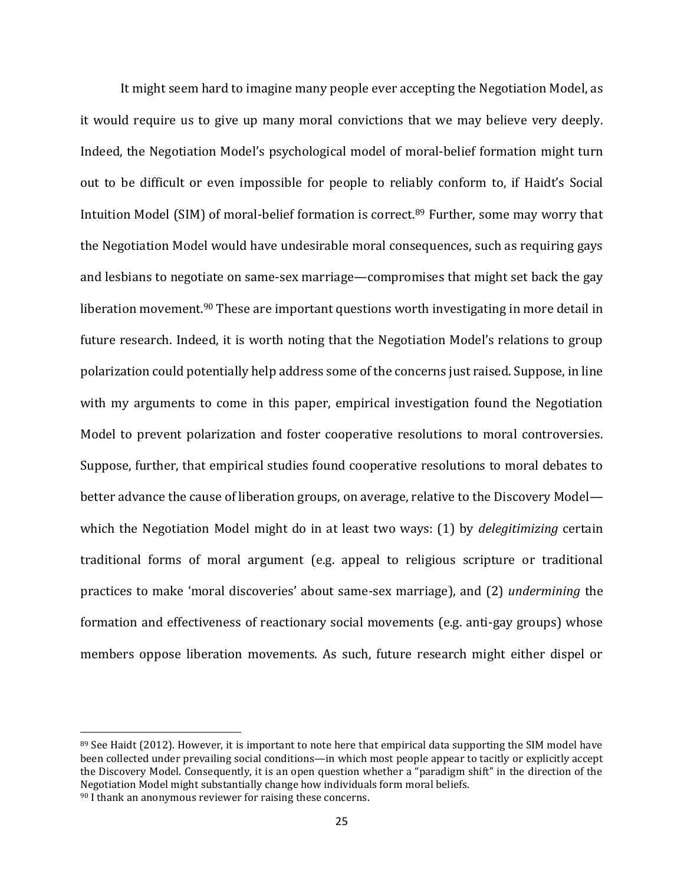It might seem hard to imagine many people ever accepting the Negotiation Model, as it would require us to give up many moral convictions that we may believe very deeply. Indeed, the Negotiation Model's psychological model of moral-belief formation might turn out to be difficult or even impossible for people to reliably conform to, if Haidt's Social Intuition Model (SIM) of moral-belief formation is correct.[89] Further, some may worry that the Negotiation Model would have undesirable moral consequences, such as requiring gays and lesbians to negotiate on same-sex marriage—compromises that might set back the gay liberation movement.[90] These are important questions worth investigating in more detail in future research. Indeed, it is worth noting that the Negotiation Model's relations to group polarization could potentially help address some of the concerns just raised. Suppose, in line with my arguments to come in this paper, empirical investigation found the Negotiation Model to prevent polarization and foster cooperative resolutions to moral controversies. Suppose, further, that empirical studies found cooperative resolutions to moral debates to better advance the cause of liberation groups, on average, relative to the Discovery Model—which the Negotiation Model might do in at least two ways: (1) by *delegitimizing* certain traditional forms of moral argument (e.g. appeal to religious scripture or traditional practices to make 'moral discoveries' about same-sex marriage), and (2) *undermining* the formation and effectiveness of reactionary social movements (e.g. anti-gay groups) whose members oppose liberation movements. As such, future research might either dispel or

---

[89] See Haidt (2012). However, it is important to note here that empirical data supporting the SIM model have been collected under prevailing social conditions—in which most people appear to tacitly or explicitly accept the Discovery Model. Consequently, it is an open question whether a "paradigm shift" in the direction of the Negotiation Model might substantially change how individuals form moral beliefs.

[90] I thank an anonymous reviewer for raising these concerns.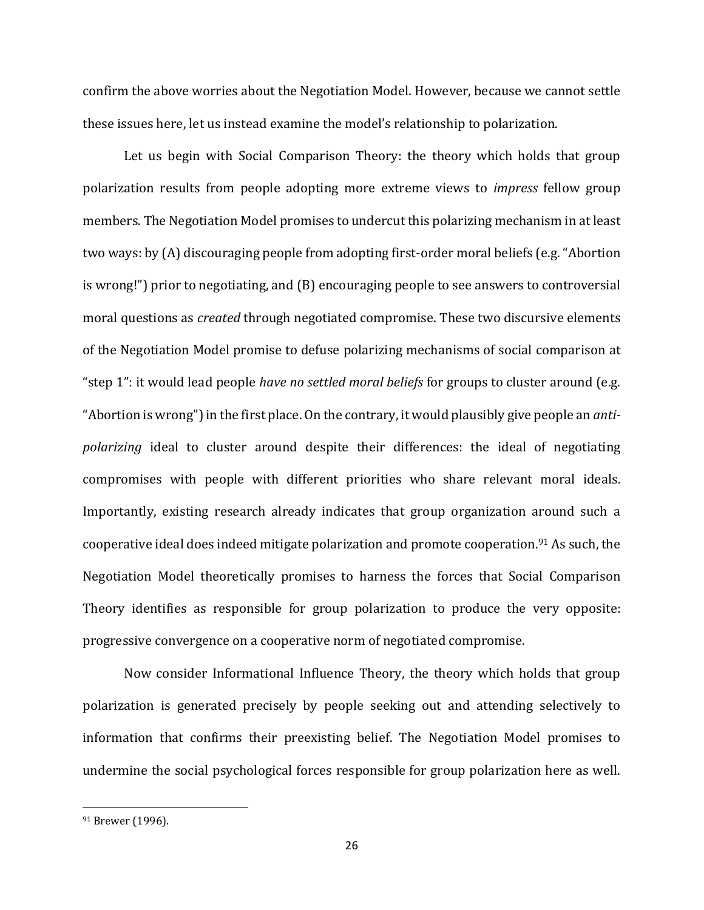confirm the above worries about the Negotiation Model. However, because we cannot settle these issues here, let us instead examine the model's relationship to polarization.

Let us begin with Social Comparison Theory: the theory which holds that group polarization results from people adopting more extreme views to *impress* fellow group members. The Negotiation Model promises to undercut this polarizing mechanism in at least two ways: by (A) discouraging people from adopting first-order moral beliefs (e.g. "Abortion is wrong!") prior to negotiating, and (B) encouraging people to see answers to controversial moral questions as *created* through negotiated compromise. These two discursive elements of the Negotiation Model promise to defuse polarizing mechanisms of social comparison at "step 1": it would lead people *have no settled moral beliefs* for groups to cluster around (e.g. "Abortion is wrong") in the first place. On the contrary, it would plausibly give people an *anti-polarizing* ideal to cluster around despite their differences: the ideal of negotiating compromises with people with different priorities who share relevant moral ideals. Importantly, existing research already indicates that group organization around such a cooperative ideal does indeed mitigate polarization and promote cooperation.[91] As such, the Negotiation Model theoretically promises to harness the forces that Social Comparison Theory identifies as responsible for group polarization to produce the very opposite: progressive convergence on a cooperative norm of negotiated compromise.

Now consider Informational Influence Theory, the theory which holds that group polarization is generated precisely by people seeking out and attending selectively to information that confirms their preexisting belief. The Negotiation Model promises to undermine the social psychological forces responsible for group polarization here as well.

---

[91] Brewer (1996).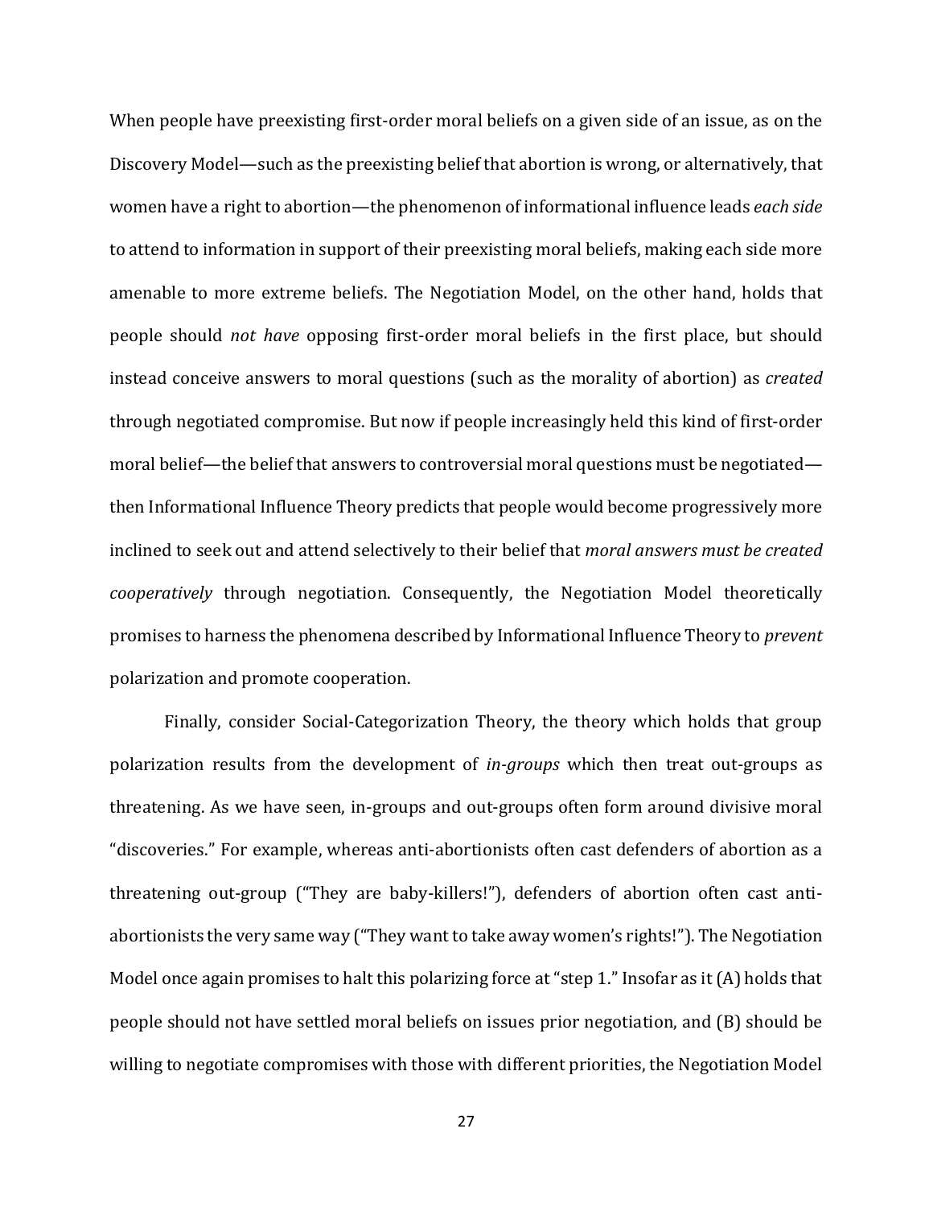When people have preexisting first-order moral beliefs on a given side of an issue, as on the Discovery Model—such as the preexisting belief that abortion is wrong, or alternatively, that women have a right to abortion—the phenomenon of informational influence leads *each side* to attend to information in support of their preexisting moral beliefs, making each side more amenable to more extreme beliefs. The Negotiation Model, on the other hand, holds that people should *not have* opposing first-order moral beliefs in the first place, but should instead conceive answers to moral questions (such as the morality of abortion) as *created* through negotiated compromise. But now if people increasingly held this kind of first-order moral belief—the belief that answers to controversial moral questions must be negotiated—then Informational Influence Theory predicts that people would become progressively more inclined to seek out and attend selectively to their belief that *moral answers must be created cooperatively* through negotiation. Consequently, the Negotiation Model theoretically promises to harness the phenomena described by Informational Influence Theory to *prevent* polarization and promote cooperation.

Finally, consider Social-Categorization Theory, the theory which holds that group polarization results from the development of *in-groups* which then treat out-groups as threatening. As we have seen, in-groups and out-groups often form around divisive moral "discoveries." For example, whereas anti-abortionists often cast defenders of abortion as a threatening out-group ("They are baby-killers!"), defenders of abortion often cast anti-abortionists the very same way ("They want to take away women's rights!"). The Negotiation Model once again promises to halt this polarizing force at "step 1." Insofar as it (A) holds that people should not have settled moral beliefs on issues prior negotiation, and (B) should be willing to negotiate compromises with those with different priorities, the Negotiation Model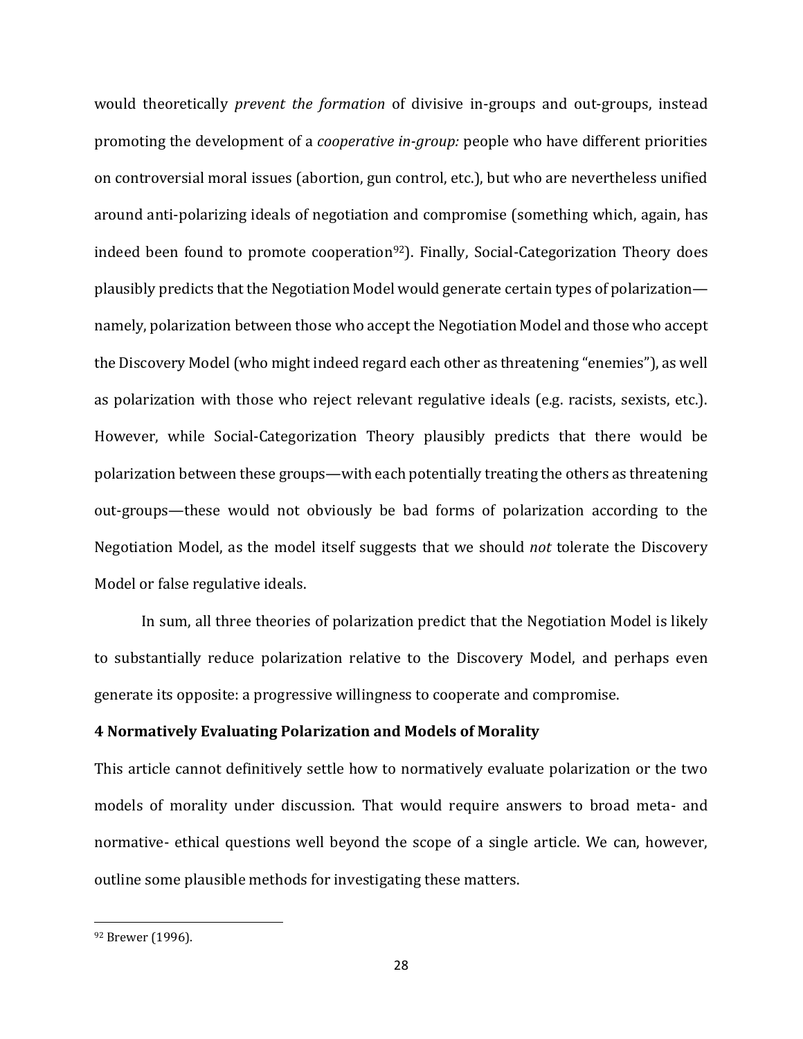would theoretically *prevent the formation* of divisive in-groups and out-groups, instead promoting the development of a *cooperative in-group:* people who have different priorities on controversial moral issues (abortion, gun control, etc.), but who are nevertheless unified around anti-polarizing ideals of negotiation and compromise (something which, again, has indeed been found to promote cooperation[92]). Finally, Social-Categorization Theory does plausibly predicts that the Negotiation Model would generate certain types of polarization—namely, polarization between those who accept the Negotiation Model and those who accept the Discovery Model (who might indeed regard each other as threatening "enemies"), as well as polarization with those who reject relevant regulative ideals (e.g. racists, sexists, etc.). However, while Social-Categorization Theory plausibly predicts that there would be polarization between these groups—with each potentially treating the others as threatening out-groups—these would not obviously be bad forms of polarization according to the Negotiation Model, as the model itself suggests that we should *not* tolerate the Discovery Model or false regulative ideals.

In sum, all three theories of polarization predict that the Negotiation Model is likely to substantially reduce polarization relative to the Discovery Model, and perhaps even generate its opposite: a progressive willingness to cooperate and compromise.

## 4 Normatively Evaluating Polarization and Models of Morality

This article cannot definitively settle how to normatively evaluate polarization or the two models of morality under discussion. That would require answers to broad meta- and normative- ethical questions well beyond the scope of a single article. We can, however, outline some plausible methods for investigating these matters.

[92] Brewer (1996).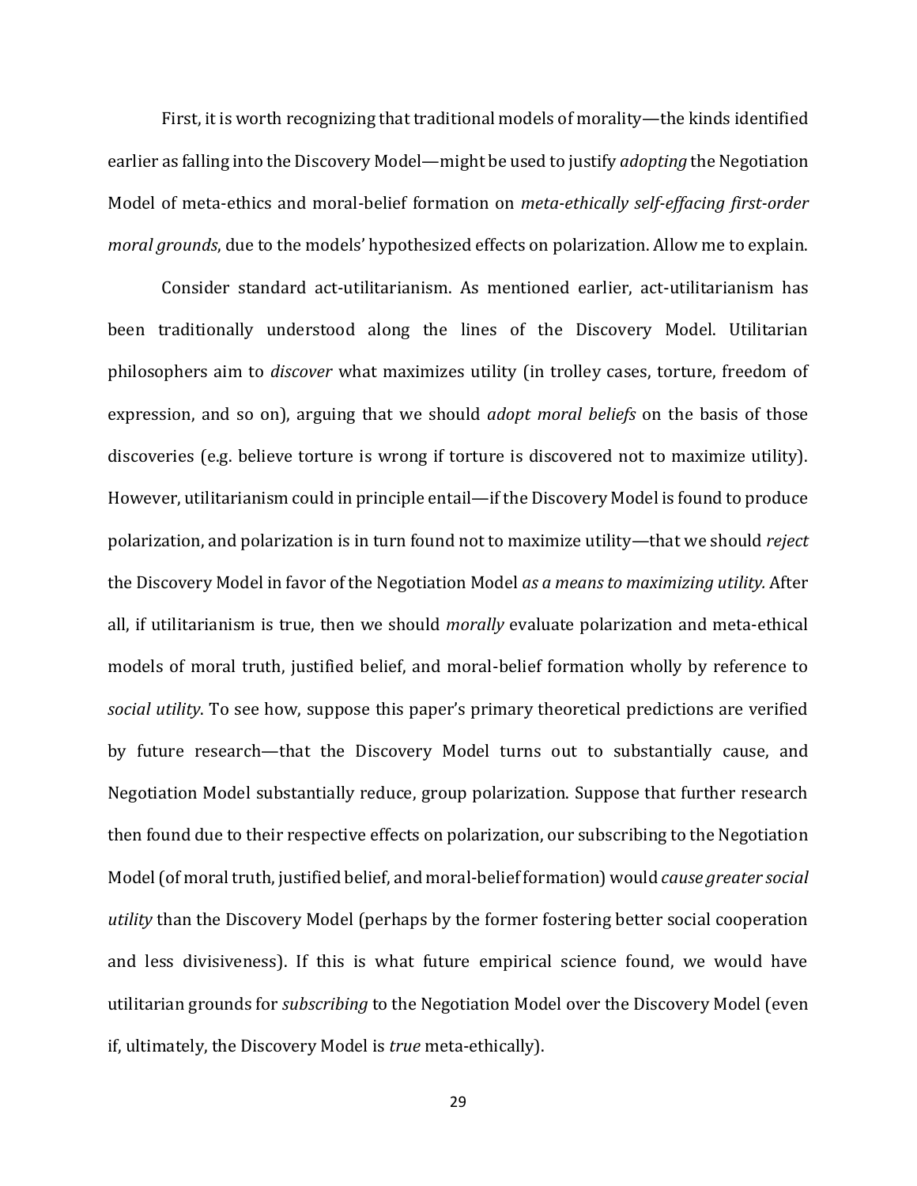First, it is worth recognizing that traditional models of morality—the kinds identified earlier as falling into the Discovery Model—might be used to justify *adopting* the Negotiation Model of meta-ethics and moral-belief formation on *meta-ethically self-effacing first-order moral grounds*, due to the models' hypothesized effects on polarization. Allow me to explain.

Consider standard act-utilitarianism. As mentioned earlier, act-utilitarianism has been traditionally understood along the lines of the Discovery Model. Utilitarian philosophers aim to *discover* what maximizes utility (in trolley cases, torture, freedom of expression, and so on), arguing that we should *adopt moral beliefs* on the basis of those discoveries (e.g. believe torture is wrong if torture is discovered not to maximize utility). However, utilitarianism could in principle entail—if the Discovery Model is found to produce polarization, and polarization is in turn found not to maximize utility—that we should *reject* the Discovery Model in favor of the Negotiation Model *as a means to maximizing utility.* After all, if utilitarianism is true, then we should *morally* evaluate polarization and meta-ethical models of moral truth, justified belief, and moral-belief formation wholly by reference to *social utility*. To see how, suppose this paper's primary theoretical predictions are verified by future research—that the Discovery Model turns out to substantially cause, and Negotiation Model substantially reduce, group polarization. Suppose that further research then found due to their respective effects on polarization, our subscribing to the Negotiation Model (of moral truth, justified belief, and moral-belief formation) would *cause greater social utility* than the Discovery Model (perhaps by the former fostering better social cooperation and less divisiveness). If this is what future empirical science found, we would have utilitarian grounds for *subscribing* to the Negotiation Model over the Discovery Model (even if, ultimately, the Discovery Model is *true* meta-ethically).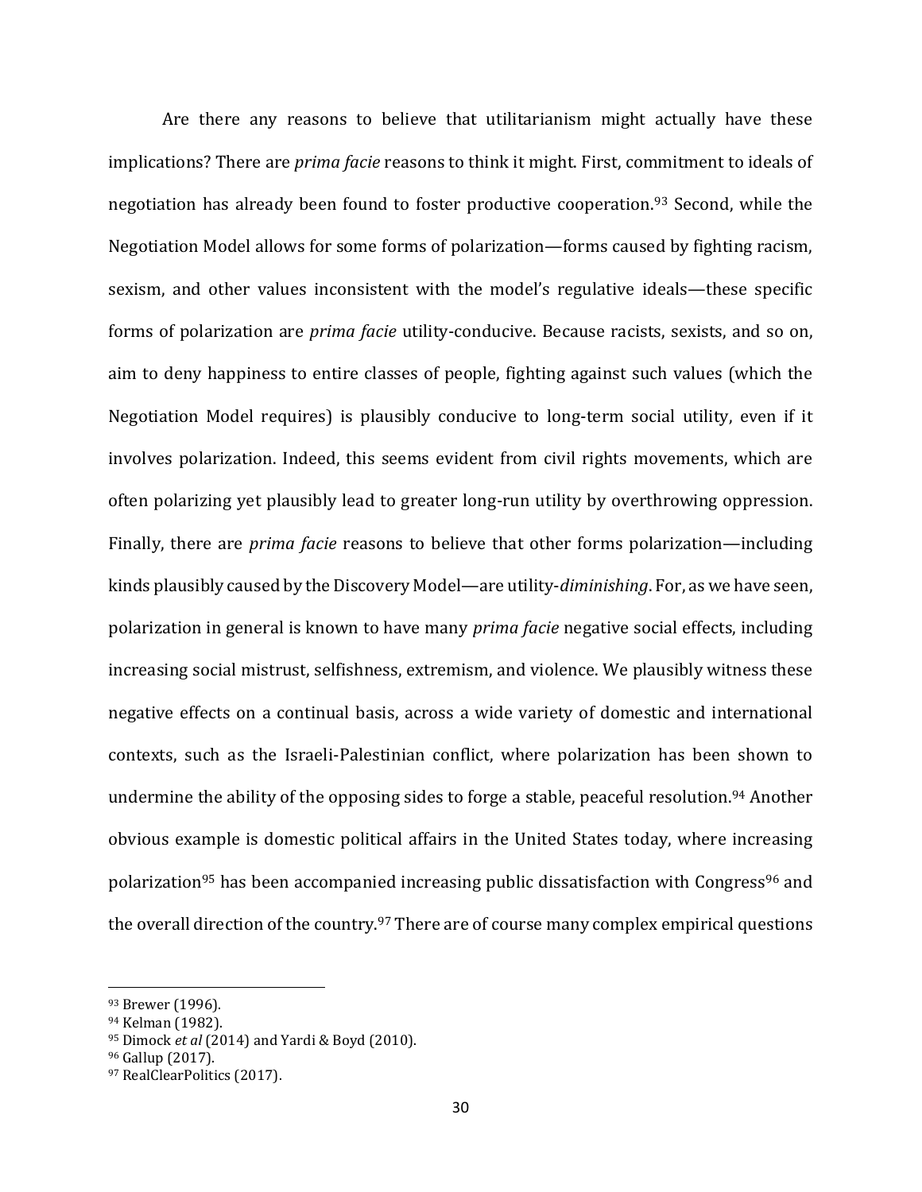Are there any reasons to believe that utilitarianism might actually have these implications? There are *prima facie* reasons to think it might. First, commitment to ideals of negotiation has already been found to foster productive cooperation.[93] Second, while the Negotiation Model allows for some forms of polarization—forms caused by fighting racism, sexism, and other values inconsistent with the model's regulative ideals—these specific forms of polarization are *prima facie* utility-conducive. Because racists, sexists, and so on, aim to deny happiness to entire classes of people, fighting against such values (which the Negotiation Model requires) is plausibly conducive to long-term social utility, even if it involves polarization. Indeed, this seems evident from civil rights movements, which are often polarizing yet plausibly lead to greater long-run utility by overthrowing oppression. Finally, there are *prima facie* reasons to believe that other forms polarization—including kinds plausibly caused by the Discovery Model—are utility-*diminishing*. For, as we have seen, polarization in general is known to have many *prima facie* negative social effects, including increasing social mistrust, selfishness, extremism, and violence. We plausibly witness these negative effects on a continual basis, across a wide variety of domestic and international contexts, such as the Israeli-Palestinian conflict, where polarization has been shown to undermine the ability of the opposing sides to forge a stable, peaceful resolution.[94] Another obvious example is domestic political affairs in the United States today, where increasing polarization[95] has been accompanied increasing public dissatisfaction with Congress[96] and the overall direction of the country.[97] There are of course many complex empirical questions

---

[93] Brewer (1996).
[94] Kelman (1982).
[95] Dimock *et al* (2014) and Yardi & Boyd (2010).
[96] Gallup (2017).
[97] RealClearPolitics (2017).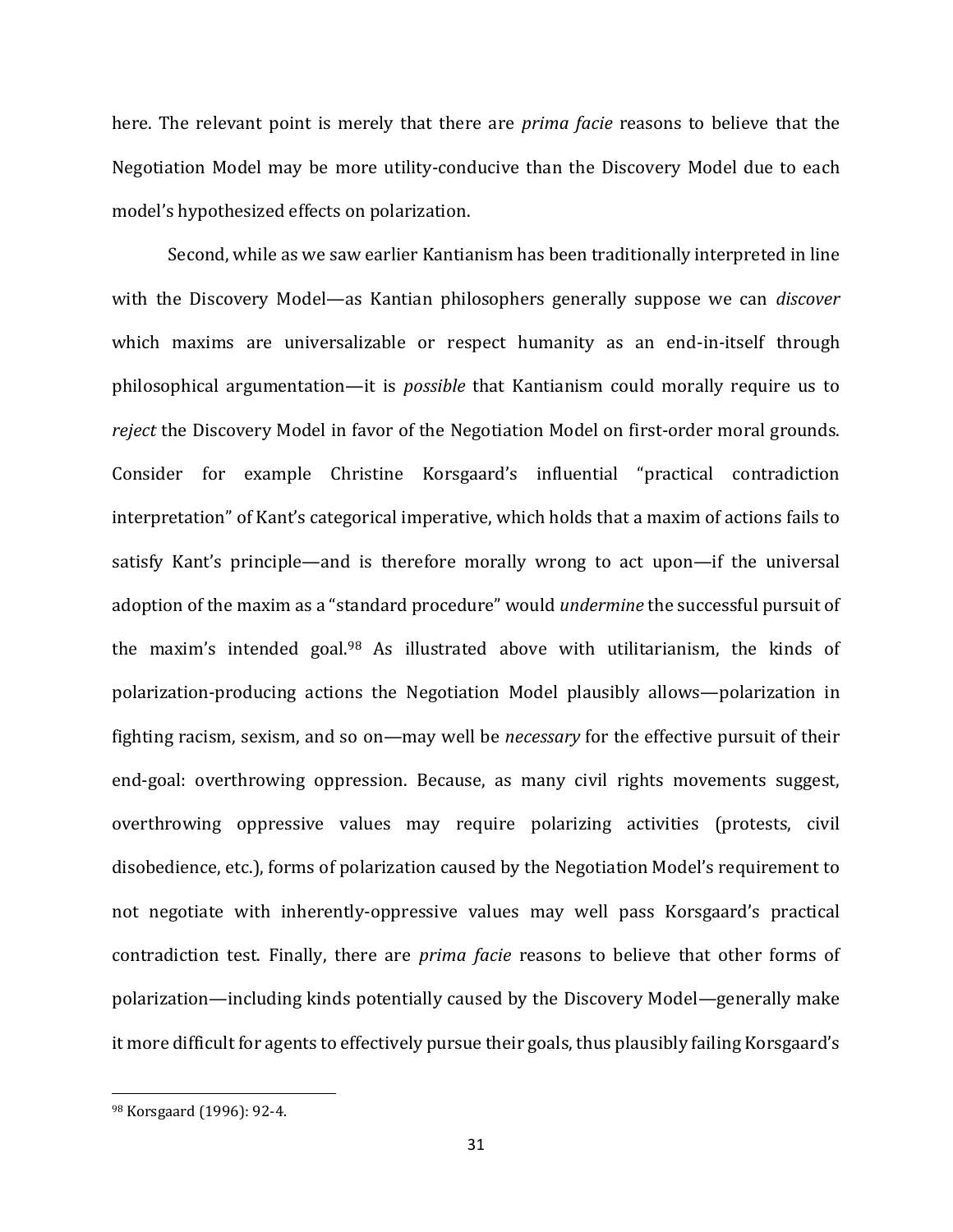here. The relevant point is merely that there are *prima facie* reasons to believe that the Negotiation Model may be more utility-conducive than the Discovery Model due to each model's hypothesized effects on polarization.

Second, while as we saw earlier Kantianism has been traditionally interpreted in line with the Discovery Model—as Kantian philosophers generally suppose we can *discover* which maxims are universalizable or respect humanity as an end-in-itself through philosophical argumentation—it is *possible* that Kantianism could morally require us to *reject* the Discovery Model in favor of the Negotiation Model on first-order moral grounds. Consider for example Christine Korsgaard's influential "practical contradiction interpretation" of Kant's categorical imperative, which holds that a maxim of actions fails to satisfy Kant's principle—and is therefore morally wrong to act upon—if the universal adoption of the maxim as a "standard procedure" would *undermine* the successful pursuit of the maxim's intended goal.[98] As illustrated above with utilitarianism, the kinds of polarization-producing actions the Negotiation Model plausibly allows—polarization in fighting racism, sexism, and so on—may well be *necessary* for the effective pursuit of their end-goal: overthrowing oppression. Because, as many civil rights movements suggest, overthrowing oppressive values may require polarizing activities (protests, civil disobedience, etc.), forms of polarization caused by the Negotiation Model's requirement to not negotiate with inherently-oppressive values may well pass Korsgaard's practical contradiction test. Finally, there are *prima facie* reasons to believe that other forms of polarization—including kinds potentially caused by the Discovery Model—generally make it more difficult for agents to effectively pursue their goals, thus plausibly failing Korsgaard's

---

[98] Korsgaard (1996): 92-4.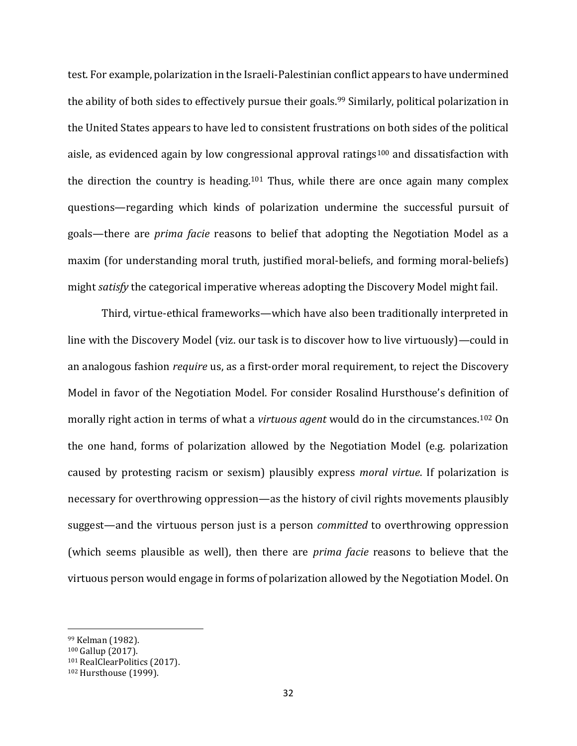test. For example, polarization in the Israeli-Palestinian conflict appears to have undermined the ability of both sides to effectively pursue their goals.[99] Similarly, political polarization in the United States appears to have led to consistent frustrations on both sides of the political aisle, as evidenced again by low congressional approval ratings[100] and dissatisfaction with the direction the country is heading.[101] Thus, while there are once again many complex questions—regarding which kinds of polarization undermine the successful pursuit of goals—there are *prima facie* reasons to belief that adopting the Negotiation Model as a maxim (for understanding moral truth, justified moral-beliefs, and forming moral-beliefs) might *satisfy* the categorical imperative whereas adopting the Discovery Model might fail.

Third, virtue-ethical frameworks—which have also been traditionally interpreted in line with the Discovery Model (viz. our task is to discover how to live virtuously)—could in an analogous fashion *require* us, as a first-order moral requirement, to reject the Discovery Model in favor of the Negotiation Model. For consider Rosalind Hursthouse's definition of morally right action in terms of what a *virtuous agent* would do in the circumstances.[102] On the one hand, forms of polarization allowed by the Negotiation Model (e.g. polarization caused by protesting racism or sexism) plausibly express *moral virtue*. If polarization is necessary for overthrowing oppression—as the history of civil rights movements plausibly suggest—and the virtuous person just is a person *committed* to overthrowing oppression (which seems plausible as well), then there are *prima facie* reasons to believe that the virtuous person would engage in forms of polarization allowed by the Negotiation Model. On

[99] Kelman (1982).

[100] Gallup (2017).

[101] RealClearPolitics (2017).

[102] Hursthouse (1999).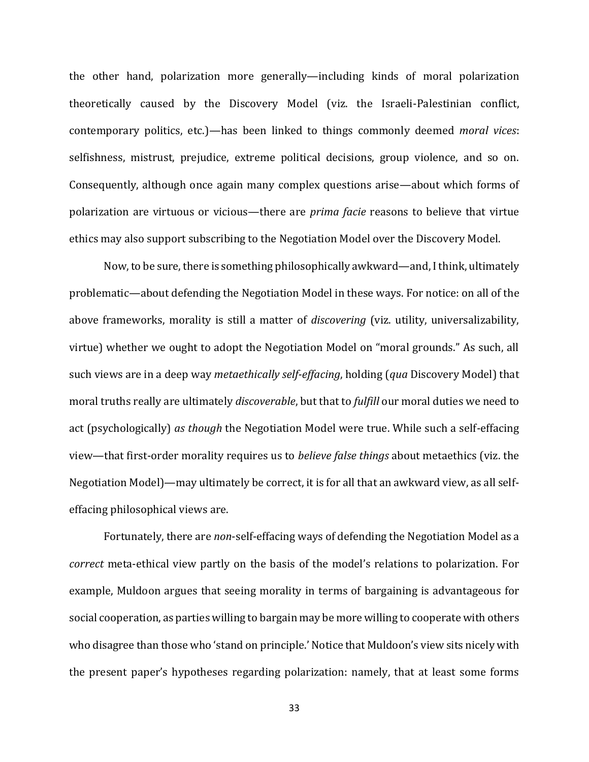the other hand, polarization more generally—including kinds of moral polarization theoretically caused by the Discovery Model (viz. the Israeli-Palestinian conflict, contemporary politics, etc.)—has been linked to things commonly deemed *moral vices*: selfishness, mistrust, prejudice, extreme political decisions, group violence, and so on. Consequently, although once again many complex questions arise—about which forms of polarization are virtuous or vicious—there are *prima facie* reasons to believe that virtue ethics may also support subscribing to the Negotiation Model over the Discovery Model.

Now, to be sure, there is something philosophically awkward—and, I think, ultimately problematic—about defending the Negotiation Model in these ways. For notice: on all of the above frameworks, morality is still a matter of *discovering* (viz. utility, universalizability, virtue) whether we ought to adopt the Negotiation Model on "moral grounds." As such, all such views are in a deep way *metaethically self-effacing*, holding (*qua* Discovery Model) that moral truths really are ultimately *discoverable*, but that to *fulfill* our moral duties we need to act (psychologically) *as though* the Negotiation Model were true. While such a self-effacing view—that first-order morality requires us to *believe false things* about metaethics (viz. the Negotiation Model)—may ultimately be correct, it is for all that an awkward view, as all self-effacing philosophical views are.

Fortunately, there are *non*-self-effacing ways of defending the Negotiation Model as a *correct* meta-ethical view partly on the basis of the model's relations to polarization. For example, Muldoon argues that seeing morality in terms of bargaining is advantageous for social cooperation, as parties willing to bargain may be more willing to cooperate with others who disagree than those who 'stand on principle.' Notice that Muldoon's view sits nicely with the present paper's hypotheses regarding polarization: namely, that at least some forms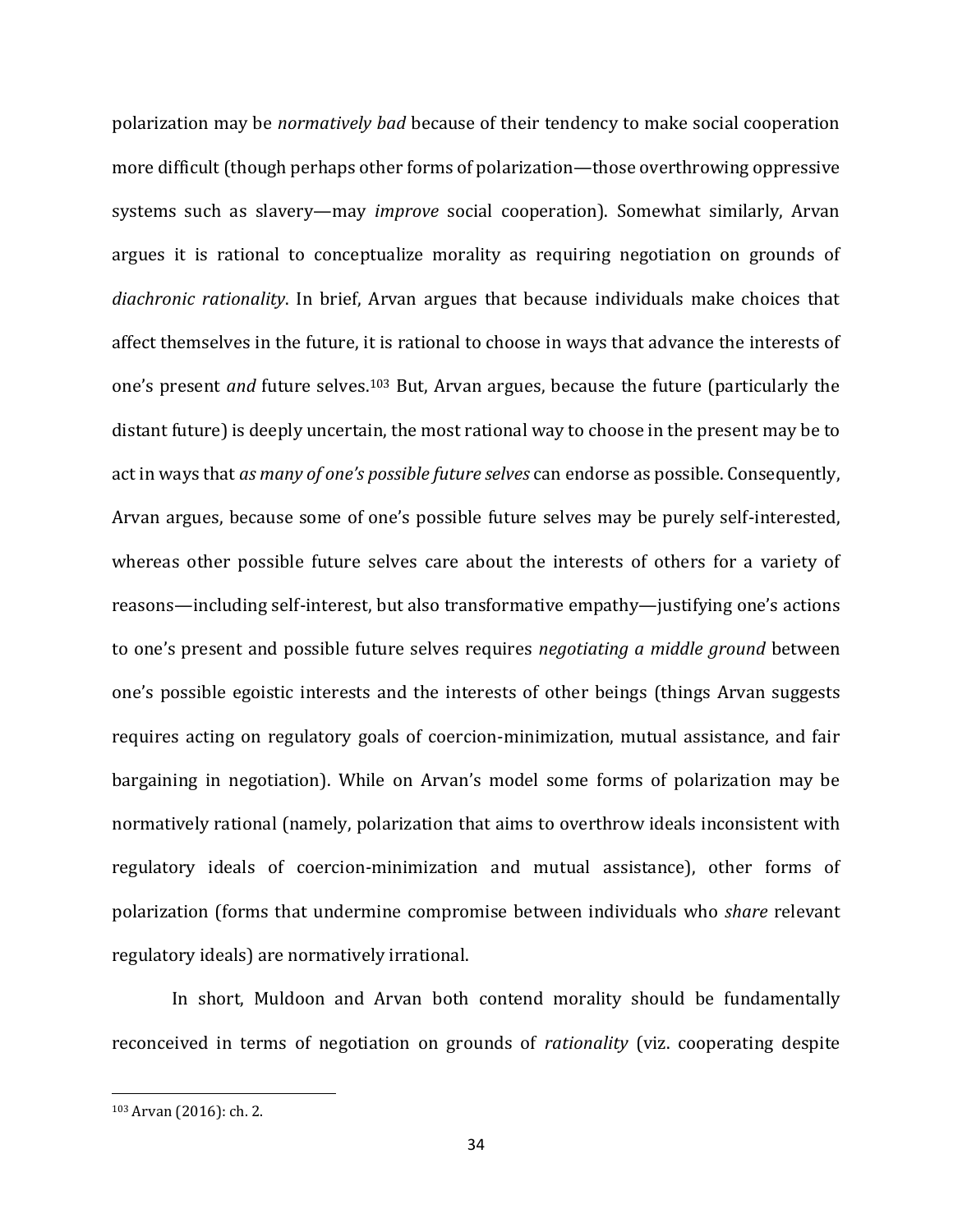polarization may be *normatively bad* because of their tendency to make social cooperation more difficult (though perhaps other forms of polarization—those overthrowing oppressive systems such as slavery—may *improve* social cooperation). Somewhat similarly, Arvan argues it is rational to conceptualize morality as requiring negotiation on grounds of *diachronic rationality*. In brief, Arvan argues that because individuals make choices that affect themselves in the future, it is rational to choose in ways that advance the interests of one's present *and* future selves.[103] But, Arvan argues, because the future (particularly the distant future) is deeply uncertain, the most rational way to choose in the present may be to act in ways that *as many of one's possible future selves* can endorse as possible. Consequently, Arvan argues, because some of one's possible future selves may be purely self-interested, whereas other possible future selves care about the interests of others for a variety of reasons—including self-interest, but also transformative empathy—justifying one's actions to one's present and possible future selves requires *negotiating a middle ground* between one's possible egoistic interests and the interests of other beings (things Arvan suggests requires acting on regulatory goals of coercion-minimization, mutual assistance, and fair bargaining in negotiation). While on Arvan's model some forms of polarization may be normatively rational (namely, polarization that aims to overthrow ideals inconsistent with regulatory ideals of coercion-minimization and mutual assistance), other forms of polarization (forms that undermine compromise between individuals who *share* relevant regulatory ideals) are normatively irrational.

In short, Muldoon and Arvan both contend morality should be fundamentally reconceived in terms of negotiation on grounds of *rationality* (viz. cooperating despite

---

[103] Arvan (2016): ch. 2.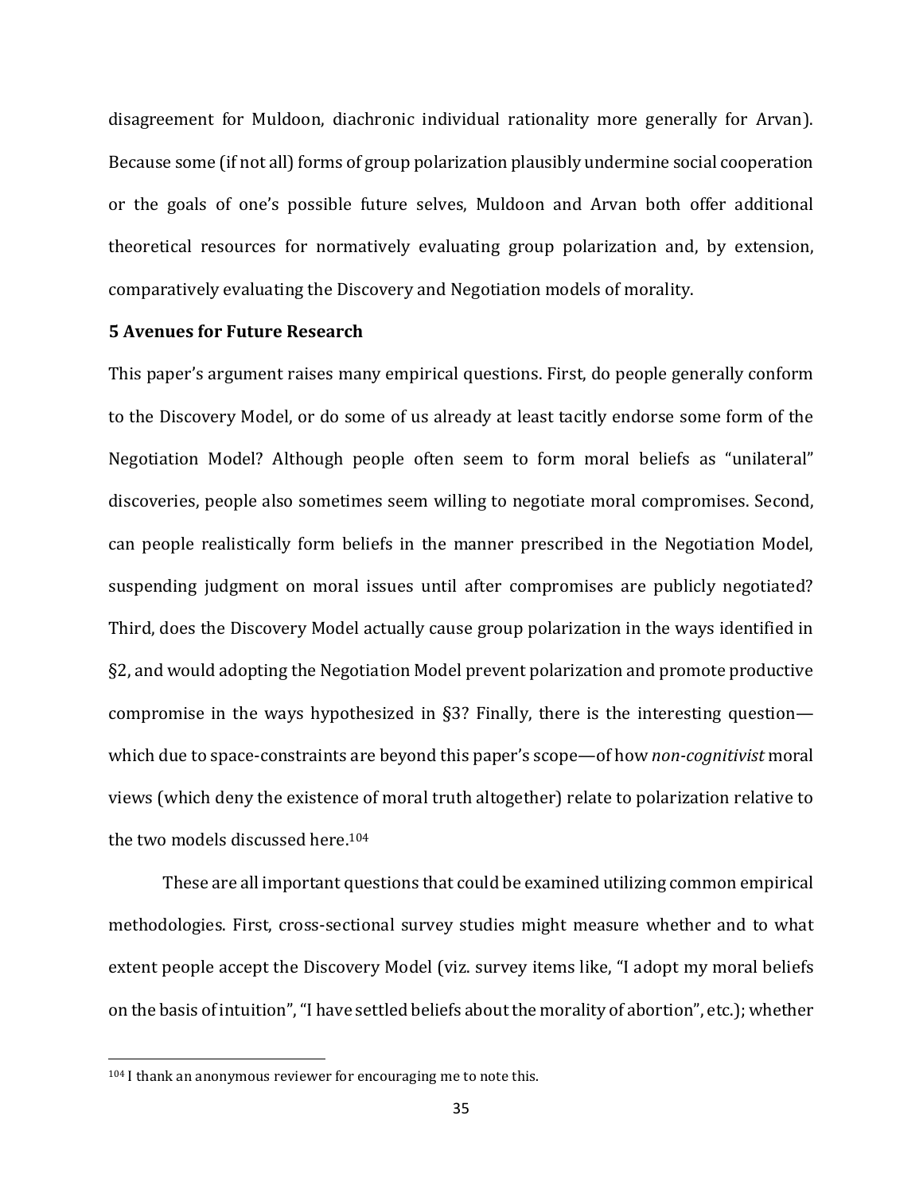disagreement for Muldoon, diachronic individual rationality more generally for Arvan). Because some (if not all) forms of group polarization plausibly undermine social cooperation or the goals of one's possible future selves, Muldoon and Arvan both offer additional theoretical resources for normatively evaluating group polarization and, by extension, comparatively evaluating the Discovery and Negotiation models of morality.

## 5 Avenues for Future Research

This paper's argument raises many empirical questions. First, do people generally conform to the Discovery Model, or do some of us already at least tacitly endorse some form of the Negotiation Model? Although people often seem to form moral beliefs as "unilateral" discoveries, people also sometimes seem willing to negotiate moral compromises. Second, can people realistically form beliefs in the manner prescribed in the Negotiation Model, suspending judgment on moral issues until after compromises are publicly negotiated? Third, does the Discovery Model actually cause group polarization in the ways identified in §2, and would adopting the Negotiation Model prevent polarization and promote productive compromise in the ways hypothesized in §3? Finally, there is the interesting question—which due to space-constraints are beyond this paper's scope—of how *non-cognitivist* moral views (which deny the existence of moral truth altogether) relate to polarization relative to the two models discussed here.[104]

These are all important questions that could be examined utilizing common empirical methodologies. First, cross-sectional survey studies might measure whether and to what extent people accept the Discovery Model (viz. survey items like, "I adopt my moral beliefs on the basis of intuition", "I have settled beliefs about the morality of abortion", etc.); whether

[104] I thank an anonymous reviewer for encouraging me to note this.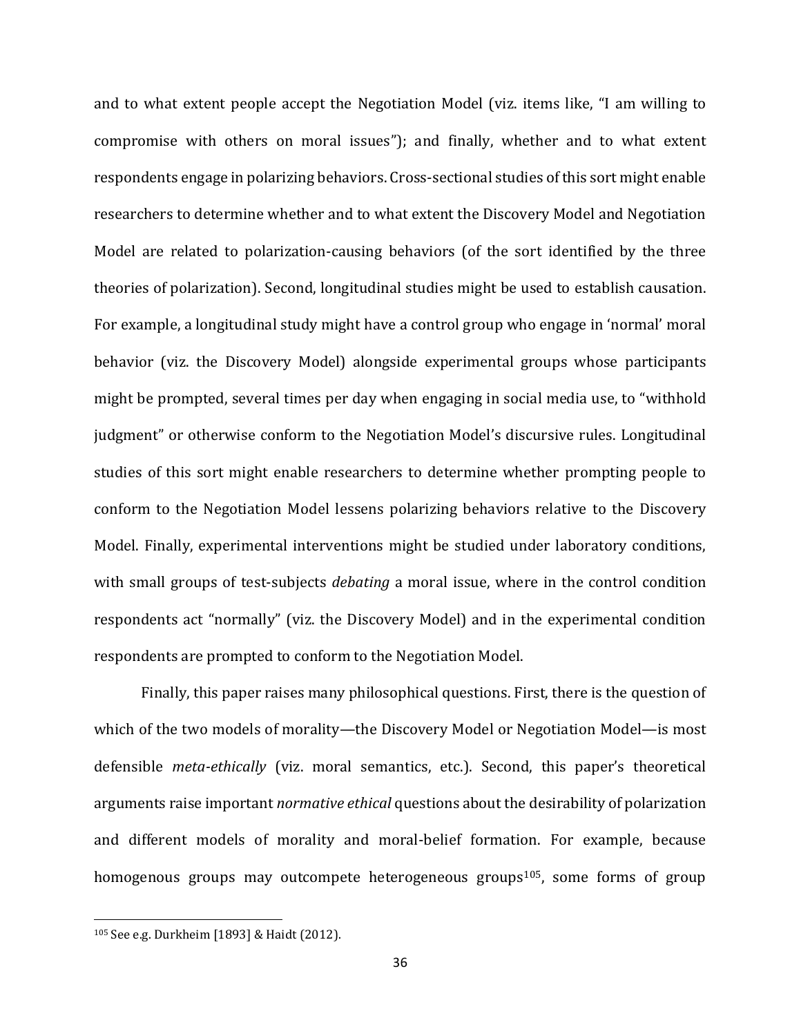and to what extent people accept the Negotiation Model (viz. items like, "I am willing to compromise with others on moral issues"); and finally, whether and to what extent respondents engage in polarizing behaviors. Cross-sectional studies of this sort might enable researchers to determine whether and to what extent the Discovery Model and Negotiation Model are related to polarization-causing behaviors (of the sort identified by the three theories of polarization). Second, longitudinal studies might be used to establish causation. For example, a longitudinal study might have a control group who engage in 'normal' moral behavior (viz. the Discovery Model) alongside experimental groups whose participants might be prompted, several times per day when engaging in social media use, to "withhold judgment" or otherwise conform to the Negotiation Model's discursive rules. Longitudinal studies of this sort might enable researchers to determine whether prompting people to conform to the Negotiation Model lessens polarizing behaviors relative to the Discovery Model. Finally, experimental interventions might be studied under laboratory conditions, with small groups of test-subjects *debating* a moral issue, where in the control condition respondents act "normally" (viz. the Discovery Model) and in the experimental condition respondents are prompted to conform to the Negotiation Model.

Finally, this paper raises many philosophical questions. First, there is the question of which of the two models of morality—the Discovery Model or Negotiation Model—is most defensible *meta-ethically* (viz. moral semantics, etc.). Second, this paper's theoretical arguments raise important *normative ethical* questions about the desirability of polarization and different models of morality and moral-belief formation. For example, because homogenous groups may outcompete heterogeneous groups[105], some forms of group

[105] See e.g. Durkheim [1893] & Haidt (2012).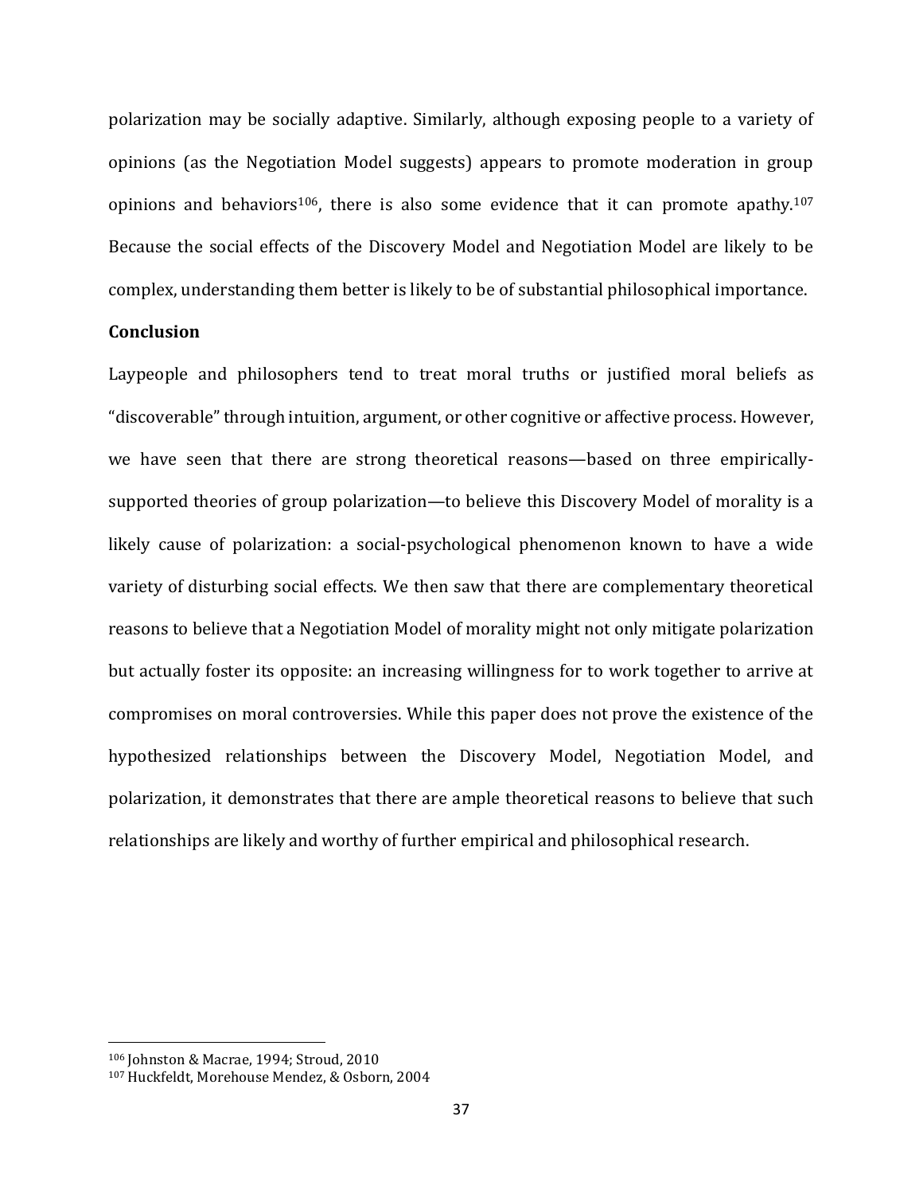polarization may be socially adaptive. Similarly, although exposing people to a variety of opinions (as the Negotiation Model suggests) appears to promote moderation in group opinions and behaviors[106], there is also some evidence that it can promote apathy.[107] Because the social effects of the Discovery Model and Negotiation Model are likely to be complex, understanding them better is likely to be of substantial philosophical importance.

**Conclusion**

Laypeople and philosophers tend to treat moral truths or justified moral beliefs as "discoverable" through intuition, argument, or other cognitive or affective process. However, we have seen that there are strong theoretical reasons—based on three empirically-supported theories of group polarization—to believe this Discovery Model of morality is a likely cause of polarization: a social-psychological phenomenon known to have a wide variety of disturbing social effects. We then saw that there are complementary theoretical reasons to believe that a Negotiation Model of morality might not only mitigate polarization but actually foster its opposite: an increasing willingness for to work together to arrive at compromises on moral controversies. While this paper does not prove the existence of the hypothesized relationships between the Discovery Model, Negotiation Model, and polarization, it demonstrates that there are ample theoretical reasons to believe that such relationships are likely and worthy of further empirical and philosophical research.

---

[106] Johnston & Macrae, 1994; Stroud, 2010

[107] Huckfeldt, Morehouse Mendez, & Osborn, 2004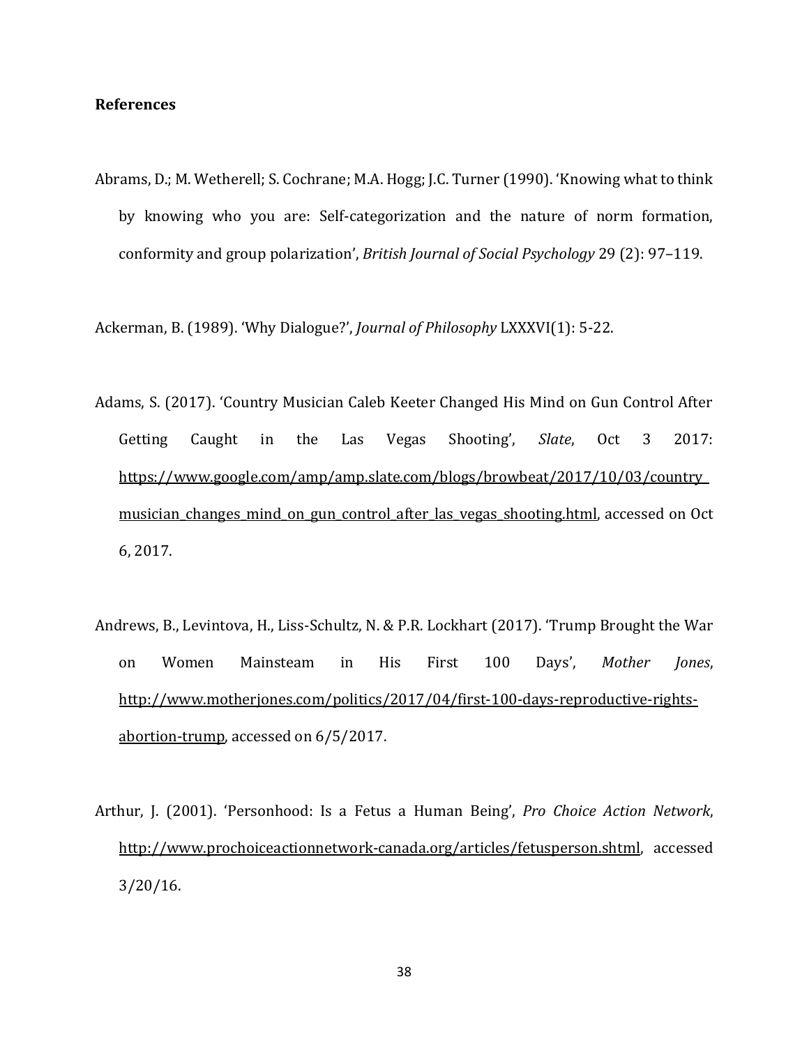**References**

Abrams, D.; M. Wetherell; S. Cochrane; M.A. Hogg; J.C. Turner (1990). 'Knowing what to think by knowing who you are: Self-categorization and the nature of norm formation, conformity and group polarization', *British Journal of Social Psychology* 29 (2): 97–119.

Ackerman, B. (1989). 'Why Dialogue?', *Journal of Philosophy* LXXXVI(1): 5-22.

Adams, S. (2017). 'Country Musician Caleb Keeter Changed His Mind on Gun Control After Getting Caught in the Las Vegas Shooting', *Slate*, Oct 3 2017: https://www.google.com/amp/amp.slate.com/blogs/browbeat/2017/10/03/country_musician_changes_mind_on_gun_control_after_las_vegas_shooting.html, accessed on Oct 6, 2017.

Andrews, B., Levintova, H., Liss-Schultz, N. & P.R. Lockhart (2017). 'Trump Brought the War on Women Mainsteam in His First 100 Days', *Mother Jones*, http://www.motherjones.com/politics/2017/04/first-100-days-reproductive-rights-abortion-trump, accessed on 6/5/2017.

Arthur, J. (2001). 'Personhood: Is a Fetus a Human Being', *Pro Choice Action Network*, http://www.prochoiceactionnetwork-canada.org/articles/fetusperson.shtml, accessed 3/20/16.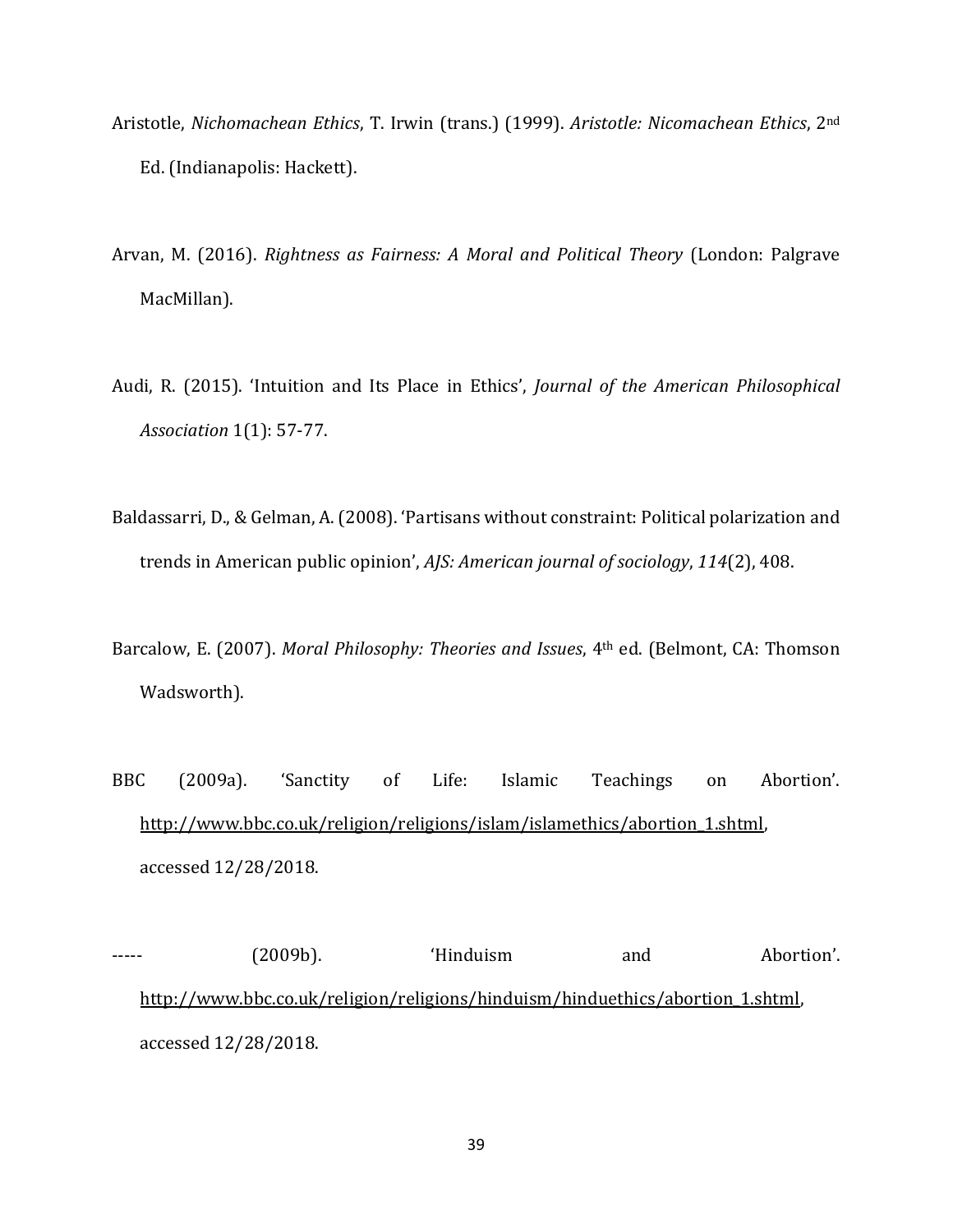Aristotle, *Nichomachean Ethics*, T. Irwin (trans.) (1999). *Aristotle: Nicomachean Ethics*, 2nd Ed. (Indianapolis: Hackett).

Arvan, M. (2016). *Rightness as Fairness: A Moral and Political Theory* (London: Palgrave MacMillan).

Audi, R. (2015). 'Intuition and Its Place in Ethics', *Journal of the American Philosophical Association* 1(1): 57-77.

Baldassarri, D., & Gelman, A. (2008). 'Partisans without constraint: Political polarization and trends in American public opinion', *AJS: American journal of sociology*, *114*(2), 408.

Barcalow, E. (2007). *Moral Philosophy: Theories and Issues*, 4th ed. (Belmont, CA: Thomson Wadsworth).

BBC (2009a). 'Sanctity of Life: Islamic Teachings on Abortion'. http://www.bbc.co.uk/religion/religions/islam/islamethics/abortion_1.shtml, accessed 12/28/2018.

----- (2009b). 'Hinduism and Abortion'. http://www.bbc.co.uk/religion/religions/hinduism/hinduethics/abortion_1.shtml, accessed 12/28/2018.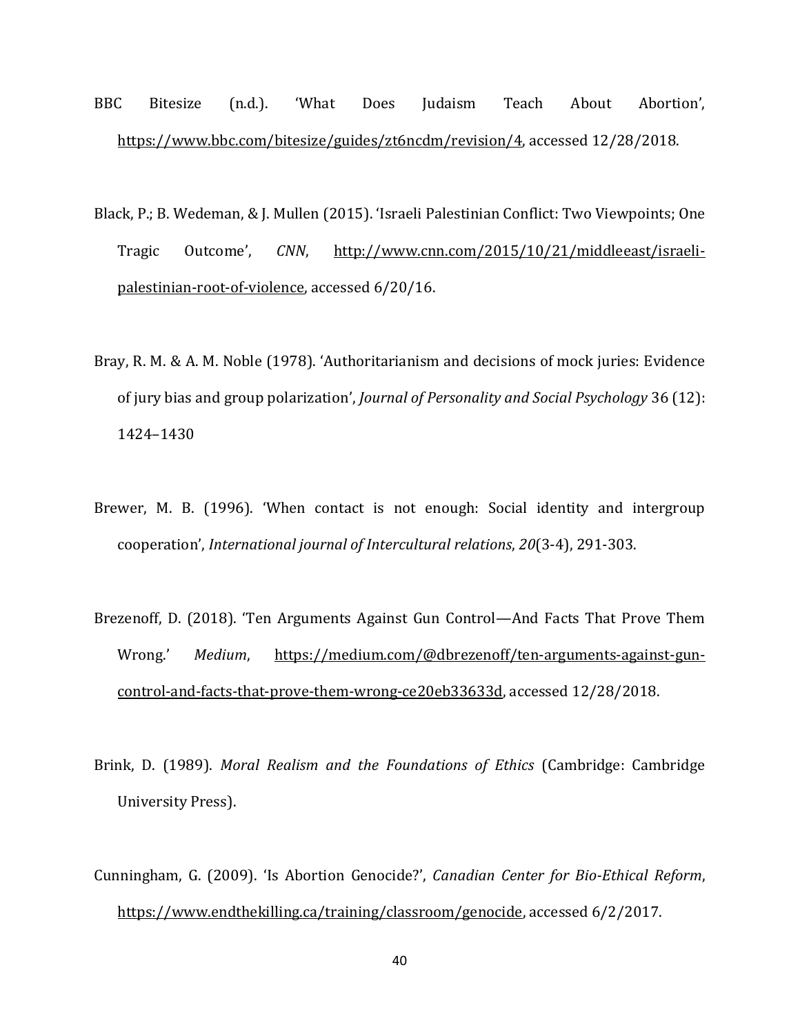BBC Bitesize (n.d.). 'What Does Judaism Teach About Abortion', https://www.bbc.com/bitesize/guides/zt6ncdm/revision/4, accessed 12/28/2018.

Black, P.; B. Wedeman, & J. Mullen (2015). 'Israeli Palestinian Conflict: Two Viewpoints; One Tragic Outcome', *CNN*, http://www.cnn.com/2015/10/21/middleeast/israeli-palestinian-root-of-violence, accessed 6/20/16.

Bray, R. M. & A. M. Noble (1978). 'Authoritarianism and decisions of mock juries: Evidence of jury bias and group polarization', *Journal of Personality and Social Psychology* 36 (12): 1424–1430

Brewer, M. B. (1996). 'When contact is not enough: Social identity and intergroup cooperation', *International journal of Intercultural relations*, *20*(3-4), 291-303.

Brezenoff, D. (2018). 'Ten Arguments Against Gun Control—And Facts That Prove Them Wrong.' *Medium*, https://medium.com/@dbrezenoff/ten-arguments-against-gun-control-and-facts-that-prove-them-wrong-ce20eb33633d, accessed 12/28/2018.

Brink, D. (1989). *Moral Realism and the Foundations of Ethics* (Cambridge: Cambridge University Press).

Cunningham, G. (2009). 'Is Abortion Genocide?', *Canadian Center for Bio-Ethical Reform*, https://www.endthekilling.ca/training/classroom/genocide, accessed 6/2/2017.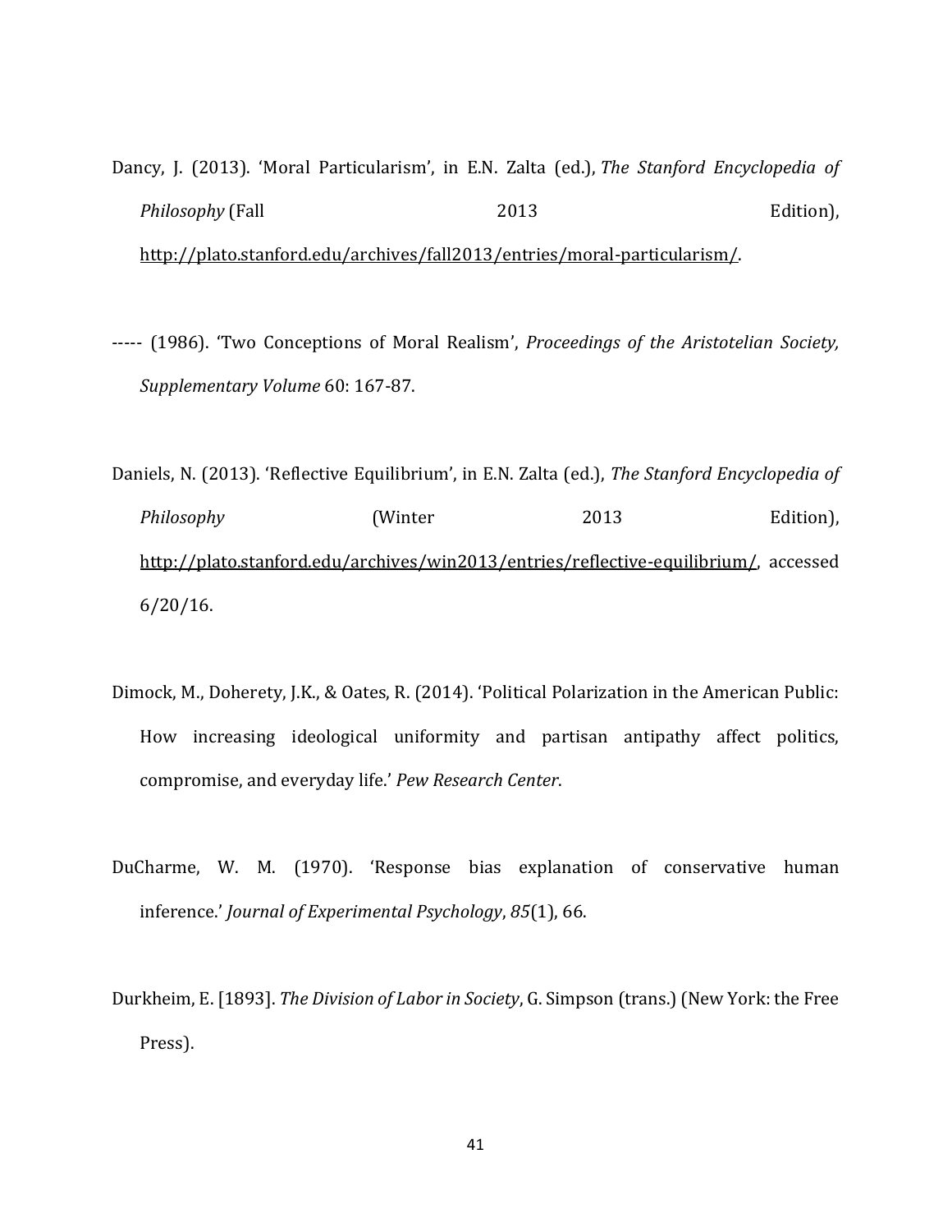Dancy, J. (2013). 'Moral Particularism', in E.N. Zalta (ed.), *The Stanford Encyclopedia of Philosophy* (Fall 2013 Edition), http://plato.stanford.edu/archives/fall2013/entries/moral-particularism/.

----- (1986). 'Two Conceptions of Moral Realism', *Proceedings of the Aristotelian Society, Supplementary Volume* 60: 167-87.

Daniels, N. (2013). 'Reflective Equilibrium', in E.N. Zalta (ed.), *The Stanford Encyclopedia of Philosophy* (Winter 2013 Edition), http://plato.stanford.edu/archives/win2013/entries/reflective-equilibrium/, accessed 6/20/16.

Dimock, M., Doherety, J.K., & Oates, R. (2014). 'Political Polarization in the American Public: How increasing ideological uniformity and partisan antipathy affect politics, compromise, and everyday life.' *Pew Research Center*.

DuCharme, W. M. (1970). 'Response bias explanation of conservative human inference.' *Journal of Experimental Psychology*, *85*(1), 66.

Durkheim, E. [1893]. *The Division of Labor in Society*, G. Simpson (trans.) (New York: the Free Press).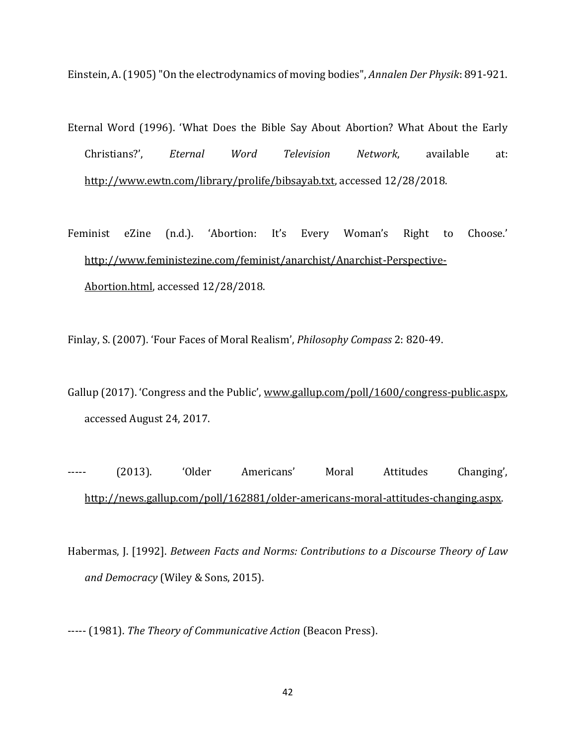Einstein, A. (1905) "On the electrodynamics of moving bodies", *Annalen Der Physik*: 891-921.

Eternal Word (1996). 'What Does the Bible Say About Abortion? What About the Early Christians?', *Eternal Word Television Network*, available at: http://www.ewtn.com/library/prolife/bibsayab.txt, accessed 12/28/2018.

Feminist eZine (n.d.). 'Abortion: It's Every Woman's Right to Choose.' http://www.feministezine.com/feminist/anarchist/Anarchist-Perspective-Abortion.html, accessed 12/28/2018.

Finlay, S. (2007). 'Four Faces of Moral Realism', *Philosophy Compass* 2: 820-49.

Gallup (2017). 'Congress and the Public', www.gallup.com/poll/1600/congress-public.aspx, accessed August 24, 2017.

----- (2013). 'Older Americans' Moral Attitudes Changing', http://news.gallup.com/poll/162881/older-americans-moral-attitudes-changing.aspx.

Habermas, J. [1992]. *Between Facts and Norms: Contributions to a Discourse Theory of Law and Democracy* (Wiley & Sons, 2015).

----- (1981). *The Theory of Communicative Action* (Beacon Press).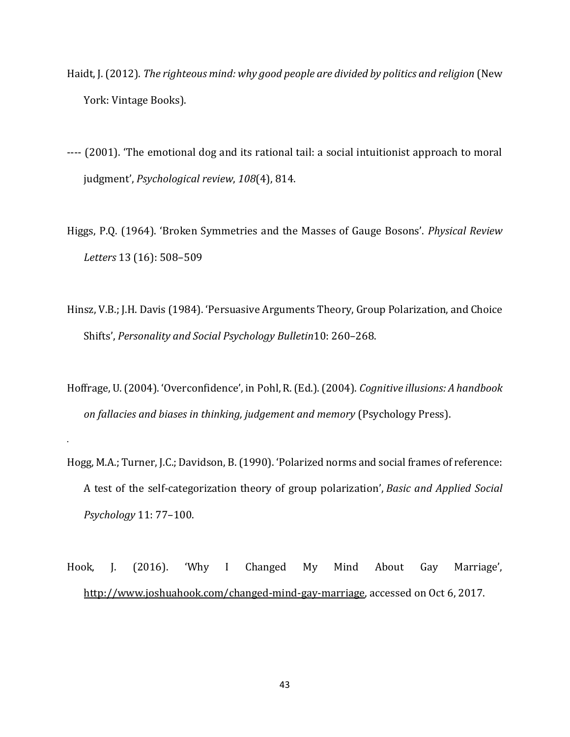Haidt, J. (2012). *The righteous mind: why good people are divided by politics and religion* (New York: Vintage Books).

---- (2001). 'The emotional dog and its rational tail: a social intuitionist approach to moral judgment', *Psychological review*, *108*(4), 814.

Higgs, P.Q. (1964). 'Broken Symmetries and the Masses of Gauge Bosons'. *Physical Review Letters* 13 (16): 508–509

Hinsz, V.B.; J.H. Davis (1984). 'Persuasive Arguments Theory, Group Polarization, and Choice Shifts', *Personality and Social Psychology Bulletin*10: 260–268.

Hoffrage, U. (2004). 'Overconfidence', in Pohl, R. (Ed.). (2004). *Cognitive illusions: A handbook on fallacies and biases in thinking, judgement and memory* (Psychology Press).

.

Hogg, M.A.; Turner, J.C.; Davidson, B. (1990). 'Polarized norms and social frames of reference: A test of the self-categorization theory of group polarization', *Basic and Applied Social Psychology* 11: 77–100.

Hook, J. (2016). 'Why I Changed My Mind About Gay Marriage', http://www.joshuahook.com/changed-mind-gay-marriage, accessed on Oct 6, 2017.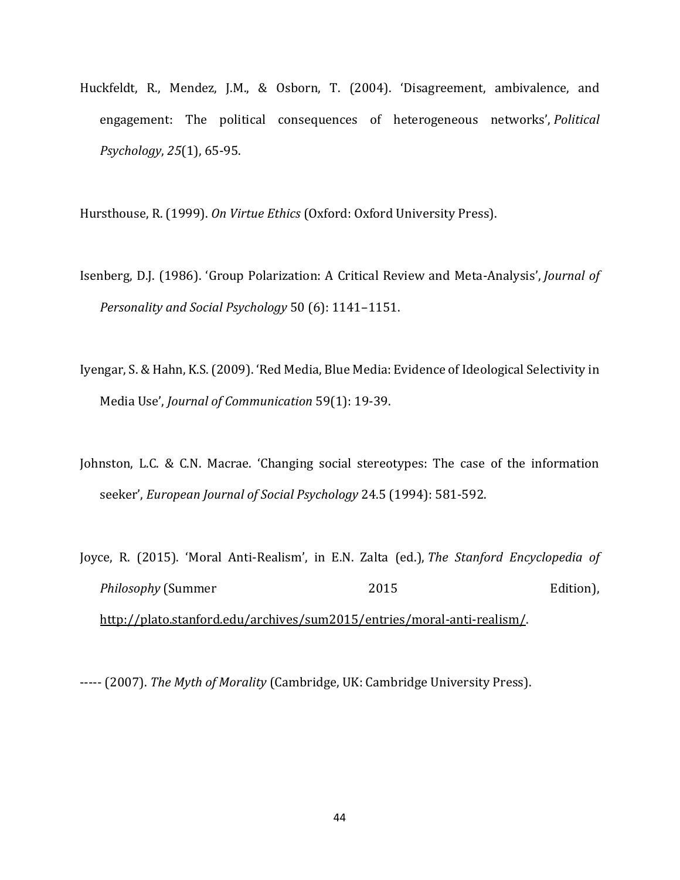Huckfeldt, R., Mendez, J.M., & Osborn, T. (2004). 'Disagreement, ambivalence, and engagement: The political consequences of heterogeneous networks', *Political Psychology*, *25*(1), 65-95.

Hursthouse, R. (1999). *On Virtue Ethics* (Oxford: Oxford University Press).

Isenberg, D.J. (1986). 'Group Polarization: A Critical Review and Meta-Analysis', *Journal of Personality and Social Psychology* 50 (6): 1141–1151.

Iyengar, S. & Hahn, K.S. (2009). 'Red Media, Blue Media: Evidence of Ideological Selectivity in Media Use', *Journal of Communication* 59(1): 19-39.

Johnston, L.C. & C.N. Macrae. 'Changing social stereotypes: The case of the information seeker', *European Journal of Social Psychology* 24.5 (1994): 581-592.

Joyce, R. (2015). 'Moral Anti-Realism', in E.N. Zalta (ed.), *The Stanford Encyclopedia of Philosophy* (Summer 2015 Edition), http://plato.stanford.edu/archives/sum2015/entries/moral-anti-realism/.

----- (2007). *The Myth of Morality* (Cambridge, UK: Cambridge University Press).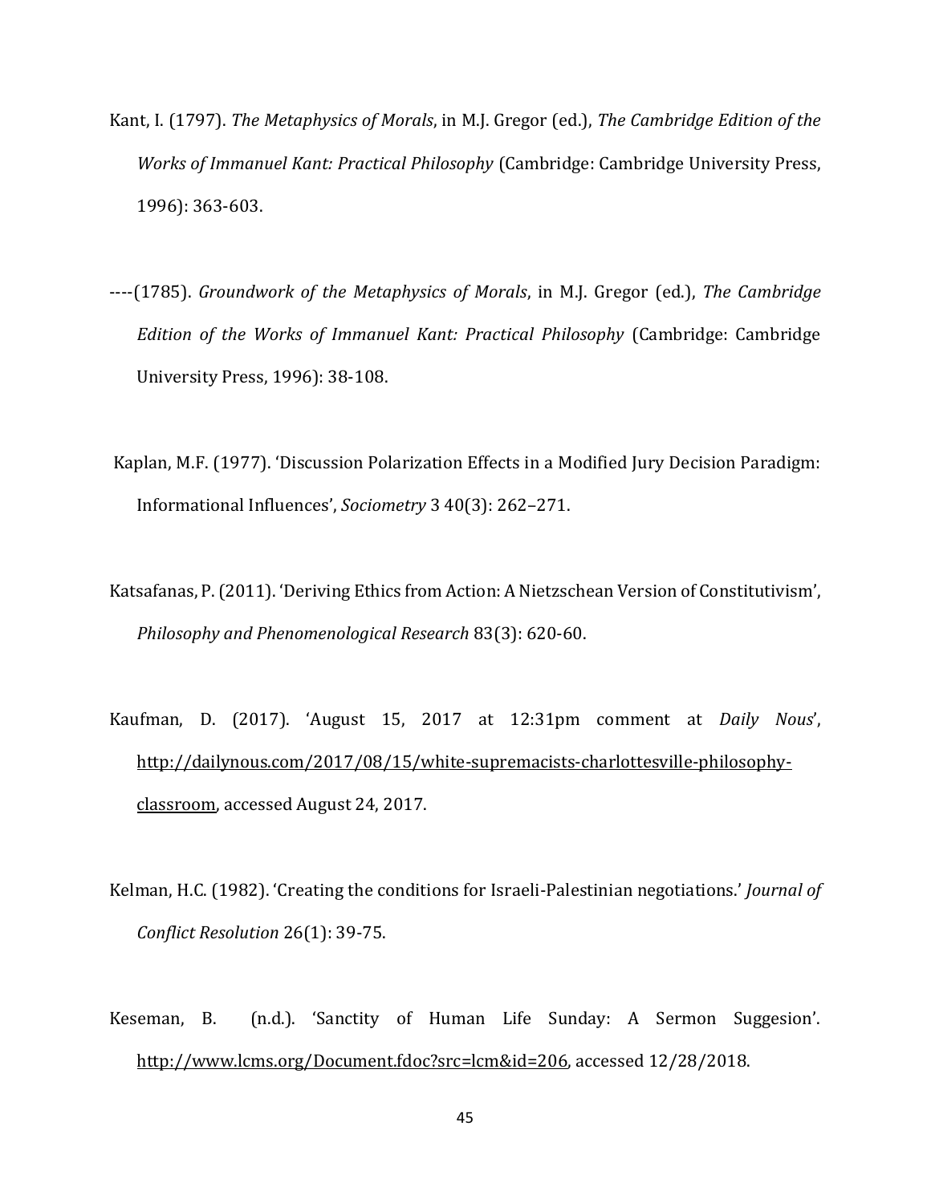Kant, I. (1797). *The Metaphysics of Morals*, in M.J. Gregor (ed.), *The Cambridge Edition of the Works of Immanuel Kant: Practical Philosophy* (Cambridge: Cambridge University Press, 1996): 363-603.

----(1785). *Groundwork of the Metaphysics of Morals*, in M.J. Gregor (ed.), *The Cambridge Edition of the Works of Immanuel Kant: Practical Philosophy* (Cambridge: Cambridge University Press, 1996): 38-108.

Kaplan, M.F. (1977). 'Discussion Polarization Effects in a Modified Jury Decision Paradigm: Informational Influences', *Sociometry* 3 40(3): 262–271.

Katsafanas, P. (2011). 'Deriving Ethics from Action: A Nietzschean Version of Constitutivism', *Philosophy and Phenomenological Research* 83(3): 620-60.

Kaufman, D. (2017). 'August 15, 2017 at 12:31pm comment at *Daily Nous*', http://dailynous.com/2017/08/15/white-supremacists-charlottesville-philosophy-classroom, accessed August 24, 2017.

Kelman, H.C. (1982). 'Creating the conditions for Israeli-Palestinian negotiations.' *Journal of Conflict Resolution* 26(1): 39-75.

Keseman, B. (n.d.). 'Sanctity of Human Life Sunday: A Sermon Suggesion'. http://www.lcms.org/Document.fdoc?src=lcm&id=206, accessed 12/28/2018.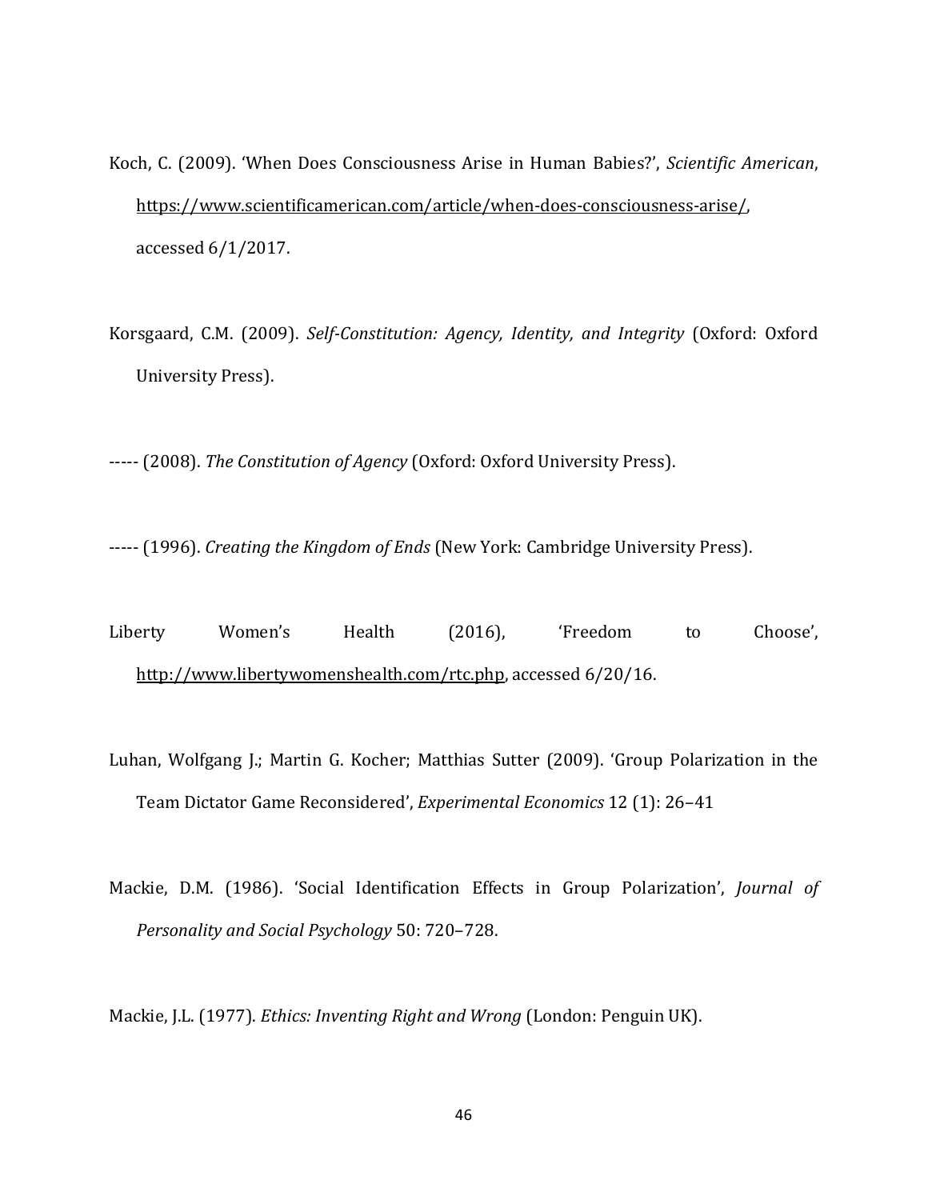Koch, C. (2009). 'When Does Consciousness Arise in Human Babies?', *Scientific American*, https://www.scientificamerican.com/article/when-does-consciousness-arise/, accessed 6/1/2017.

Korsgaard, C.M. (2009). *Self-Constitution: Agency, Identity, and Integrity* (Oxford: Oxford University Press).

----- (2008). *The Constitution of Agency* (Oxford: Oxford University Press).

----- (1996). *Creating the Kingdom of Ends* (New York: Cambridge University Press).

Liberty Women's Health (2016), 'Freedom to Choose', http://www.libertywomenshealth.com/rtc.php, accessed 6/20/16.

Luhan, Wolfgang J.; Martin G. Kocher; Matthias Sutter (2009). 'Group Polarization in the Team Dictator Game Reconsidered', *Experimental Economics* 12 (1): 26–41

Mackie, D.M. (1986). 'Social Identification Effects in Group Polarization', *Journal of Personality and Social Psychology* 50: 720–728.

Mackie, J.L. (1977). *Ethics: Inventing Right and Wrong* (London: Penguin UK).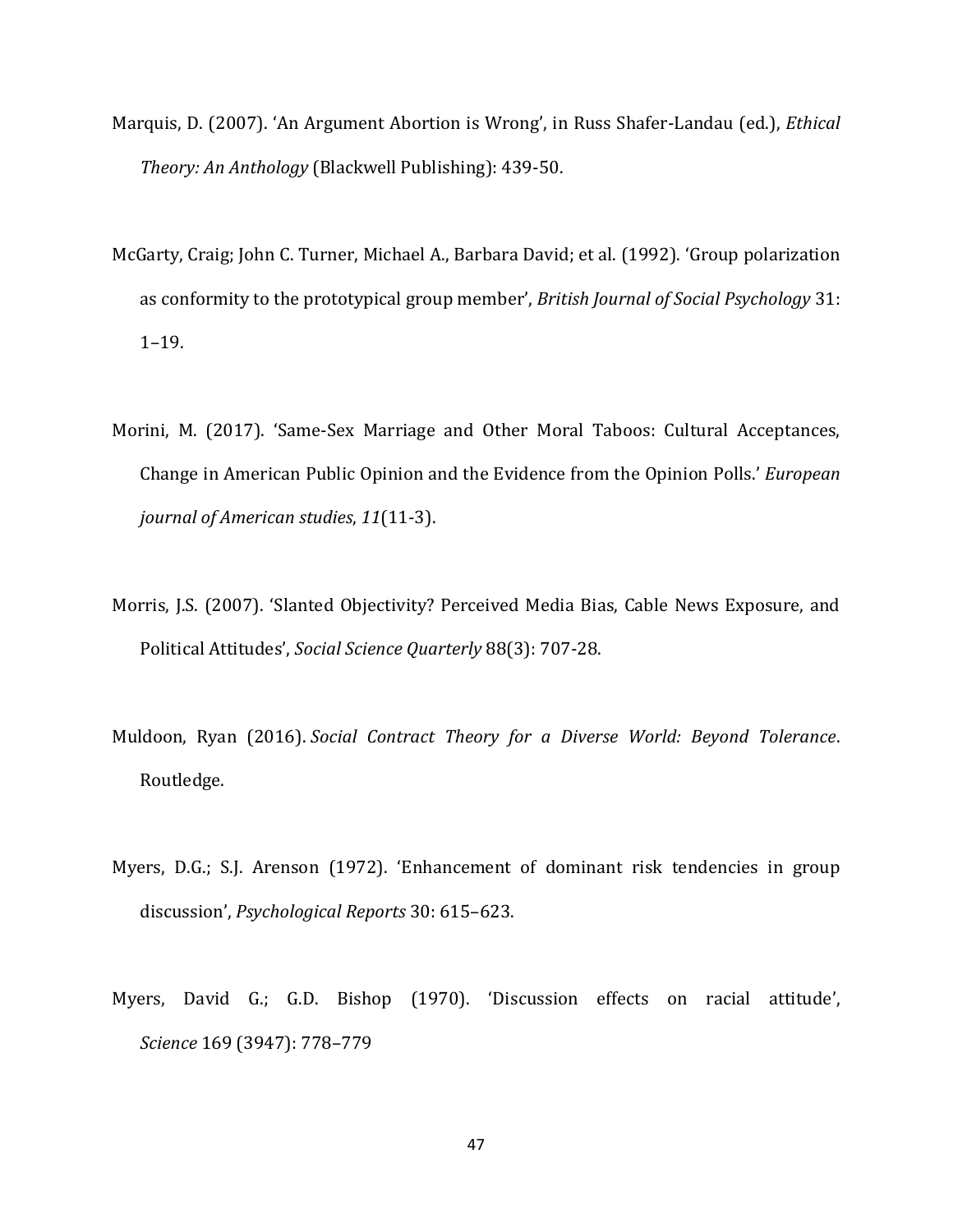Marquis, D. (2007). 'An Argument Abortion is Wrong', in Russ Shafer-Landau (ed.), *Ethical Theory: An Anthology* (Blackwell Publishing): 439-50.

McGarty, Craig; John C. Turner, Michael A., Barbara David; et al. (1992). 'Group polarization as conformity to the prototypical group member', *British Journal of Social Psychology* 31: 1–19.

Morini, M. (2017). 'Same-Sex Marriage and Other Moral Taboos: Cultural Acceptances, Change in American Public Opinion and the Evidence from the Opinion Polls.' *European journal of American studies*, *11*(11-3).

Morris, J.S. (2007). 'Slanted Objectivity? Perceived Media Bias, Cable News Exposure, and Political Attitudes', *Social Science Quarterly* 88(3): 707-28.

Muldoon, Ryan (2016). *Social Contract Theory for a Diverse World: Beyond Tolerance*. Routledge.

Myers, D.G.; S.J. Arenson (1972). 'Enhancement of dominant risk tendencies in group discussion', *Psychological Reports* 30: 615–623.

Myers, David G.; G.D. Bishop (1970). 'Discussion effects on racial attitude', *Science* 169 (3947): 778–779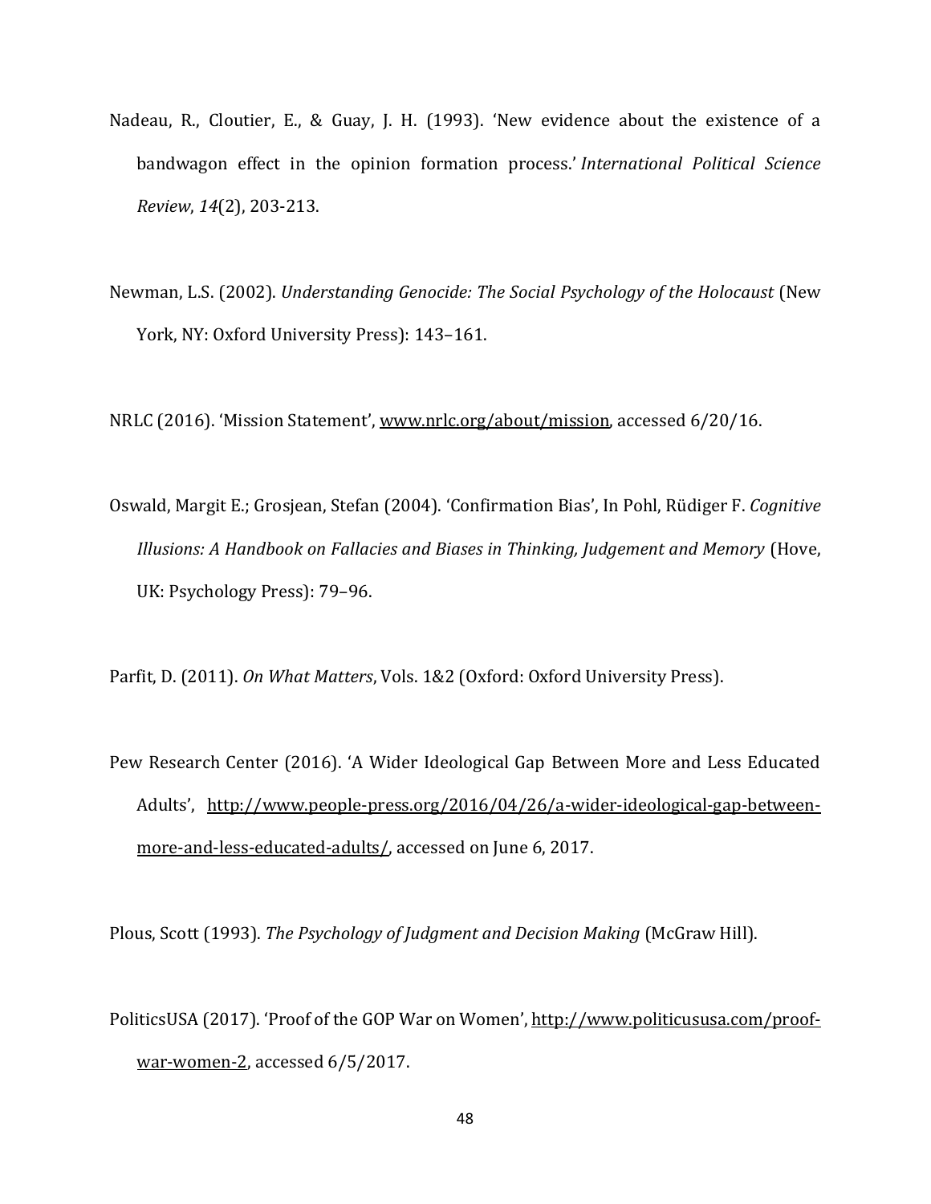Nadeau, R., Cloutier, E., & Guay, J. H. (1993). 'New evidence about the existence of a bandwagon effect in the opinion formation process.' *International Political Science Review*, *14*(2), 203-213.

Newman, L.S. (2002). *Understanding Genocide: The Social Psychology of the Holocaust* (New York, NY: Oxford University Press): 143–161.

NRLC (2016). 'Mission Statement', www.nrlc.org/about/mission, accessed 6/20/16.

Oswald, Margit E.; Grosjean, Stefan (2004). 'Confirmation Bias', In Pohl, Rüdiger F. *Cognitive Illusions: A Handbook on Fallacies and Biases in Thinking, Judgement and Memory* (Hove, UK: Psychology Press): 79–96.

Parfit, D. (2011). *On What Matters*, Vols. 1&2 (Oxford: Oxford University Press).

Pew Research Center (2016). 'A Wider Ideological Gap Between More and Less Educated Adults', http://www.people-press.org/2016/04/26/a-wider-ideological-gap-between-more-and-less-educated-adults/, accessed on June 6, 2017.

Plous, Scott (1993). *The Psychology of Judgment and Decision Making* (McGraw Hill).

PoliticsUSA (2017). 'Proof of the GOP War on Women', http://www.politicususa.com/proof-war-women-2, accessed 6/5/2017.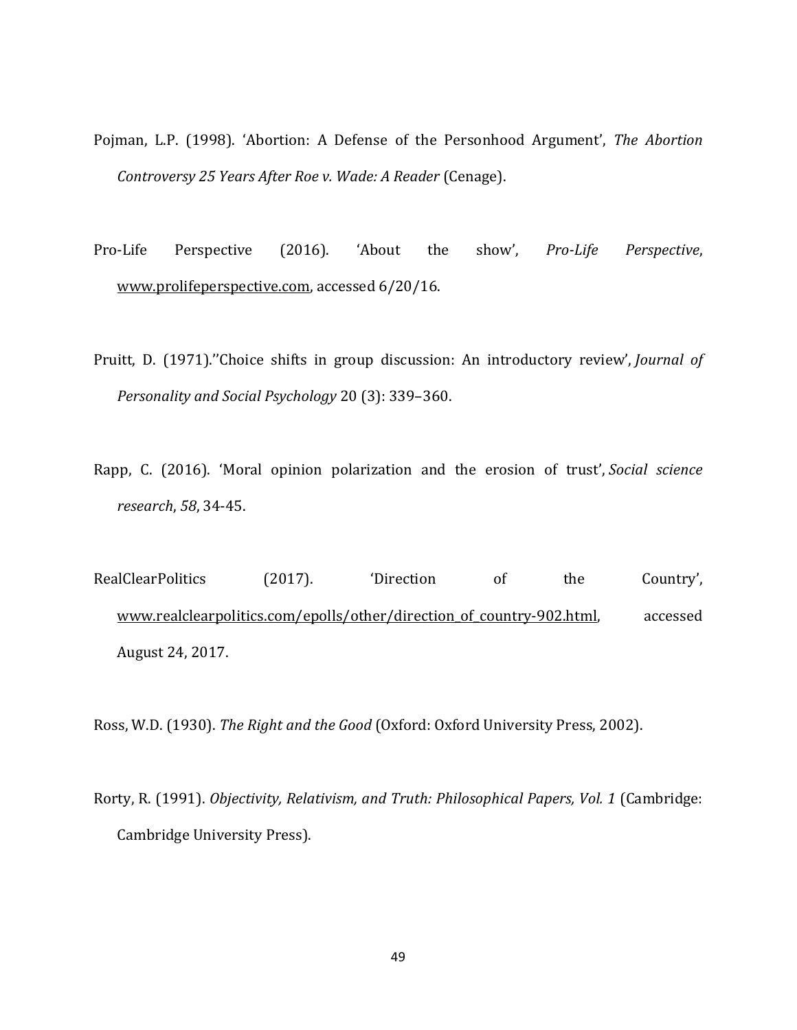Pojman, L.P. (1998). 'Abortion: A Defense of the Personhood Argument', *The Abortion Controversy 25 Years After Roe v. Wade: A Reader* (Cenage).

Pro-Life Perspective (2016). 'About the show', *Pro-Life Perspective*, www.prolifeperspective.com, accessed 6/20/16.

Pruitt, D. (1971).''Choice shifts in group discussion: An introductory review', *Journal of Personality and Social Psychology* 20 (3): 339–360.

Rapp, C. (2016). 'Moral opinion polarization and the erosion of trust', *Social science research*, *58*, 34-45.

RealClearPolitics (2017). 'Direction of the Country', www.realclearpolitics.com/epolls/other/direction_of_country-902.html, accessed August 24, 2017.

Ross, W.D. (1930). *The Right and the Good* (Oxford: Oxford University Press, 2002).

Rorty, R. (1991). *Objectivity, Relativism, and Truth: Philosophical Papers, Vol. 1* (Cambridge: Cambridge University Press).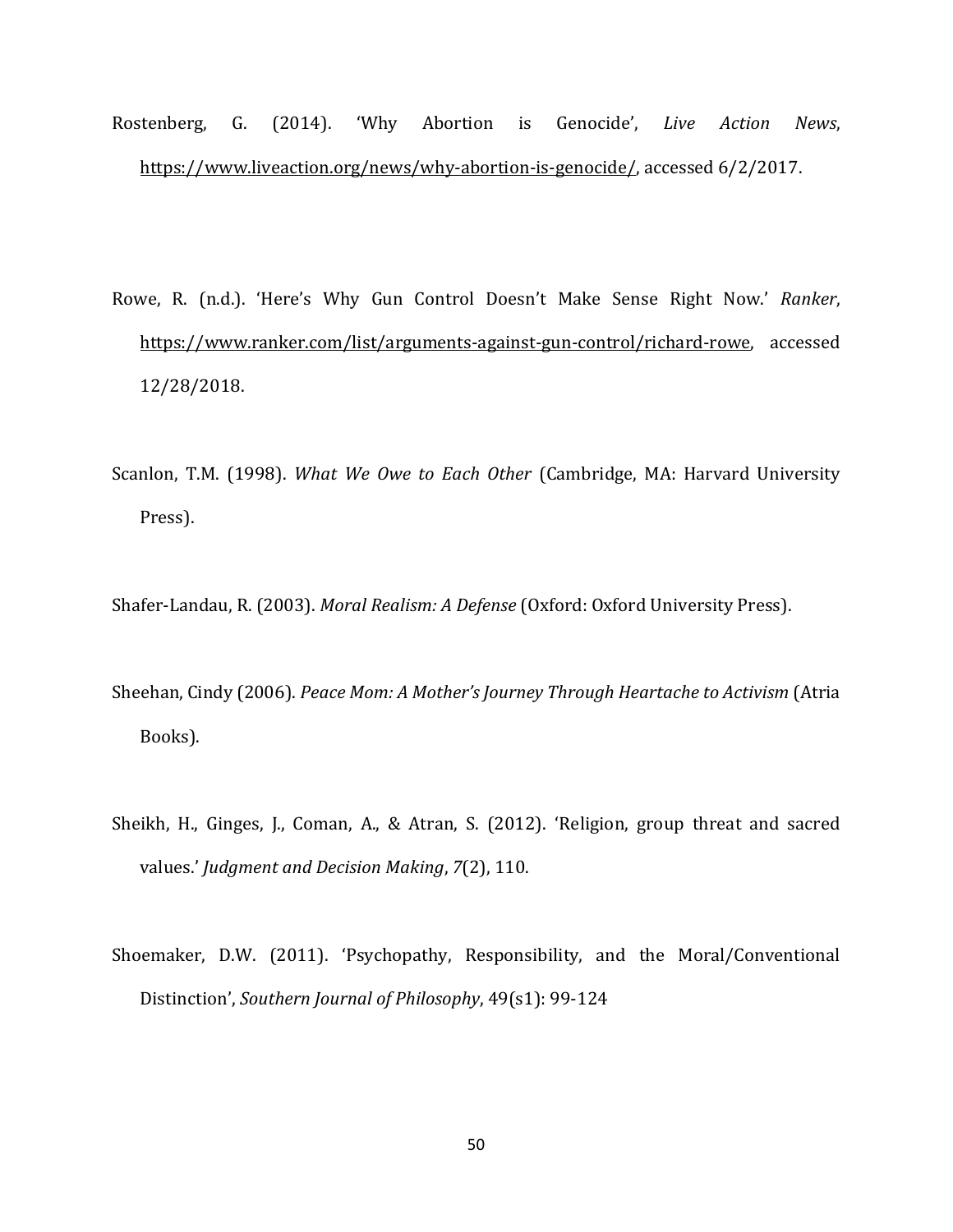Rostenberg, G. (2014). 'Why Abortion is Genocide', *Live Action News*, https://www.liveaction.org/news/why-abortion-is-genocide/, accessed 6/2/2017.

Rowe, R. (n.d.). 'Here's Why Gun Control Doesn't Make Sense Right Now.' *Ranker*, https://www.ranker.com/list/arguments-against-gun-control/richard-rowe, accessed 12/28/2018.

Scanlon, T.M. (1998). *What We Owe to Each Other* (Cambridge, MA: Harvard University Press).

Shafer-Landau, R. (2003). *Moral Realism: A Defense* (Oxford: Oxford University Press).

Sheehan, Cindy (2006). *Peace Mom: A Mother's Journey Through Heartache to Activism* (Atria Books).

Sheikh, H., Ginges, J., Coman, A., & Atran, S. (2012). 'Religion, group threat and sacred values.' *Judgment and Decision Making*, *7*(2), 110.

Shoemaker, D.W. (2011). 'Psychopathy, Responsibility, and the Moral/Conventional Distinction', *Southern Journal of Philosophy*, 49(s1): 99-124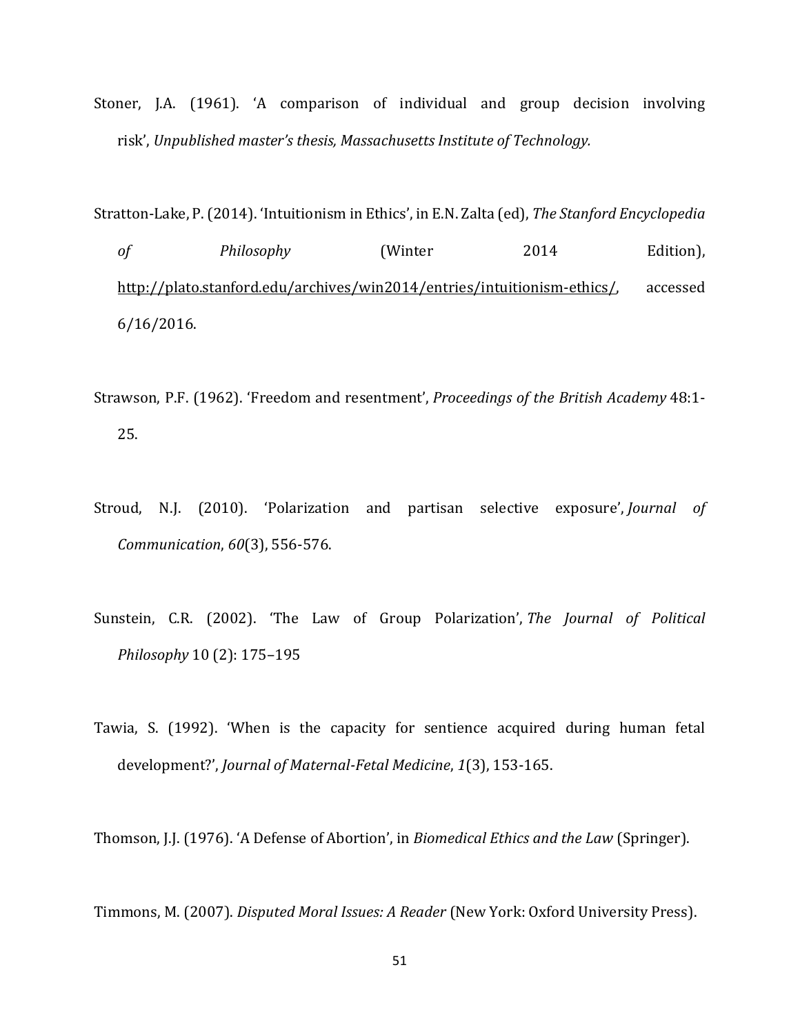Stoner, J.A. (1961). 'A comparison of individual and group decision involving risk', *Unpublished master's thesis, Massachusetts Institute of Technology.*

Stratton-Lake, P. (2014). 'Intuitionism in Ethics', in E.N. Zalta (ed), *The Stanford Encyclopedia of Philosophy* (Winter 2014 Edition), http://plato.stanford.edu/archives/win2014/entries/intuitionism-ethics/, accessed 6/16/2016.

Strawson, P.F. (1962). 'Freedom and resentment', *Proceedings of the British Academy* 48:1-25.

Stroud, N.J. (2010). 'Polarization and partisan selective exposure', *Journal of Communication*, *60*(3), 556-576.

Sunstein, C.R. (2002). 'The Law of Group Polarization', *The Journal of Political Philosophy* 10 (2): 175–195

Tawia, S. (1992). 'When is the capacity for sentience acquired during human fetal development?', *Journal of Maternal-Fetal Medicine*, *1*(3), 153-165.

Thomson, J.J. (1976). 'A Defense of Abortion', in *Biomedical Ethics and the Law* (Springer).

Timmons, M. (2007). *Disputed Moral Issues: A Reader* (New York: Oxford University Press).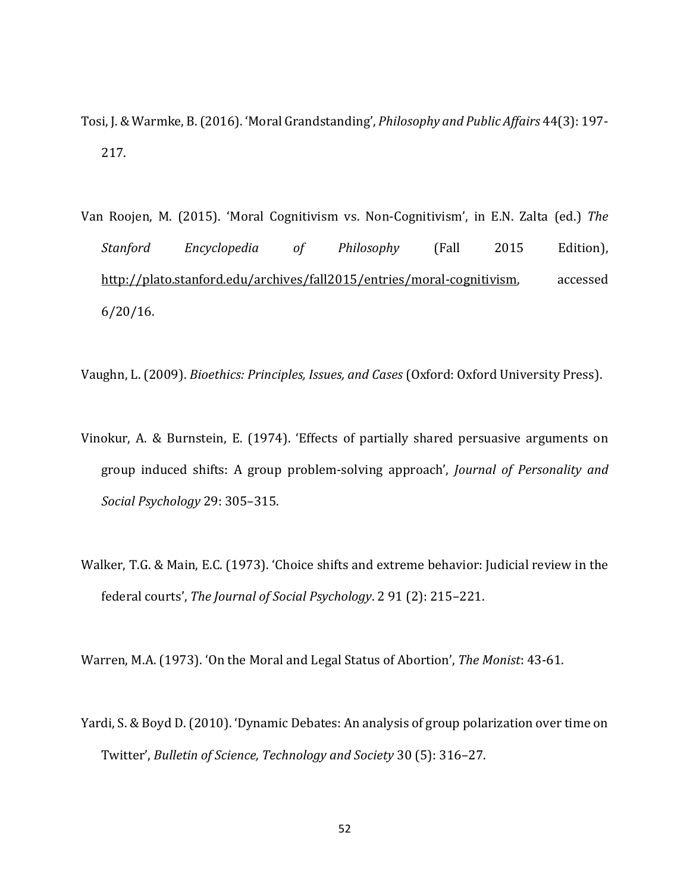Tosi, J. & Warmke, B. (2016). 'Moral Grandstanding', *Philosophy and Public Affairs* 44(3): 197-217.

Van Roojen, M. (2015). 'Moral Cognitivism vs. Non-Cognitivism', in E.N. Zalta (ed.) *The Stanford Encyclopedia of Philosophy* (Fall 2015 Edition), http://plato.stanford.edu/archives/fall2015/entries/moral-cognitivism, accessed 6/20/16.

Vaughn, L. (2009). *Bioethics: Principles, Issues, and Cases* (Oxford: Oxford University Press).

Vinokur, A. & Burnstein, E. (1974). 'Effects of partially shared persuasive arguments on group induced shifts: A group problem-solving approach', *Journal of Personality and Social Psychology* 29: 305–315.

Walker, T.G. & Main, E.C. (1973). 'Choice shifts and extreme behavior: Judicial review in the federal courts', *The Journal of Social Psychology*. 2 91 (2): 215–221.

Warren, M.A. (1973). 'On the Moral and Legal Status of Abortion', *The Monist*: 43-61.

Yardi, S. & Boyd D. (2010). 'Dynamic Debates: An analysis of group polarization over time on Twitter', *Bulletin of Science, Technology and Society* 30 (5): 316–27.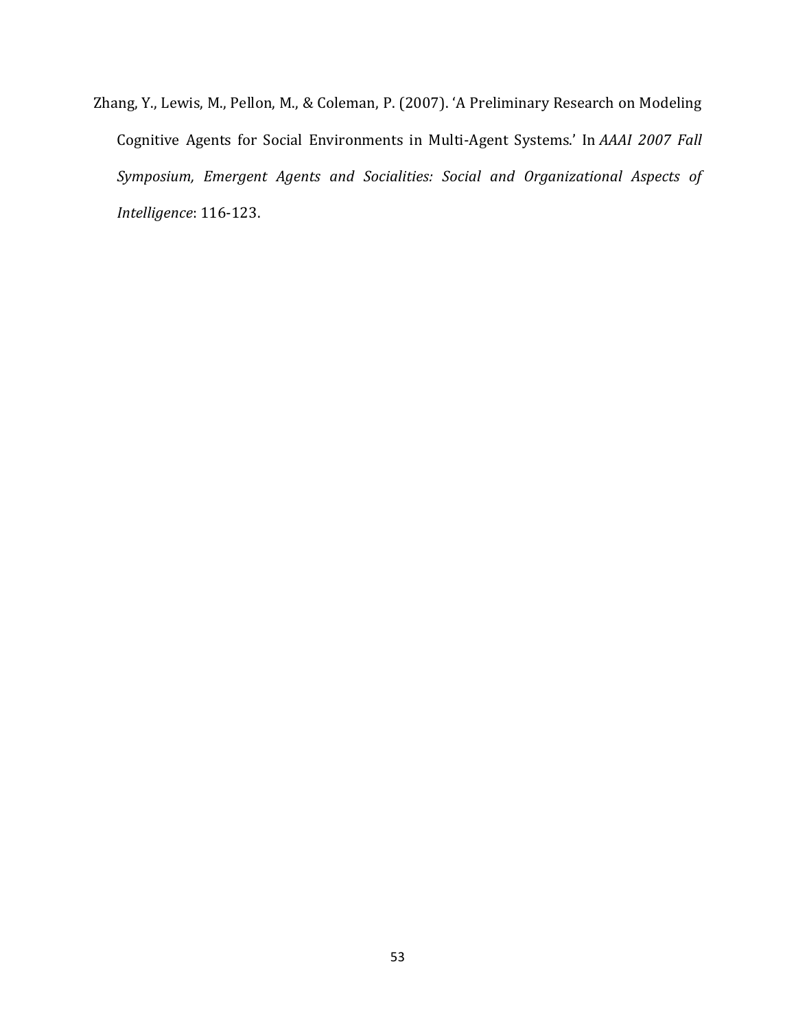Zhang, Y., Lewis, M., Pellon, M., & Coleman, P. (2007). 'A Preliminary Research on Modeling Cognitive Agents for Social Environments in Multi-Agent Systems.' In *AAAI 2007 Fall Symposium, Emergent Agents and Socialities: Social and Organizational Aspects of Intelligence*: 116-123.